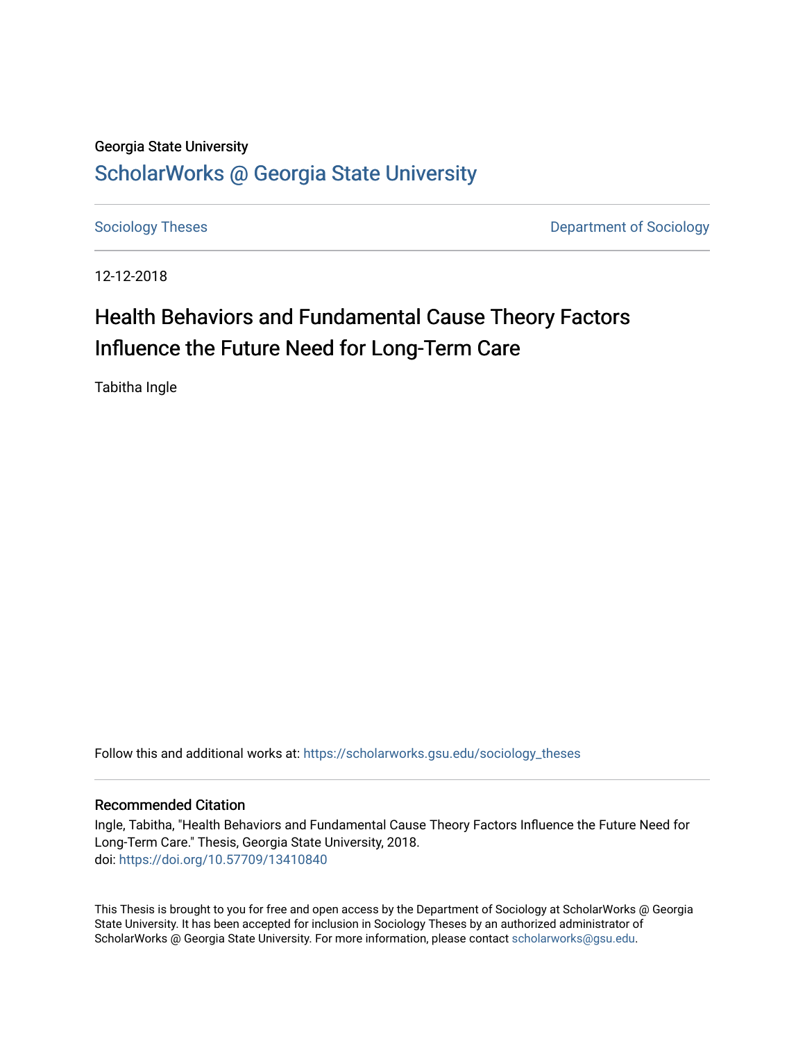Georgia State University

# ScholarWorks @ Georgia State University

Sociology Theses

Department of Sociology

12-12-2018

## Health Behaviors and Fundamental Cause Theory Factors Influence the Future Need for Long-Term Care

Tabitha Ingle

Follow this and additional works at: https://scholarworks.gsu.edu/sociology_theses

### Recommended Citation

Ingle, Tabitha, "Health Behaviors and Fundamental Cause Theory Factors Influence the Future Need for Long-Term Care." Thesis, Georgia State University, 2018.
doi: https://doi.org/10.57709/13410840

This Thesis is brought to you for free and open access by the Department of Sociology at ScholarWorks @ Georgia State University. It has been accepted for inclusion in Sociology Theses by an authorized administrator of ScholarWorks @ Georgia State University. For more information, please contact scholarworks@gsu.edu.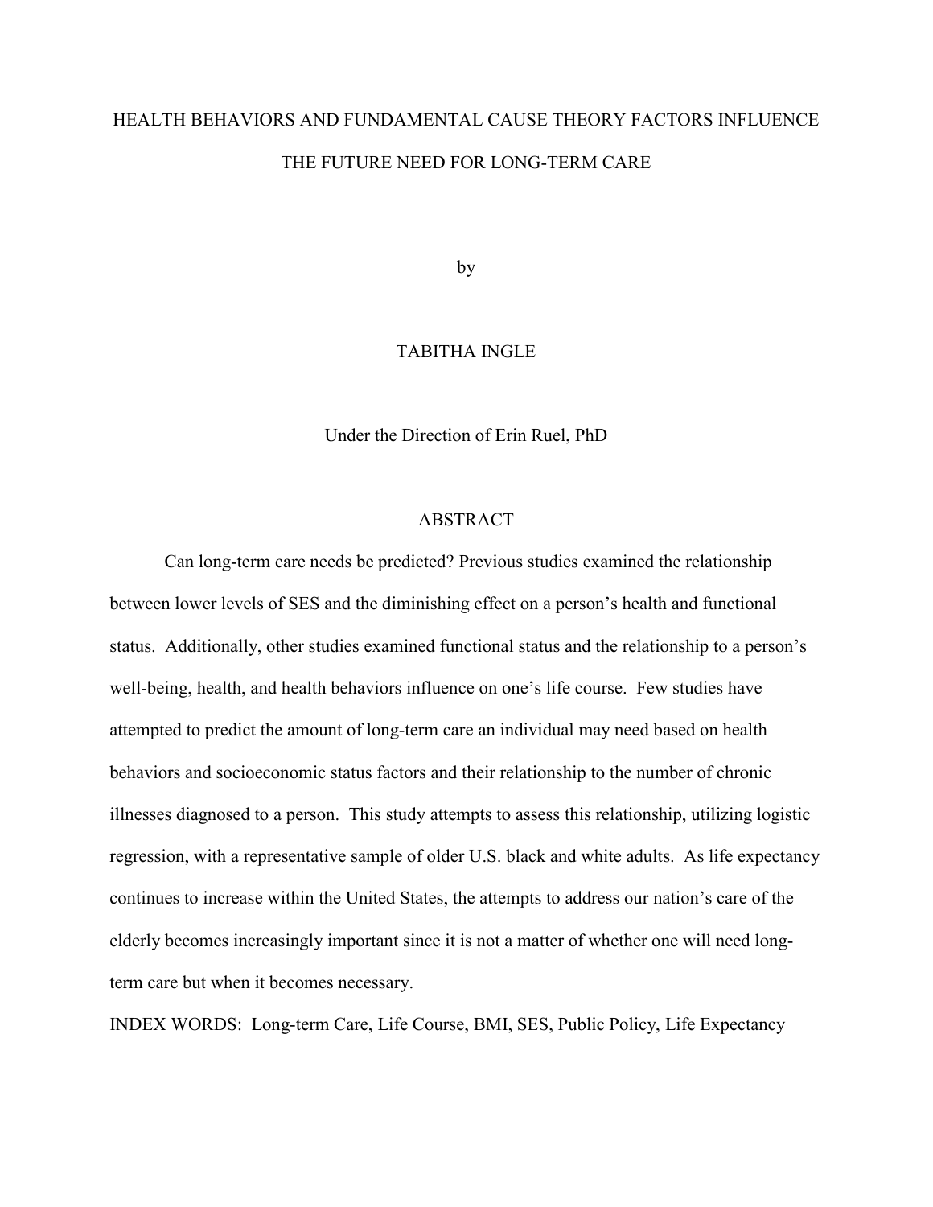# HEALTH BEHAVIORS AND FUNDAMENTAL CAUSE THEORY FACTORS INFLUENCE THE FUTURE NEED FOR LONG-TERM CARE

by

TABITHA INGLE

Under the Direction of Erin Ruel, PhD

## ABSTRACT

Can long-term care needs be predicted? Previous studies examined the relationship between lower levels of SES and the diminishing effect on a person's health and functional status. Additionally, other studies examined functional status and the relationship to a person's well-being, health, and health behaviors influence on one's life course. Few studies have attempted to predict the amount of long-term care an individual may need based on health behaviors and socioeconomic status factors and their relationship to the number of chronic illnesses diagnosed to a person. This study attempts to assess this relationship, utilizing logistic regression, with a representative sample of older U.S. black and white adults. As life expectancy continues to increase within the United States, the attempts to address our nation's care of the elderly becomes increasingly important since it is not a matter of whether one will need long-term care but when it becomes necessary.

INDEX WORDS: Long-term Care, Life Course, BMI, SES, Public Policy, Life Expectancy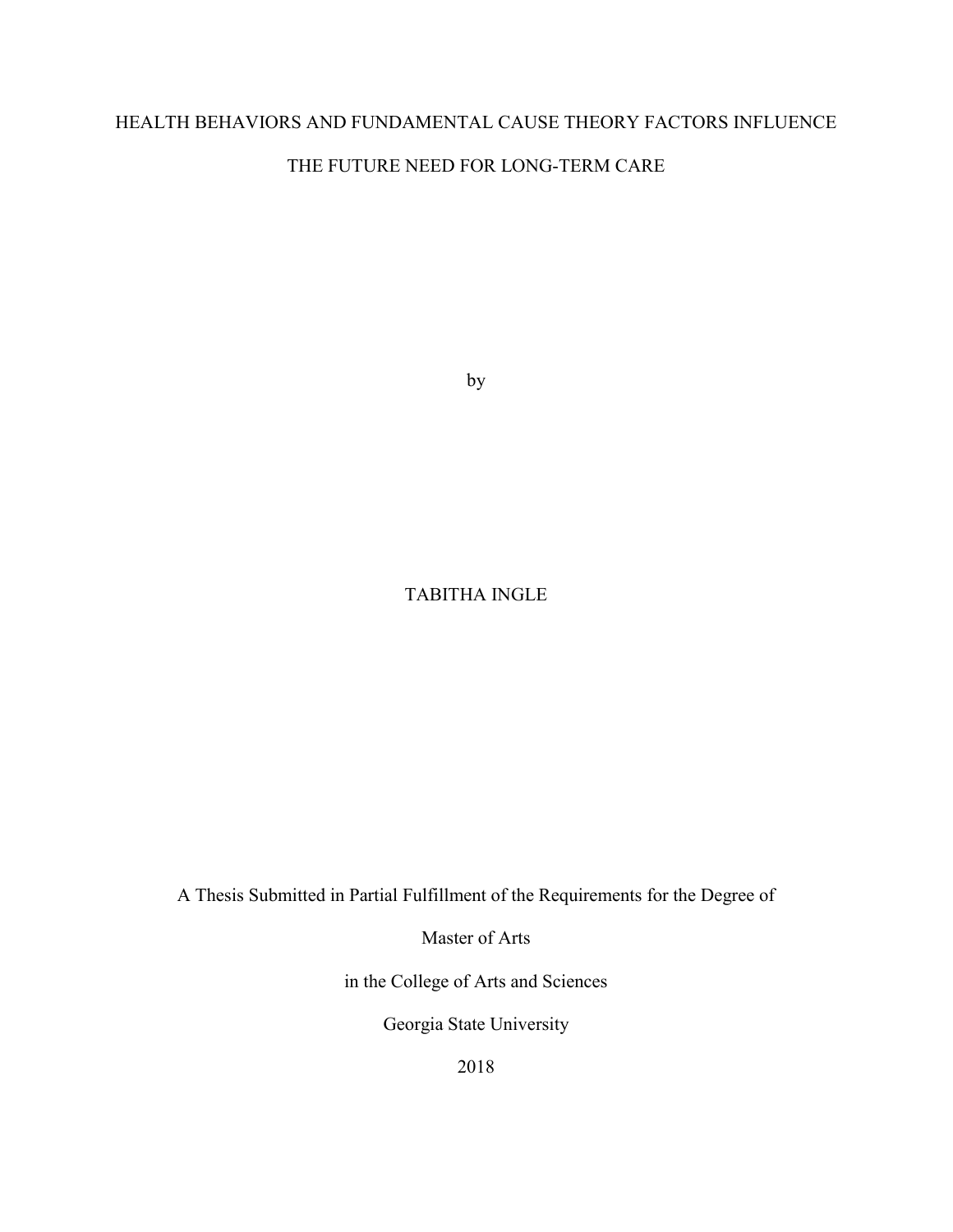# HEALTH BEHAVIORS AND FUNDAMENTAL CAUSE THEORY FACTORS INFLUENCE THE FUTURE NEED FOR LONG-TERM CARE

by

TABITHA INGLE

A Thesis Submitted in Partial Fulfillment of the Requirements for the Degree of

Master of Arts

in the College of Arts and Sciences

Georgia State University

2018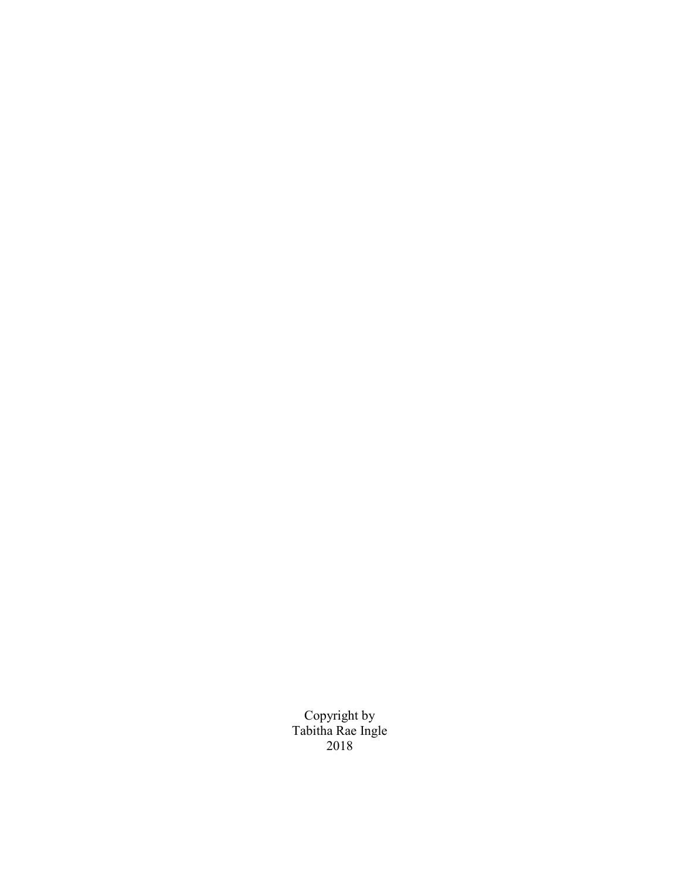Copyright by
Tabitha Rae Ingle
2018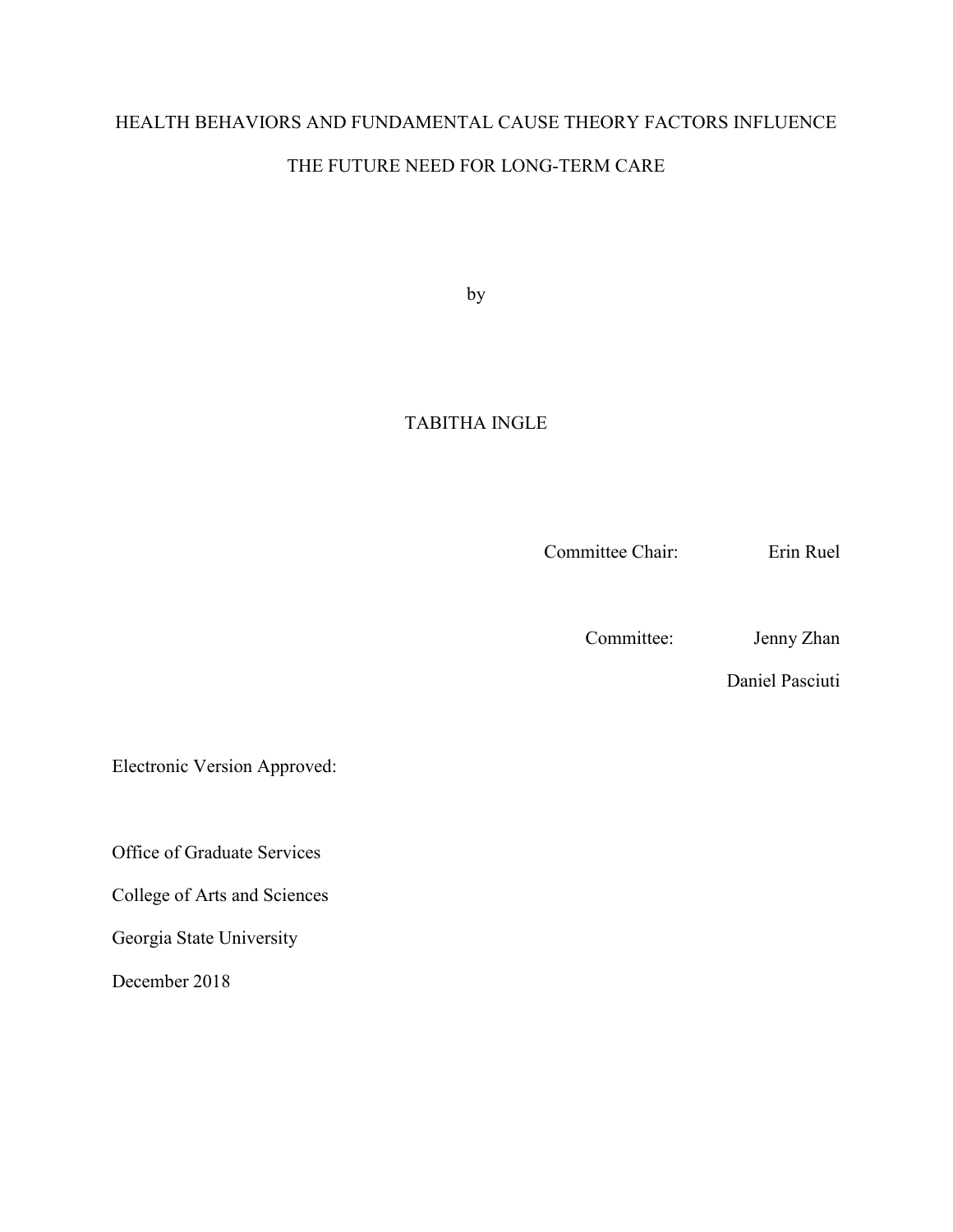HEALTH BEHAVIORS AND FUNDAMENTAL CAUSE THEORY FACTORS INFLUENCE THE FUTURE NEED FOR LONG-TERM CARE

by

TABITHA INGLE

Committee Chair: Erin Ruel

Committee: Jenny Zhan

Daniel Pasciuti

Electronic Version Approved:

Office of Graduate Services

College of Arts and Sciences

Georgia State University

December 2018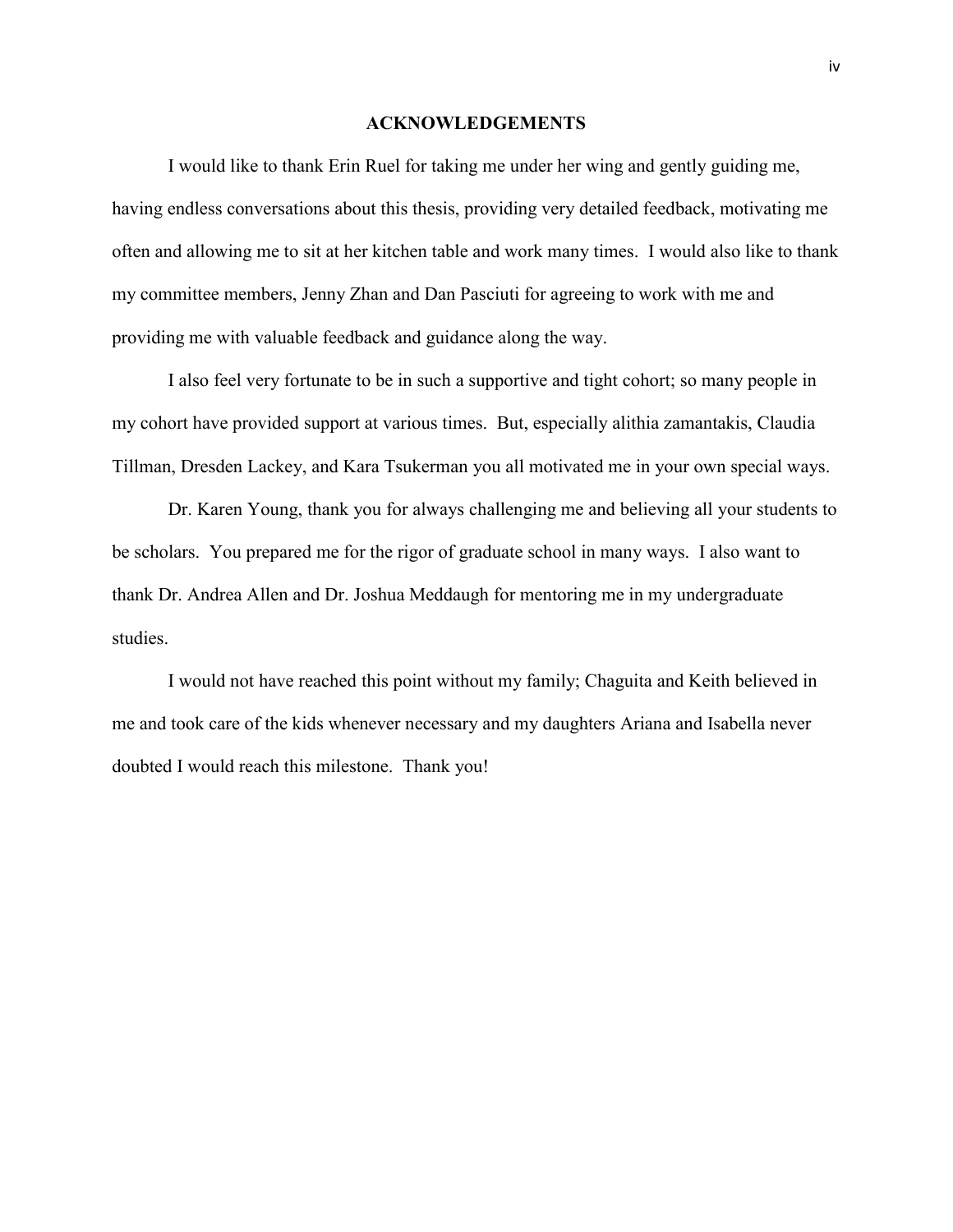## ACKNOWLEDGEMENTS

I would like to thank Erin Ruel for taking me under her wing and gently guiding me, having endless conversations about this thesis, providing very detailed feedback, motivating me often and allowing me to sit at her kitchen table and work many times. I would also like to thank my committee members, Jenny Zhan and Dan Pasciuti for agreeing to work with me and providing me with valuable feedback and guidance along the way.

I also feel very fortunate to be in such a supportive and tight cohort; so many people in my cohort have provided support at various times. But, especially alithia zamantakis, Claudia Tillman, Dresden Lackey, and Kara Tsukerman you all motivated me in your own special ways.

Dr. Karen Young, thank you for always challenging me and believing all your students to be scholars. You prepared me for the rigor of graduate school in many ways. I also want to thank Dr. Andrea Allen and Dr. Joshua Meddaugh for mentoring me in my undergraduate studies.

I would not have reached this point without my family; Chaguita and Keith believed in me and took care of the kids whenever necessary and my daughters Ariana and Isabella never doubted I would reach this milestone. Thank you!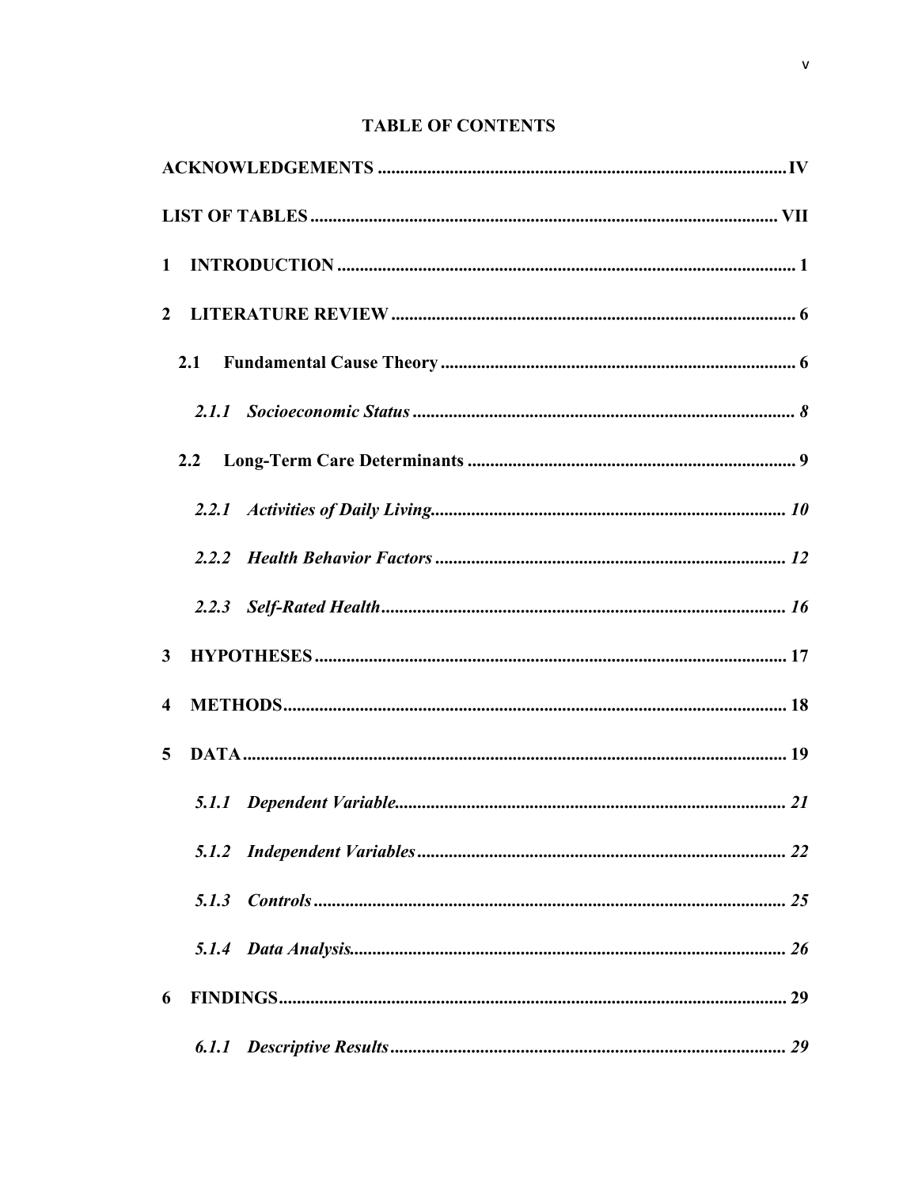# TABLE OF CONTENTS

**ACKNOWLEDGEMENTS .......... IV**

**LIST OF TABLES .......... VII**

**1 INTRODUCTION .......... 1**

**2 LITERATURE REVIEW .......... 6**

**2.1 Fundamental Cause Theory .......... 6**

***2.1.1 Socioeconomic Status .......... 8***

**2.2 Long-Term Care Determinants .......... 9**

***2.2.1 Activities of Daily Living .......... 10***

***2.2.2 Health Behavior Factors .......... 12***

***2.2.3 Self-Rated Health .......... 16***

**3 HYPOTHESES .......... 17**

**4 METHODS .......... 18**

**5 DATA .......... 19**

***5.1.1 Dependent Variable .......... 21***

***5.1.2 Independent Variables .......... 22***

***5.1.3 Controls .......... 25***

***5.1.4 Data Analysis .......... 26***

**6 FINDINGS .......... 29**

***6.1.1 Descriptive Results .......... 29***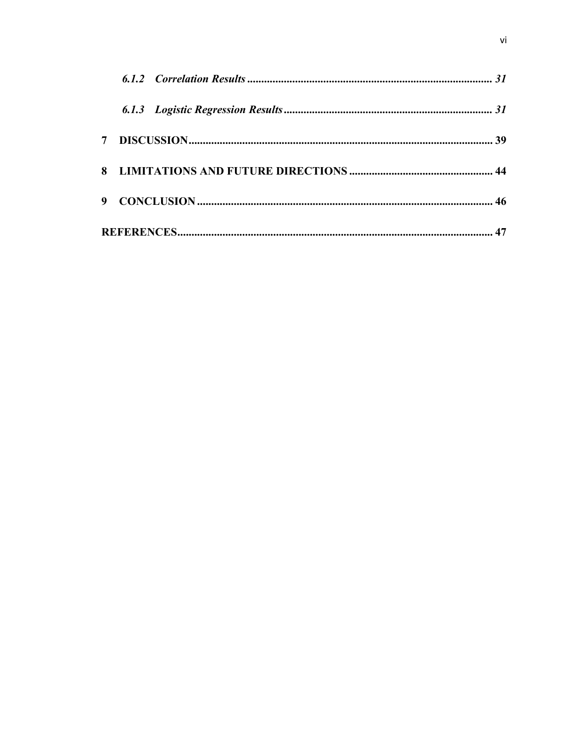*6.1.2 Correlation Results* ........................................................................................ *31*

*6.1.3 Logistic Regression Results* ........................................................................... *31*

**7 DISCUSSION** ............................................................................................................ **39**

**8 LIMITATIONS AND FUTURE DIRECTIONS** ................................................... **44**

**9 CONCLUSION** ......................................................................................................... **46**

**REFERENCES** ................................................................................................................ **47**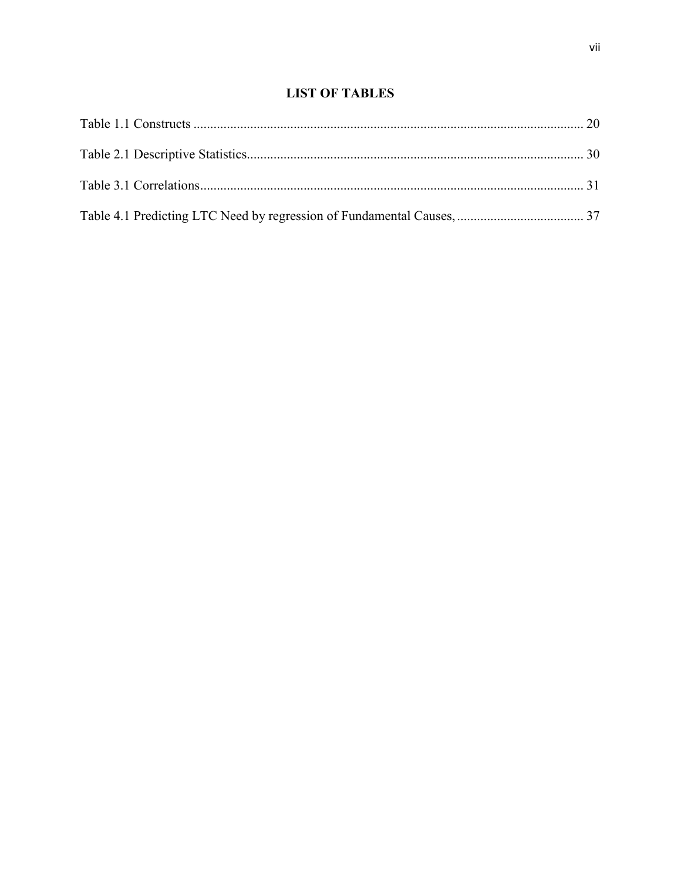# LIST OF TABLES

Table 1.1 Constructs .................................................................................................................... 20

Table 2.1 Descriptive Statistics.................................................................................................... 30

Table 3.1 Correlations.................................................................................................................. 31

Table 4.1 Predicting LTC Need by regression of Fundamental Causes, ...................................... 37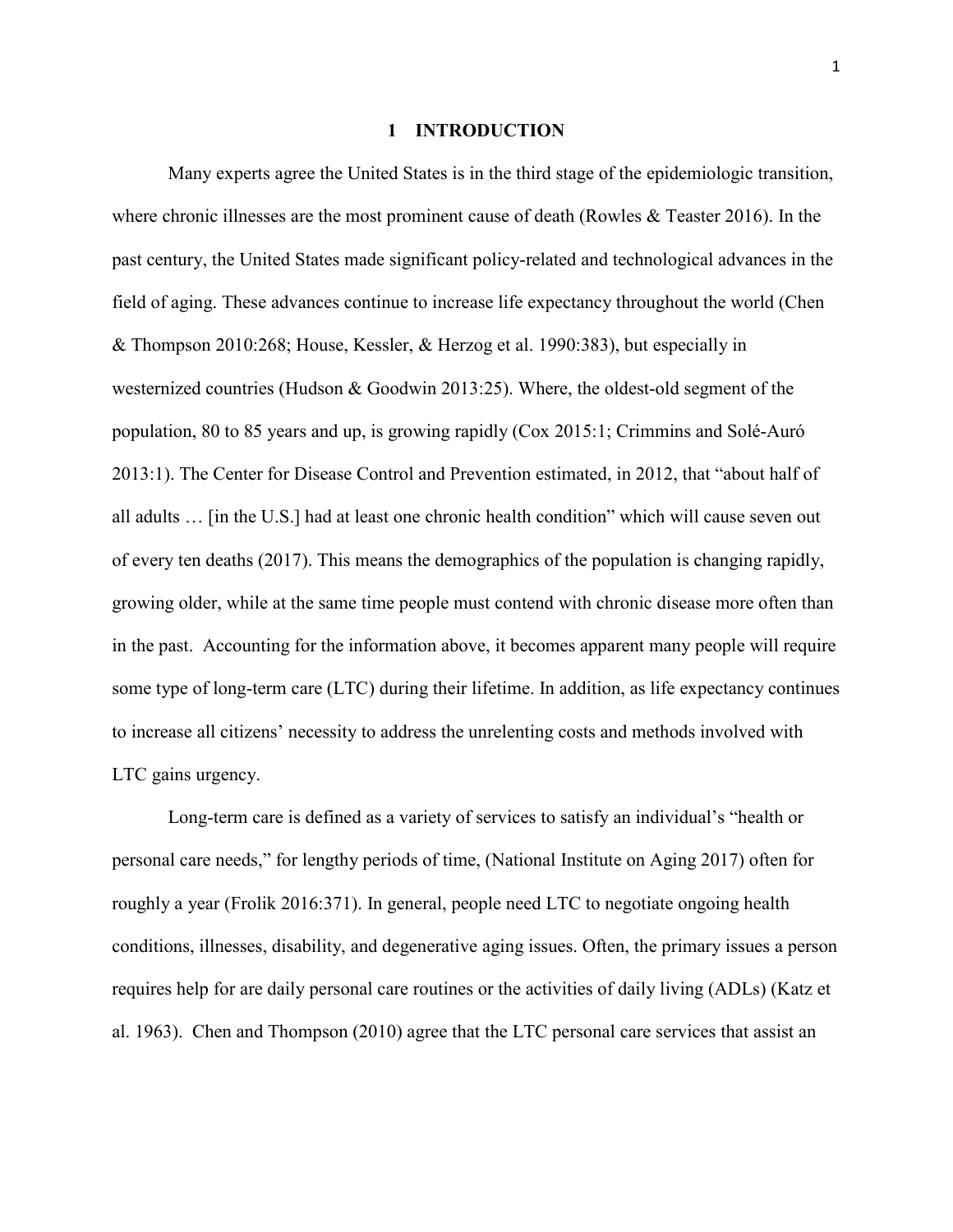# 1 INTRODUCTION

Many experts agree the United States is in the third stage of the epidemiologic transition, where chronic illnesses are the most prominent cause of death (Rowles & Teaster 2016). In the past century, the United States made significant policy-related and technological advances in the field of aging. These advances continue to increase life expectancy throughout the world (Chen & Thompson 2010:268; House, Kessler, & Herzog et al. 1990:383), but especially in westernized countries (Hudson & Goodwin 2013:25). Where, the oldest-old segment of the population, 80 to 85 years and up, is growing rapidly (Cox 2015:1; Crimmins and Solé-Auró 2013:1). The Center for Disease Control and Prevention estimated, in 2012, that "about half of all adults … [in the U.S.] had at least one chronic health condition" which will cause seven out of every ten deaths (2017). This means the demographics of the population is changing rapidly, growing older, while at the same time people must contend with chronic disease more often than in the past. Accounting for the information above, it becomes apparent many people will require some type of long-term care (LTC) during their lifetime. In addition, as life expectancy continues to increase all citizens' necessity to address the unrelenting costs and methods involved with LTC gains urgency.

Long-term care is defined as a variety of services to satisfy an individual's "health or personal care needs," for lengthy periods of time, (National Institute on Aging 2017) often for roughly a year (Frolik 2016:371). In general, people need LTC to negotiate ongoing health conditions, illnesses, disability, and degenerative aging issues. Often, the primary issues a person requires help for are daily personal care routines or the activities of daily living (ADLs) (Katz et al. 1963). Chen and Thompson (2010) agree that the LTC personal care services that assist an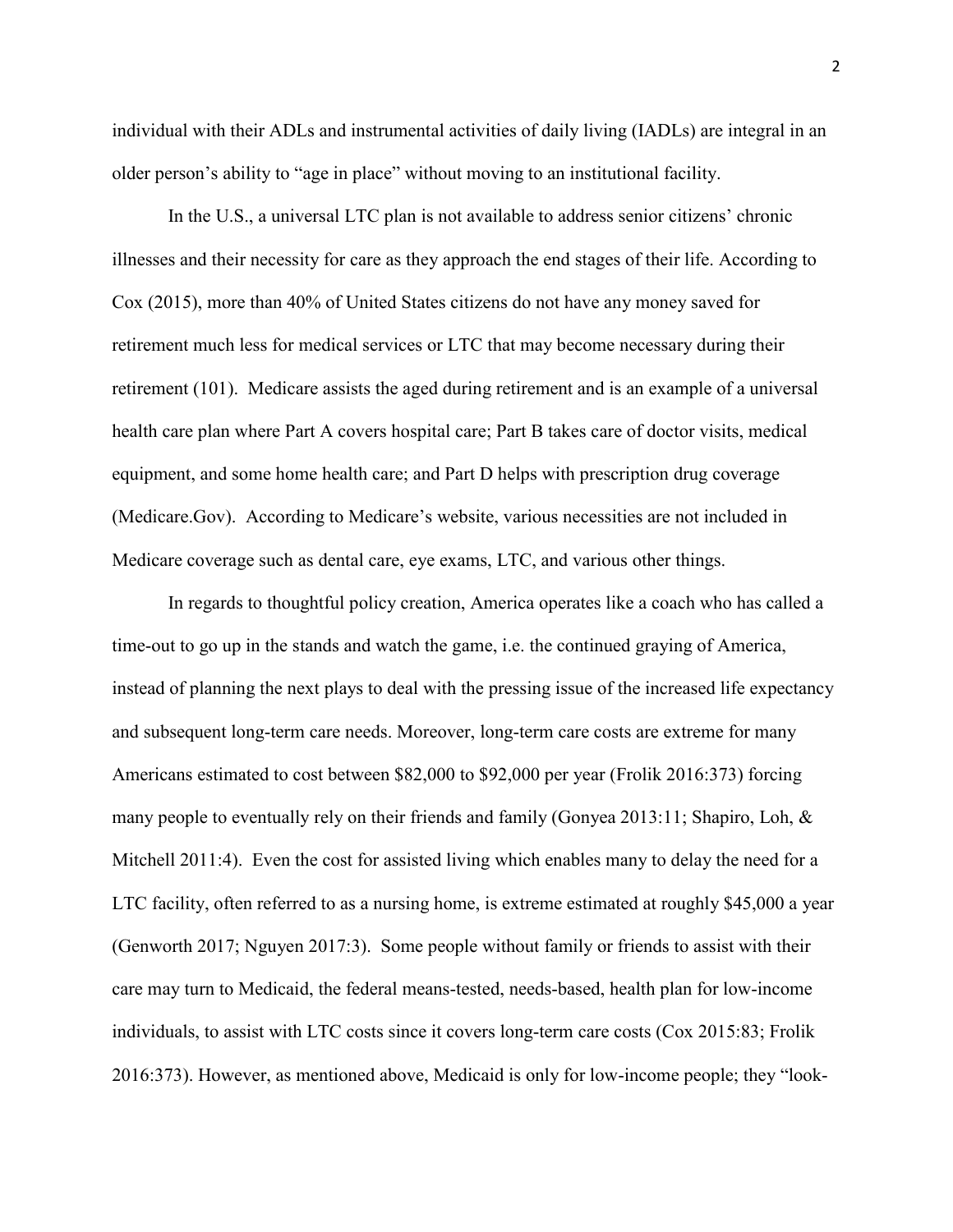individual with their ADLs and instrumental activities of daily living (IADLs) are integral in an older person's ability to "age in place" without moving to an institutional facility.

In the U.S., a universal LTC plan is not available to address senior citizens' chronic illnesses and their necessity for care as they approach the end stages of their life. According to Cox (2015), more than 40% of United States citizens do not have any money saved for retirement much less for medical services or LTC that may become necessary during their retirement (101). Medicare assists the aged during retirement and is an example of a universal health care plan where Part A covers hospital care; Part B takes care of doctor visits, medical equipment, and some home health care; and Part D helps with prescription drug coverage (Medicare.Gov). According to Medicare's website, various necessities are not included in Medicare coverage such as dental care, eye exams, LTC, and various other things.

In regards to thoughtful policy creation, America operates like a coach who has called a time-out to go up in the stands and watch the game, i.e. the continued graying of America, instead of planning the next plays to deal with the pressing issue of the increased life expectancy and subsequent long-term care needs. Moreover, long-term care costs are extreme for many Americans estimated to cost between $82,000 to $92,000 per year (Frolik 2016:373) forcing many people to eventually rely on their friends and family (Gonyea 2013:11; Shapiro, Loh, & Mitchell 2011:4). Even the cost for assisted living which enables many to delay the need for a LTC facility, often referred to as a nursing home, is extreme estimated at roughly $45,000 a year (Genworth 2017; Nguyen 2017:3). Some people without family or friends to assist with their care may turn to Medicaid, the federal means-tested, needs-based, health plan for low-income individuals, to assist with LTC costs since it covers long-term care costs (Cox 2015:83; Frolik 2016:373). However, as mentioned above, Medicaid is only for low-income people; they "look-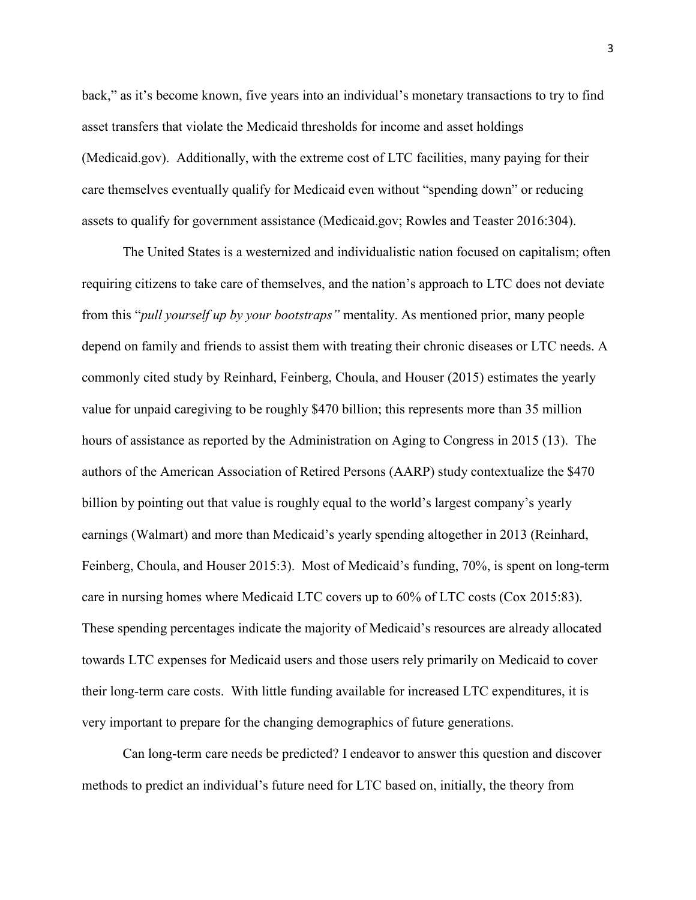back," as it's become known, five years into an individual's monetary transactions to try to find asset transfers that violate the Medicaid thresholds for income and asset holdings (Medicaid.gov). Additionally, with the extreme cost of LTC facilities, many paying for their care themselves eventually qualify for Medicaid even without "spending down" or reducing assets to qualify for government assistance (Medicaid.gov; Rowles and Teaster 2016:304).

The United States is a westernized and individualistic nation focused on capitalism; often requiring citizens to take care of themselves, and the nation's approach to LTC does not deviate from this "*pull yourself up by your bootstraps"* mentality. As mentioned prior, many people depend on family and friends to assist them with treating their chronic diseases or LTC needs. A commonly cited study by Reinhard, Feinberg, Choula, and Houser (2015) estimates the yearly value for unpaid caregiving to be roughly $470 billion; this represents more than 35 million hours of assistance as reported by the Administration on Aging to Congress in 2015 (13). The authors of the American Association of Retired Persons (AARP) study contextualize the $470 billion by pointing out that value is roughly equal to the world's largest company's yearly earnings (Walmart) and more than Medicaid's yearly spending altogether in 2013 (Reinhard, Feinberg, Choula, and Houser 2015:3). Most of Medicaid's funding, 70%, is spent on long-term care in nursing homes where Medicaid LTC covers up to 60% of LTC costs (Cox 2015:83). These spending percentages indicate the majority of Medicaid's resources are already allocated towards LTC expenses for Medicaid users and those users rely primarily on Medicaid to cover their long-term care costs. With little funding available for increased LTC expenditures, it is very important to prepare for the changing demographics of future generations.

Can long-term care needs be predicted? I endeavor to answer this question and discover methods to predict an individual's future need for LTC based on, initially, the theory from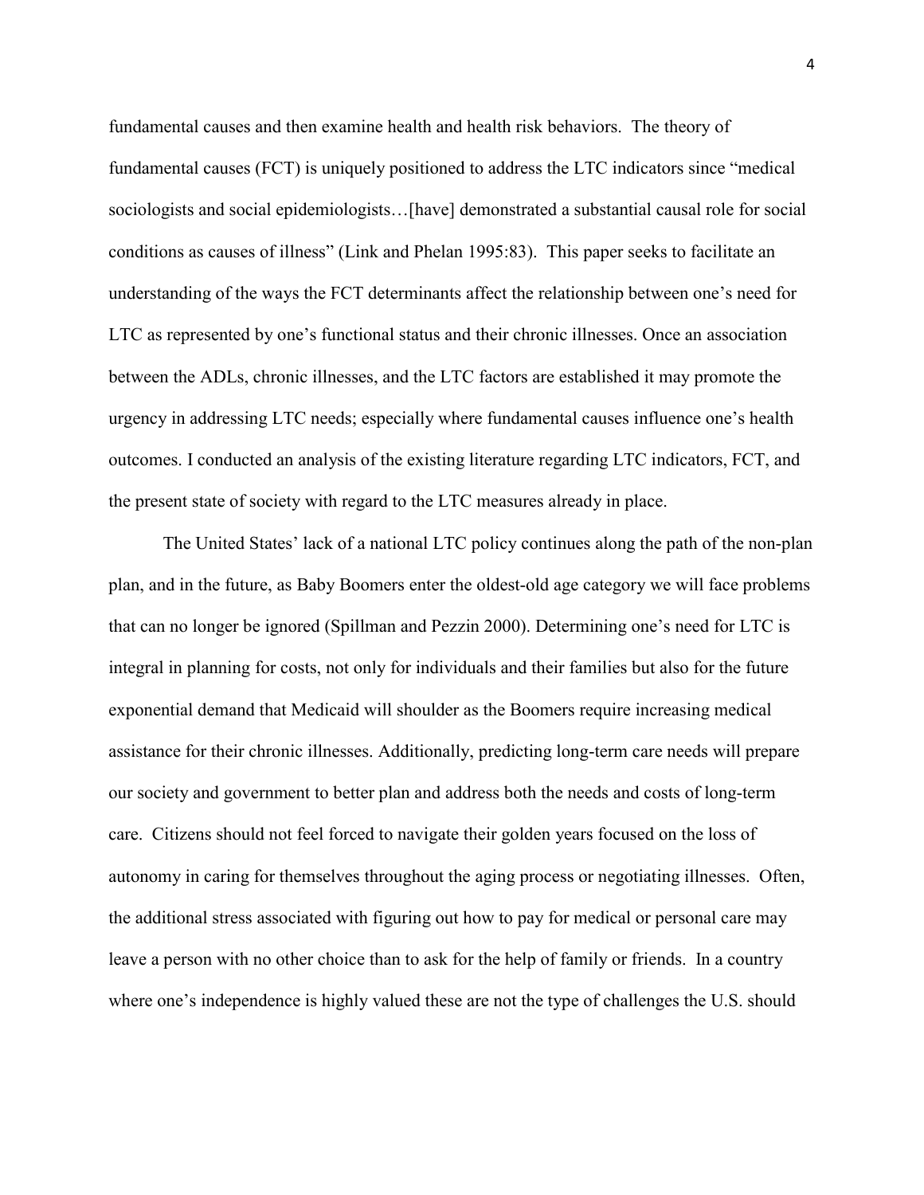fundamental causes and then examine health and health risk behaviors. The theory of fundamental causes (FCT) is uniquely positioned to address the LTC indicators since "medical sociologists and social epidemiologists…[have] demonstrated a substantial causal role for social conditions as causes of illness" (Link and Phelan 1995:83). This paper seeks to facilitate an understanding of the ways the FCT determinants affect the relationship between one's need for LTC as represented by one's functional status and their chronic illnesses. Once an association between the ADLs, chronic illnesses, and the LTC factors are established it may promote the urgency in addressing LTC needs; especially where fundamental causes influence one's health outcomes. I conducted an analysis of the existing literature regarding LTC indicators, FCT, and the present state of society with regard to the LTC measures already in place.

The United States' lack of a national LTC policy continues along the path of the non-plan plan, and in the future, as Baby Boomers enter the oldest-old age category we will face problems that can no longer be ignored (Spillman and Pezzin 2000). Determining one's need for LTC is integral in planning for costs, not only for individuals and their families but also for the future exponential demand that Medicaid will shoulder as the Boomers require increasing medical assistance for their chronic illnesses. Additionally, predicting long-term care needs will prepare our society and government to better plan and address both the needs and costs of long-term care. Citizens should not feel forced to navigate their golden years focused on the loss of autonomy in caring for themselves throughout the aging process or negotiating illnesses. Often, the additional stress associated with figuring out how to pay for medical or personal care may leave a person with no other choice than to ask for the help of family or friends. In a country where one's independence is highly valued these are not the type of challenges the U.S. should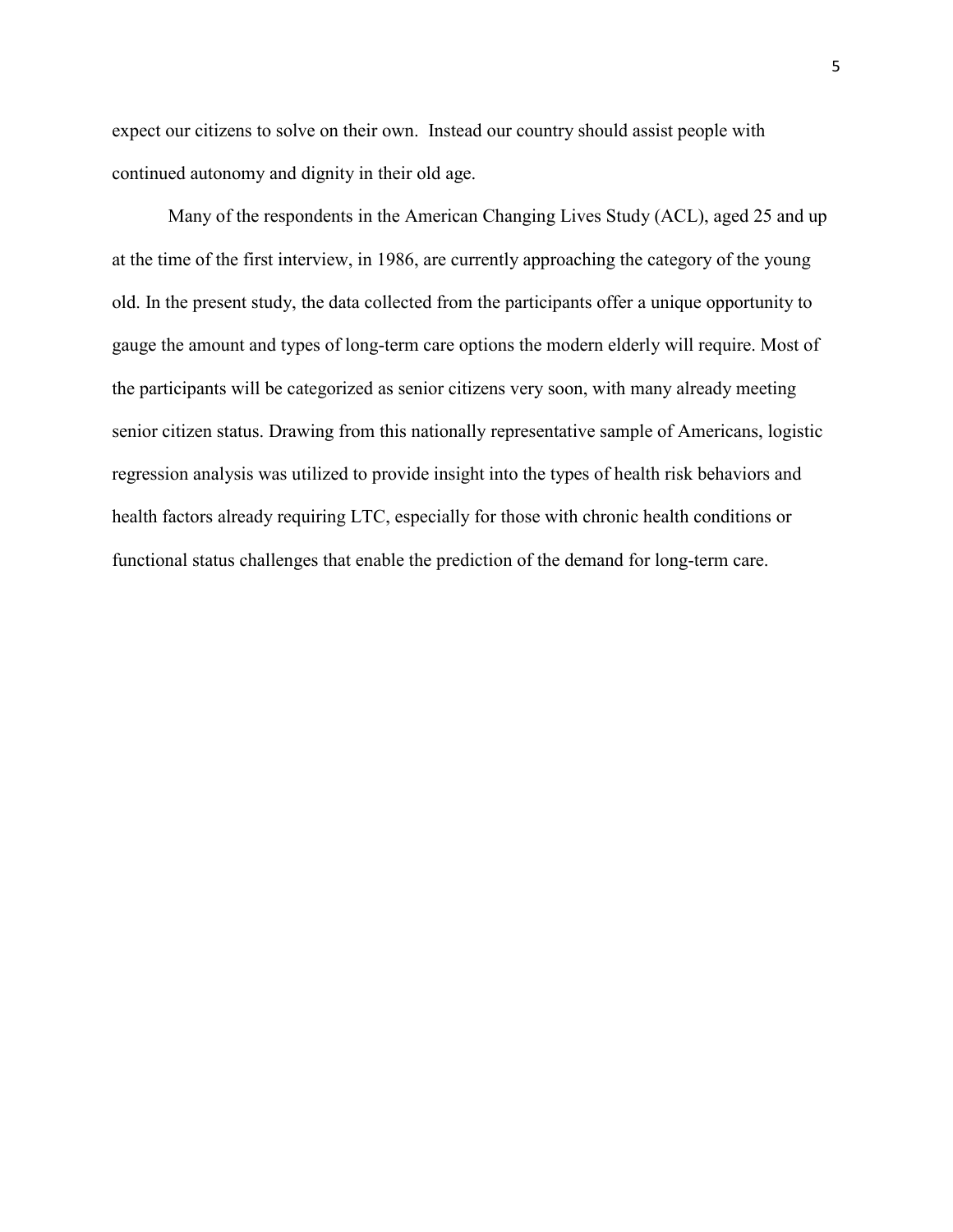expect our citizens to solve on their own. Instead our country should assist people with continued autonomy and dignity in their old age.

Many of the respondents in the American Changing Lives Study (ACL), aged 25 and up at the time of the first interview, in 1986, are currently approaching the category of the young old. In the present study, the data collected from the participants offer a unique opportunity to gauge the amount and types of long-term care options the modern elderly will require. Most of the participants will be categorized as senior citizens very soon, with many already meeting senior citizen status. Drawing from this nationally representative sample of Americans, logistic regression analysis was utilized to provide insight into the types of health risk behaviors and health factors already requiring LTC, especially for those with chronic health conditions or functional status challenges that enable the prediction of the demand for long-term care.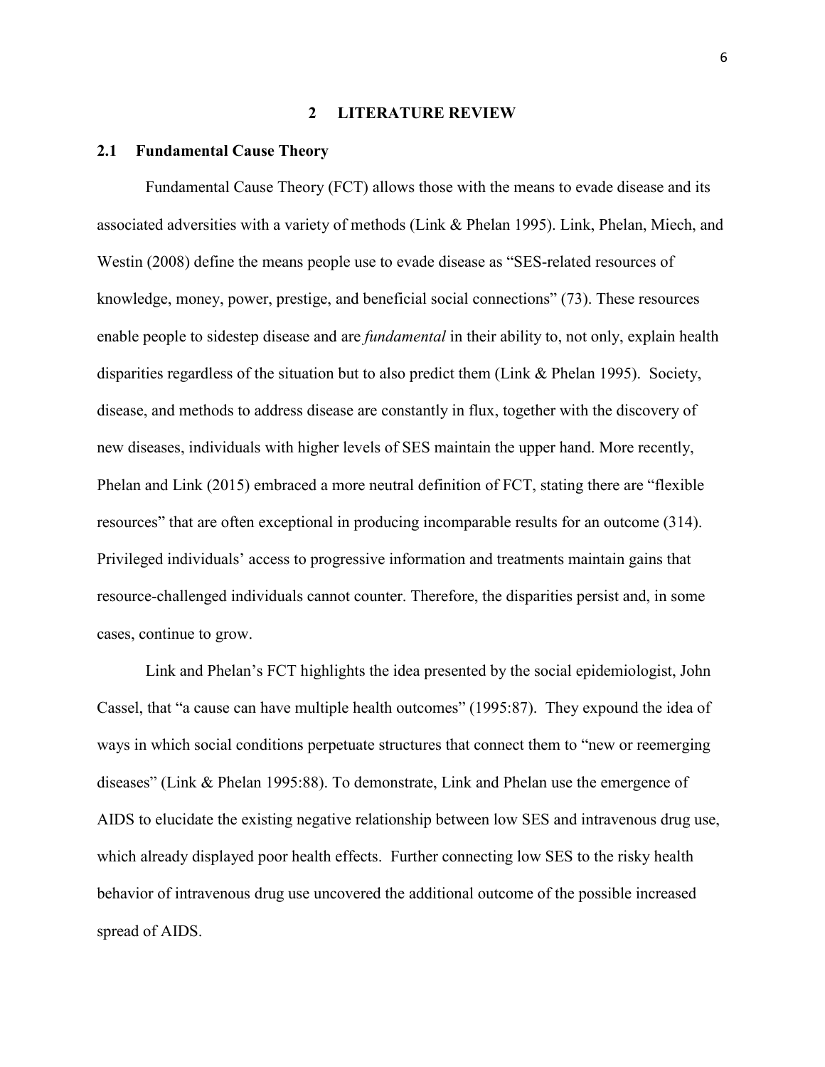# 2 LITERATURE REVIEW

## 2.1 Fundamental Cause Theory

Fundamental Cause Theory (FCT) allows those with the means to evade disease and its associated adversities with a variety of methods (Link & Phelan 1995). Link, Phelan, Miech, and Westin (2008) define the means people use to evade disease as "SES-related resources of knowledge, money, power, prestige, and beneficial social connections" (73). These resources enable people to sidestep disease and are *fundamental* in their ability to, not only, explain health disparities regardless of the situation but to also predict them (Link & Phelan 1995). Society, disease, and methods to address disease are constantly in flux, together with the discovery of new diseases, individuals with higher levels of SES maintain the upper hand. More recently, Phelan and Link (2015) embraced a more neutral definition of FCT, stating there are "flexible resources" that are often exceptional in producing incomparable results for an outcome (314). Privileged individuals' access to progressive information and treatments maintain gains that resource-challenged individuals cannot counter. Therefore, the disparities persist and, in some cases, continue to grow.

Link and Phelan's FCT highlights the idea presented by the social epidemiologist, John Cassel, that "a cause can have multiple health outcomes" (1995:87). They expound the idea of ways in which social conditions perpetuate structures that connect them to "new or reemerging diseases" (Link & Phelan 1995:88). To demonstrate, Link and Phelan use the emergence of AIDS to elucidate the existing negative relationship between low SES and intravenous drug use, which already displayed poor health effects. Further connecting low SES to the risky health behavior of intravenous drug use uncovered the additional outcome of the possible increased spread of AIDS.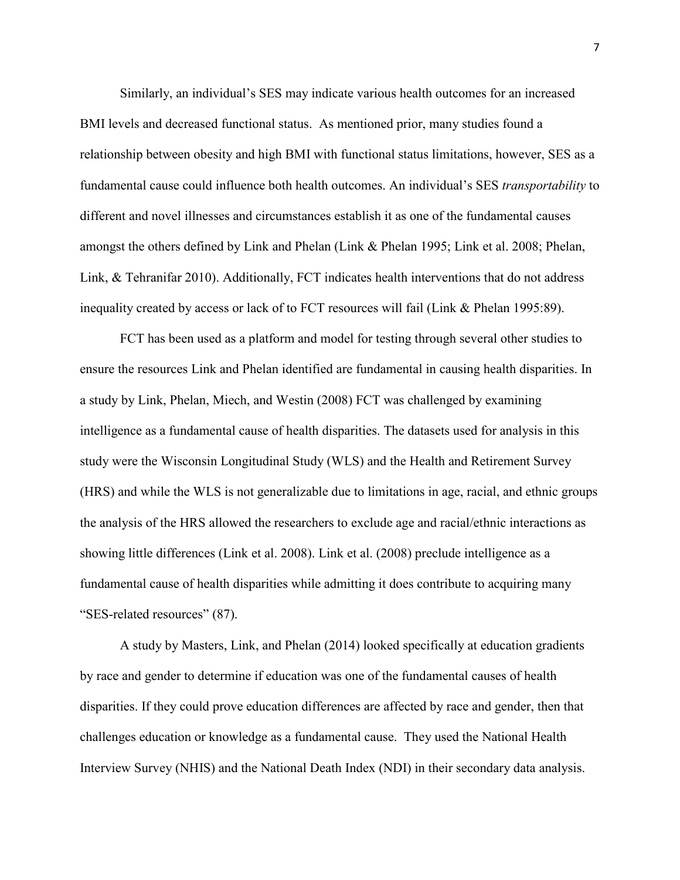Similarly, an individual's SES may indicate various health outcomes for an increased BMI levels and decreased functional status. As mentioned prior, many studies found a relationship between obesity and high BMI with functional status limitations, however, SES as a fundamental cause could influence both health outcomes. An individual's SES *transportability* to different and novel illnesses and circumstances establish it as one of the fundamental causes amongst the others defined by Link and Phelan (Link & Phelan 1995; Link et al. 2008; Phelan, Link, & Tehranifar 2010). Additionally, FCT indicates health interventions that do not address inequality created by access or lack of to FCT resources will fail (Link & Phelan 1995:89).

FCT has been used as a platform and model for testing through several other studies to ensure the resources Link and Phelan identified are fundamental in causing health disparities. In a study by Link, Phelan, Miech, and Westin (2008) FCT was challenged by examining intelligence as a fundamental cause of health disparities. The datasets used for analysis in this study were the Wisconsin Longitudinal Study (WLS) and the Health and Retirement Survey (HRS) and while the WLS is not generalizable due to limitations in age, racial, and ethnic groups the analysis of the HRS allowed the researchers to exclude age and racial/ethnic interactions as showing little differences (Link et al. 2008). Link et al. (2008) preclude intelligence as a fundamental cause of health disparities while admitting it does contribute to acquiring many "SES-related resources" (87).

A study by Masters, Link, and Phelan (2014) looked specifically at education gradients by race and gender to determine if education was one of the fundamental causes of health disparities. If they could prove education differences are affected by race and gender, then that challenges education or knowledge as a fundamental cause. They used the National Health Interview Survey (NHIS) and the National Death Index (NDI) in their secondary data analysis.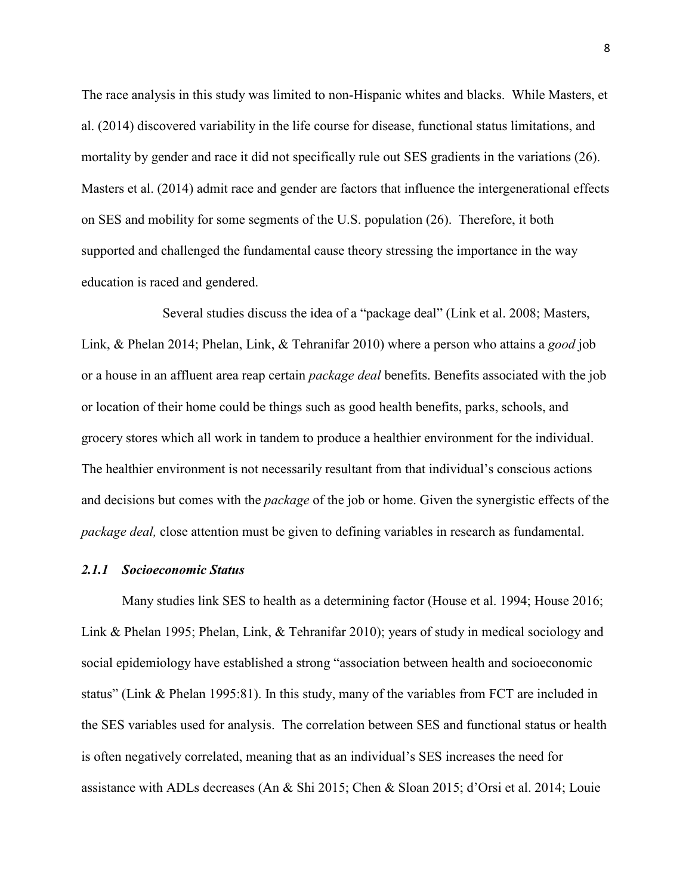The race analysis in this study was limited to non-Hispanic whites and blacks. While Masters, et al. (2014) discovered variability in the life course for disease, functional status limitations, and mortality by gender and race it did not specifically rule out SES gradients in the variations (26). Masters et al. (2014) admit race and gender are factors that influence the intergenerational effects on SES and mobility for some segments of the U.S. population (26). Therefore, it both supported and challenged the fundamental cause theory stressing the importance in the way education is raced and gendered.

Several studies discuss the idea of a "package deal" (Link et al. 2008; Masters, Link, & Phelan 2014; Phelan, Link, & Tehranifar 2010) where a person who attains a *good* job or a house in an affluent area reap certain *package deal* benefits. Benefits associated with the job or location of their home could be things such as good health benefits, parks, schools, and grocery stores which all work in tandem to produce a healthier environment for the individual. The healthier environment is not necessarily resultant from that individual's conscious actions and decisions but comes with the *package* of the job or home. Given the synergistic effects of the *package deal,* close attention must be given to defining variables in research as fundamental.

### *2.1.1 Socioeconomic Status*

Many studies link SES to health as a determining factor (House et al. 1994; House 2016; Link & Phelan 1995; Phelan, Link, & Tehranifar 2010); years of study in medical sociology and social epidemiology have established a strong "association between health and socioeconomic status" (Link & Phelan 1995:81). In this study, many of the variables from FCT are included in the SES variables used for analysis. The correlation between SES and functional status or health is often negatively correlated, meaning that as an individual's SES increases the need for assistance with ADLs decreases (An & Shi 2015; Chen & Sloan 2015; d'Orsi et al. 2014; Louie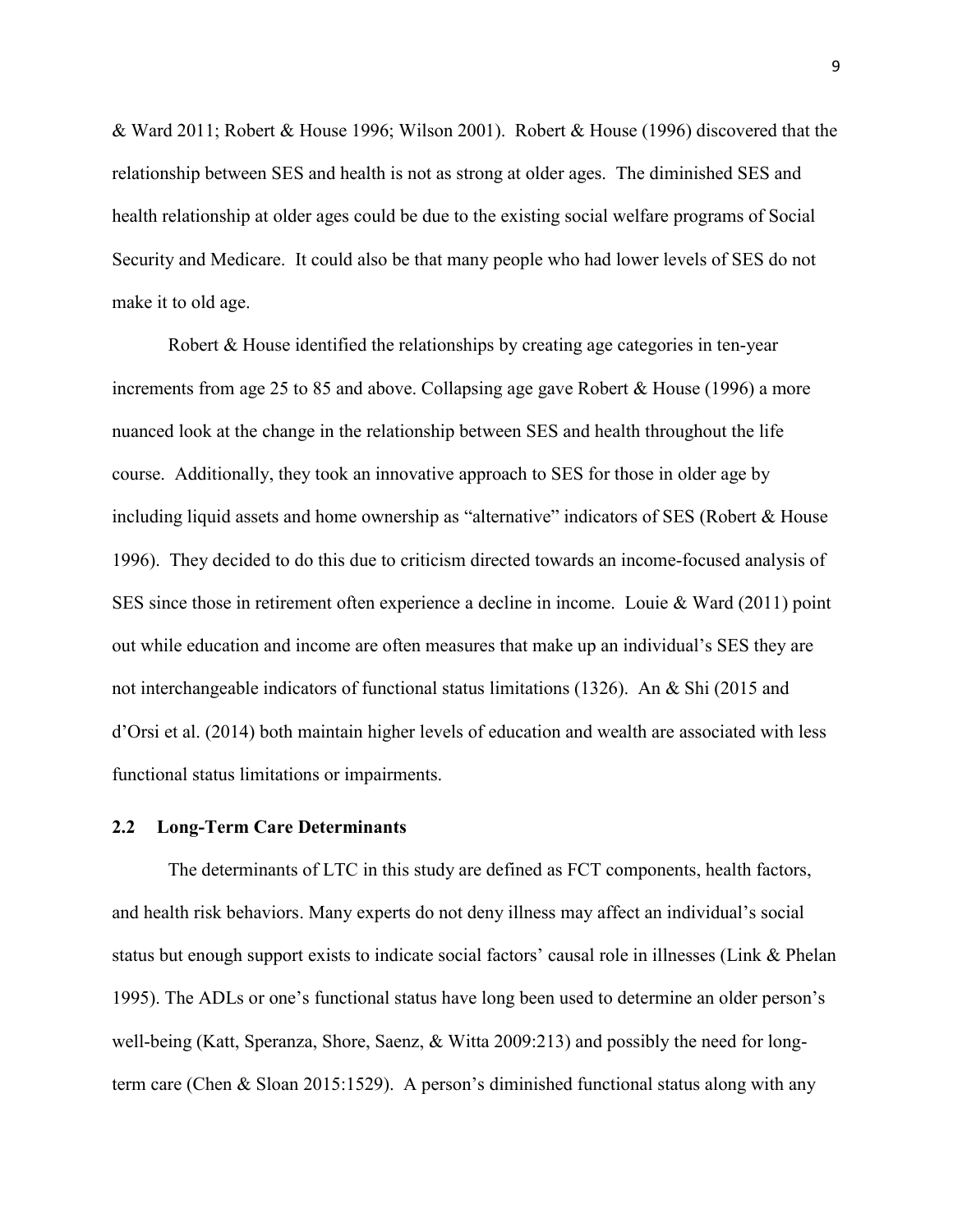& Ward 2011; Robert & House 1996; Wilson 2001). Robert & House (1996) discovered that the relationship between SES and health is not as strong at older ages. The diminished SES and health relationship at older ages could be due to the existing social welfare programs of Social Security and Medicare. It could also be that many people who had lower levels of SES do not make it to old age.

Robert & House identified the relationships by creating age categories in ten-year increments from age 25 to 85 and above. Collapsing age gave Robert & House (1996) a more nuanced look at the change in the relationship between SES and health throughout the life course. Additionally, they took an innovative approach to SES for those in older age by including liquid assets and home ownership as "alternative" indicators of SES (Robert & House 1996). They decided to do this due to criticism directed towards an income-focused analysis of SES since those in retirement often experience a decline in income. Louie & Ward (2011) point out while education and income are often measures that make up an individual's SES they are not interchangeable indicators of functional status limitations (1326). An & Shi (2015 and d'Orsi et al. (2014) both maintain higher levels of education and wealth are associated with less functional status limitations or impairments.

## 2.2 Long-Term Care Determinants

The determinants of LTC in this study are defined as FCT components, health factors, and health risk behaviors. Many experts do not deny illness may affect an individual's social status but enough support exists to indicate social factors' causal role in illnesses (Link & Phelan 1995). The ADLs or one's functional status have long been used to determine an older person's well-being (Katt, Speranza, Shore, Saenz, & Witta 2009:213) and possibly the need for long-term care (Chen & Sloan 2015:1529). A person's diminished functional status along with any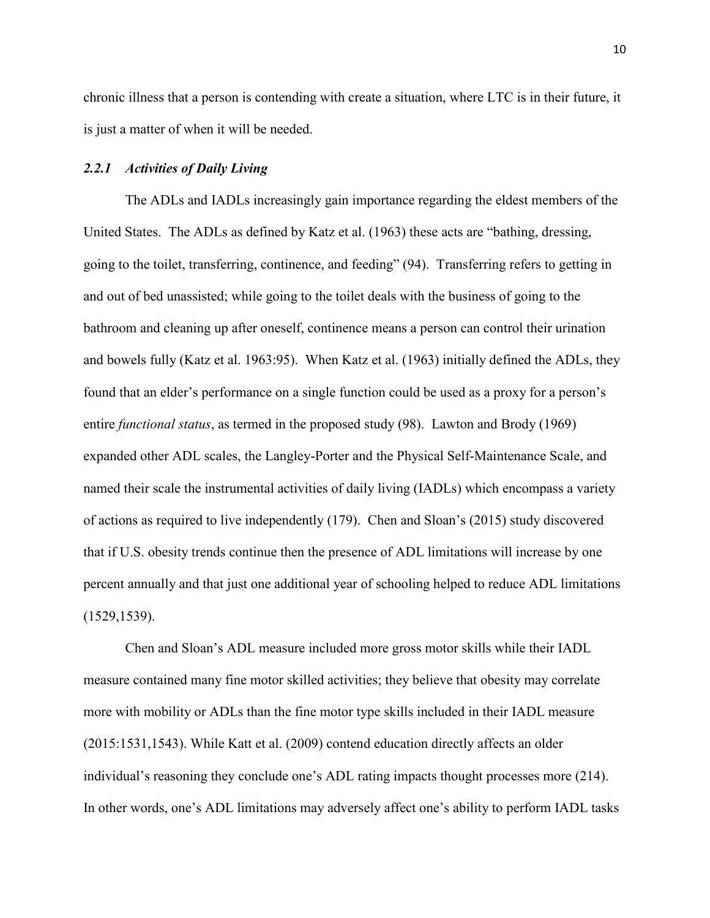chronic illness that a person is contending with create a situation, where LTC is in their future, it is just a matter of when it will be needed.

### *2.2.1 Activities of Daily Living*

The ADLs and IADLs increasingly gain importance regarding the eldest members of the United States. The ADLs as defined by Katz et al. (1963) these acts are "bathing, dressing, going to the toilet, transferring, continence, and feeding" (94). Transferring refers to getting in and out of bed unassisted; while going to the toilet deals with the business of going to the bathroom and cleaning up after oneself, continence means a person can control their urination and bowels fully (Katz et al. 1963:95). When Katz et al. (1963) initially defined the ADLs, they found that an elder's performance on a single function could be used as a proxy for a person's entire *functional status*, as termed in the proposed study (98). Lawton and Brody (1969) expanded other ADL scales, the Langley-Porter and the Physical Self-Maintenance Scale, and named their scale the instrumental activities of daily living (IADLs) which encompass a variety of actions as required to live independently (179). Chen and Sloan's (2015) study discovered that if U.S. obesity trends continue then the presence of ADL limitations will increase by one percent annually and that just one additional year of schooling helped to reduce ADL limitations (1529,1539).

Chen and Sloan's ADL measure included more gross motor skills while their IADL measure contained many fine motor skilled activities; they believe that obesity may correlate more with mobility or ADLs than the fine motor type skills included in their IADL measure (2015:1531,1543). While Katt et al. (2009) contend education directly affects an older individual's reasoning they conclude one's ADL rating impacts thought processes more (214). In other words, one's ADL limitations may adversely affect one's ability to perform IADL tasks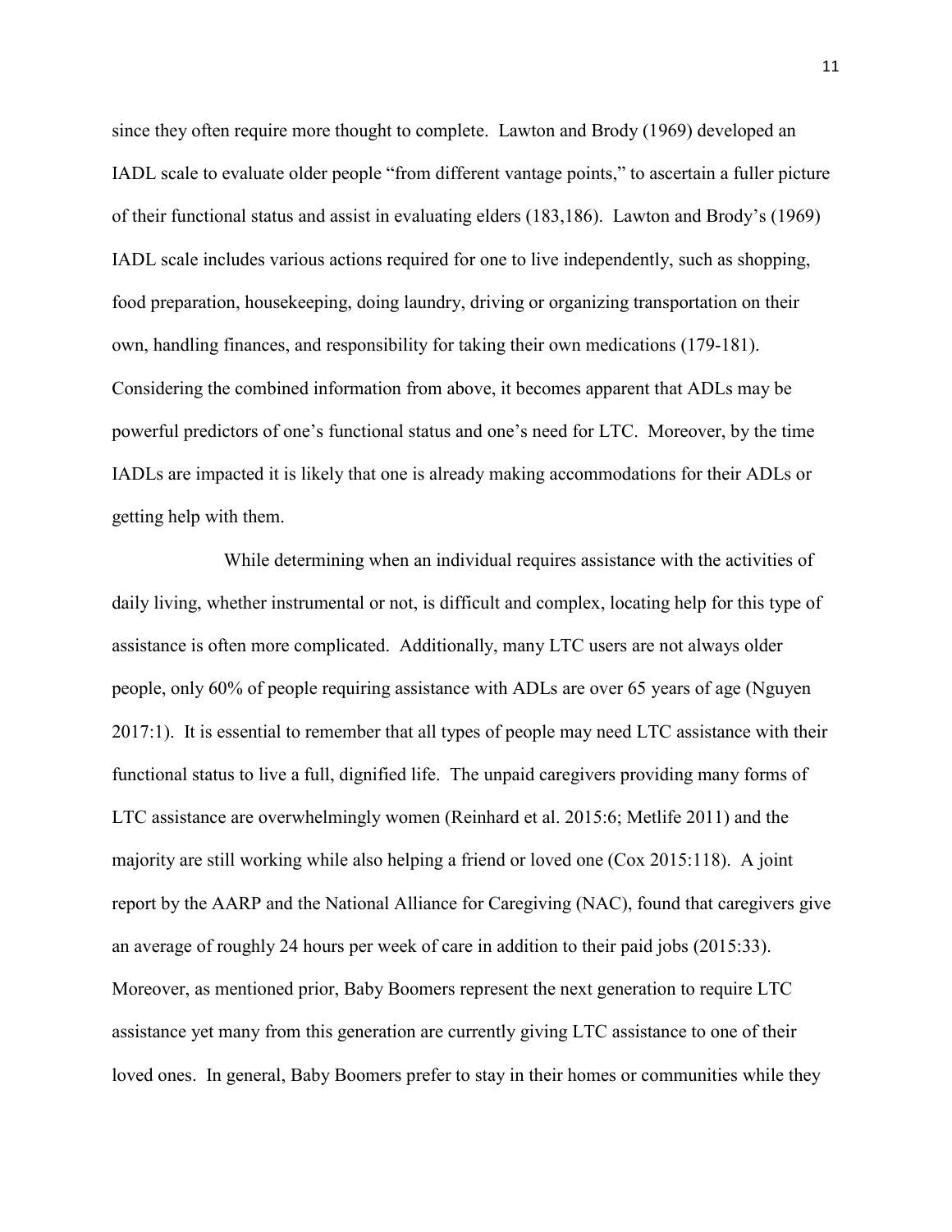since they often require more thought to complete. Lawton and Brody (1969) developed an IADL scale to evaluate older people "from different vantage points," to ascertain a fuller picture of their functional status and assist in evaluating elders (183,186). Lawton and Brody's (1969) IADL scale includes various actions required for one to live independently, such as shopping, food preparation, housekeeping, doing laundry, driving or organizing transportation on their own, handling finances, and responsibility for taking their own medications (179-181). Considering the combined information from above, it becomes apparent that ADLs may be powerful predictors of one's functional status and one's need for LTC. Moreover, by the time IADLs are impacted it is likely that one is already making accommodations for their ADLs or getting help with them.

While determining when an individual requires assistance with the activities of daily living, whether instrumental or not, is difficult and complex, locating help for this type of assistance is often more complicated. Additionally, many LTC users are not always older people, only 60% of people requiring assistance with ADLs are over 65 years of age (Nguyen 2017:1). It is essential to remember that all types of people may need LTC assistance with their functional status to live a full, dignified life. The unpaid caregivers providing many forms of LTC assistance are overwhelmingly women (Reinhard et al. 2015:6; Metlife 2011) and the majority are still working while also helping a friend or loved one (Cox 2015:118). A joint report by the AARP and the National Alliance for Caregiving (NAC), found that caregivers give an average of roughly 24 hours per week of care in addition to their paid jobs (2015:33). Moreover, as mentioned prior, Baby Boomers represent the next generation to require LTC assistance yet many from this generation are currently giving LTC assistance to one of their loved ones. In general, Baby Boomers prefer to stay in their homes or communities while they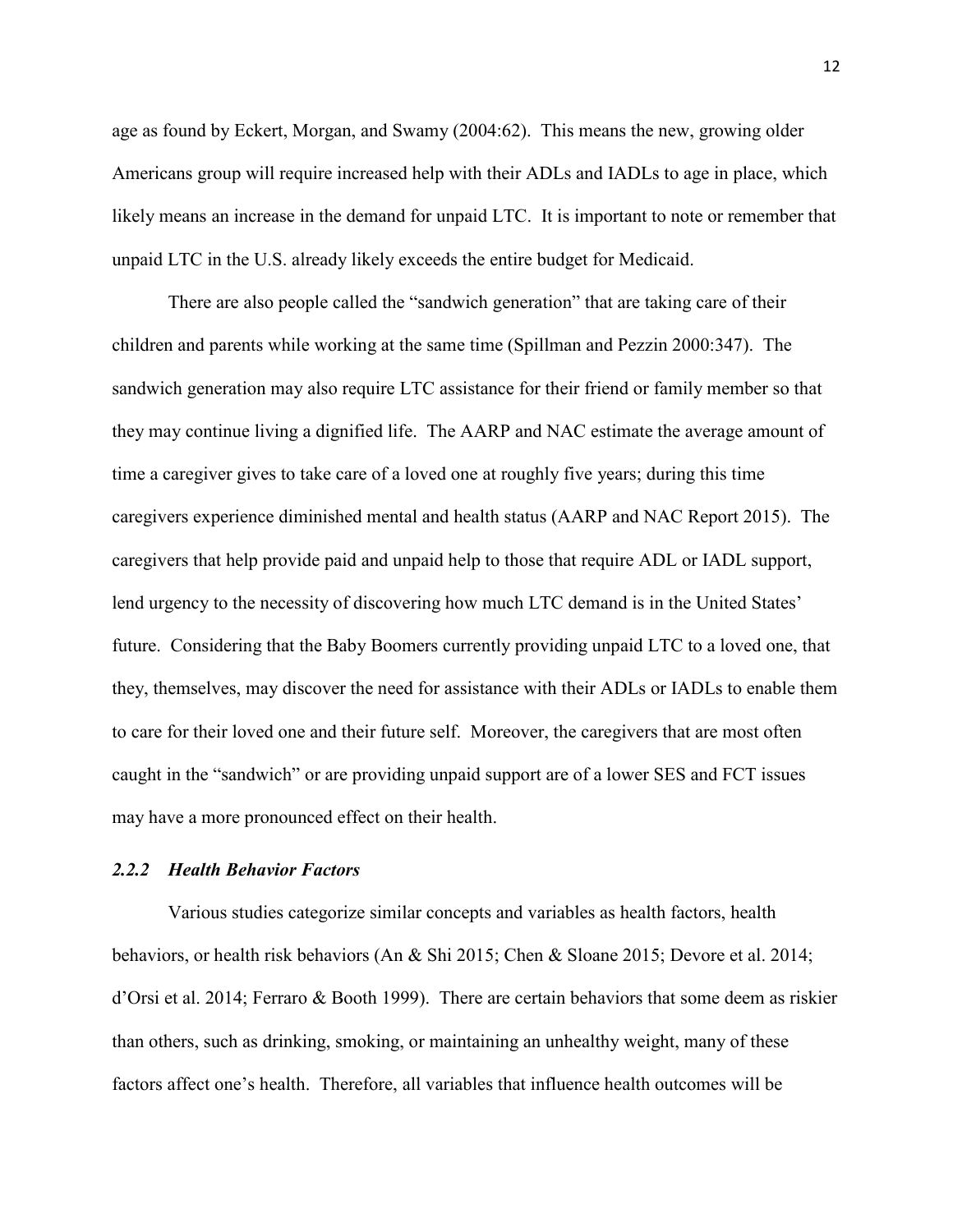age as found by Eckert, Morgan, and Swamy (2004:62). This means the new, growing older Americans group will require increased help with their ADLs and IADLs to age in place, which likely means an increase in the demand for unpaid LTC. It is important to note or remember that unpaid LTC in the U.S. already likely exceeds the entire budget for Medicaid.

There are also people called the "sandwich generation" that are taking care of their children and parents while working at the same time (Spillman and Pezzin 2000:347). The sandwich generation may also require LTC assistance for their friend or family member so that they may continue living a dignified life. The AARP and NAC estimate the average amount of time a caregiver gives to take care of a loved one at roughly five years; during this time caregivers experience diminished mental and health status (AARP and NAC Report 2015). The caregivers that help provide paid and unpaid help to those that require ADL or IADL support, lend urgency to the necessity of discovering how much LTC demand is in the United States' future. Considering that the Baby Boomers currently providing unpaid LTC to a loved one, that they, themselves, may discover the need for assistance with their ADLs or IADLs to enable them to care for their loved one and their future self. Moreover, the caregivers that are most often caught in the "sandwich" or are providing unpaid support are of a lower SES and FCT issues may have a more pronounced effect on their health.

### *2.2.2 Health Behavior Factors*

Various studies categorize similar concepts and variables as health factors, health behaviors, or health risk behaviors (An & Shi 2015; Chen & Sloane 2015; Devore et al. 2014; d'Orsi et al. 2014; Ferraro & Booth 1999). There are certain behaviors that some deem as riskier than others, such as drinking, smoking, or maintaining an unhealthy weight, many of these factors affect one's health. Therefore, all variables that influence health outcomes will be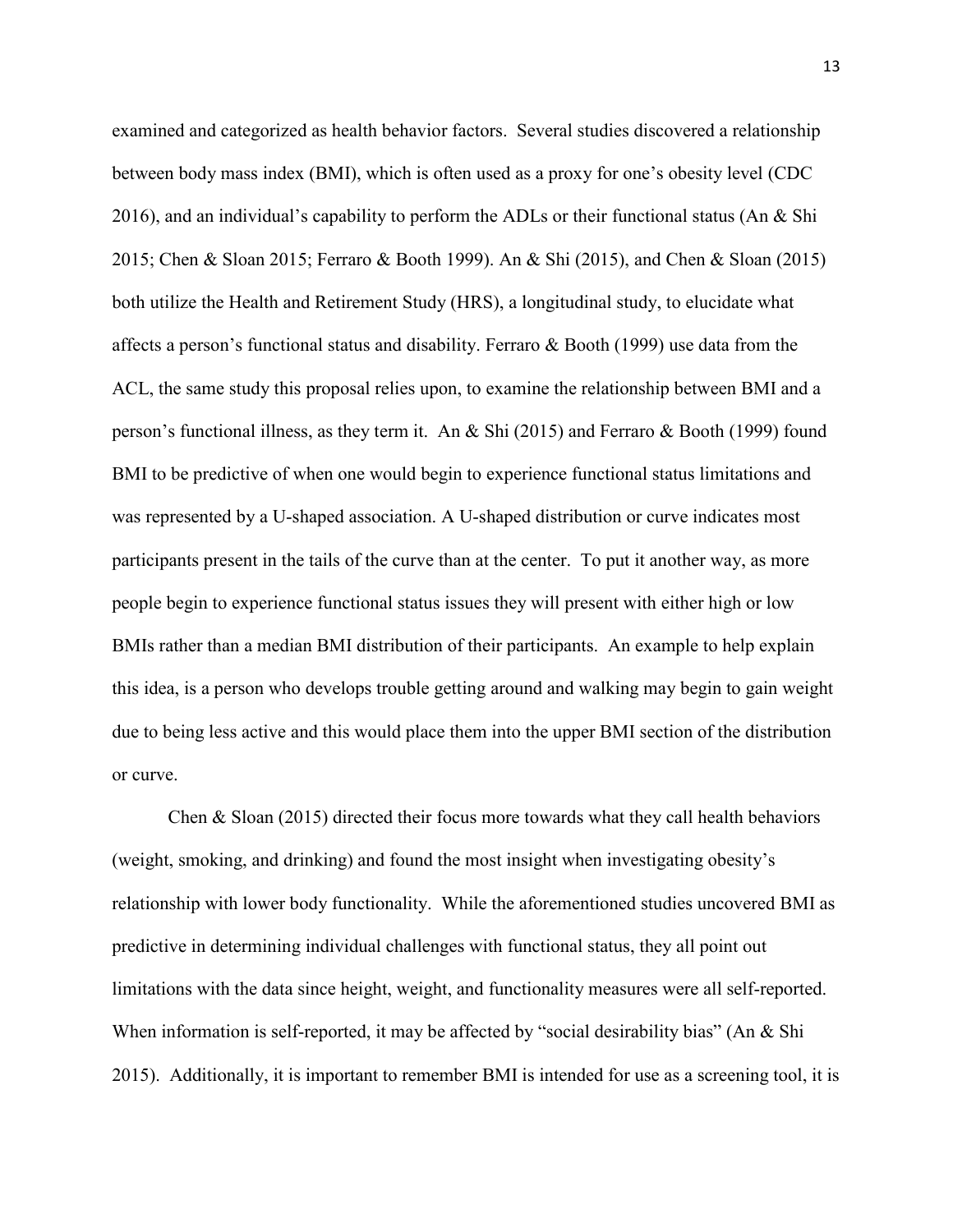examined and categorized as health behavior factors. Several studies discovered a relationship between body mass index (BMI), which is often used as a proxy for one's obesity level (CDC 2016), and an individual's capability to perform the ADLs or their functional status (An & Shi 2015; Chen & Sloan 2015; Ferraro & Booth 1999). An & Shi (2015), and Chen & Sloan (2015) both utilize the Health and Retirement Study (HRS), a longitudinal study, to elucidate what affects a person's functional status and disability. Ferraro & Booth (1999) use data from the ACL, the same study this proposal relies upon, to examine the relationship between BMI and a person's functional illness, as they term it. An & Shi (2015) and Ferraro & Booth (1999) found BMI to be predictive of when one would begin to experience functional status limitations and was represented by a U-shaped association. A U-shaped distribution or curve indicates most participants present in the tails of the curve than at the center. To put it another way, as more people begin to experience functional status issues they will present with either high or low BMIs rather than a median BMI distribution of their participants. An example to help explain this idea, is a person who develops trouble getting around and walking may begin to gain weight due to being less active and this would place them into the upper BMI section of the distribution or curve.

Chen & Sloan (2015) directed their focus more towards what they call health behaviors (weight, smoking, and drinking) and found the most insight when investigating obesity's relationship with lower body functionality. While the aforementioned studies uncovered BMI as predictive in determining individual challenges with functional status, they all point out limitations with the data since height, weight, and functionality measures were all self-reported. When information is self-reported, it may be affected by "social desirability bias" (An & Shi 2015). Additionally, it is important to remember BMI is intended for use as a screening tool, it is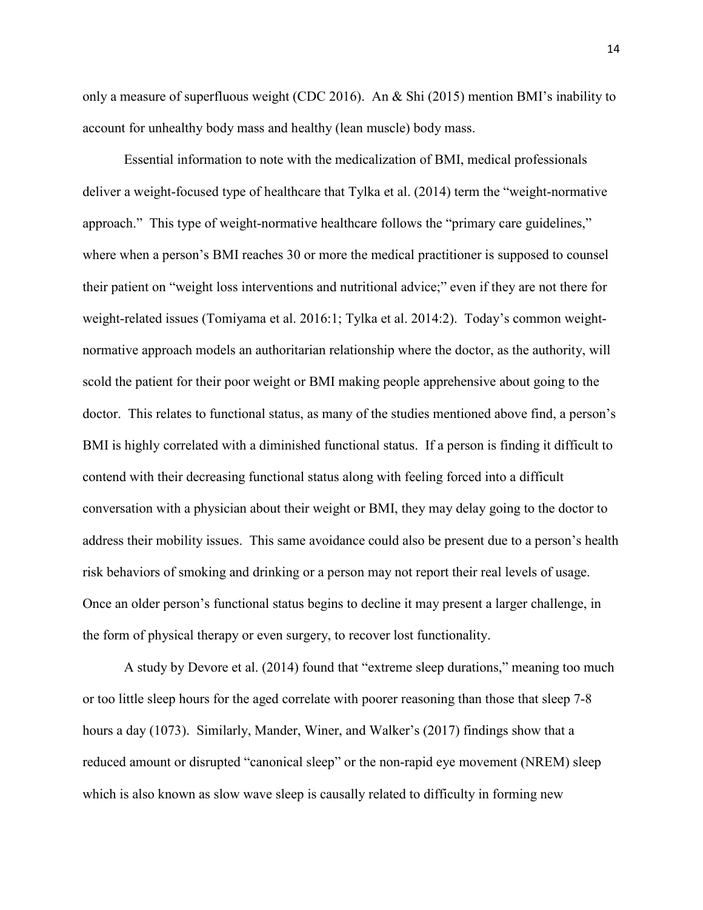only a measure of superfluous weight (CDC 2016). An & Shi (2015) mention BMI's inability to account for unhealthy body mass and healthy (lean muscle) body mass.

Essential information to note with the medicalization of BMI, medical professionals deliver a weight-focused type of healthcare that Tylka et al. (2014) term the "weight-normative approach." This type of weight-normative healthcare follows the "primary care guidelines," where when a person's BMI reaches 30 or more the medical practitioner is supposed to counsel their patient on "weight loss interventions and nutritional advice;" even if they are not there for weight-related issues (Tomiyama et al. 2016:1; Tylka et al. 2014:2). Today's common weight-normative approach models an authoritarian relationship where the doctor, as the authority, will scold the patient for their poor weight or BMI making people apprehensive about going to the doctor. This relates to functional status, as many of the studies mentioned above find, a person's BMI is highly correlated with a diminished functional status. If a person is finding it difficult to contend with their decreasing functional status along with feeling forced into a difficult conversation with a physician about their weight or BMI, they may delay going to the doctor to address their mobility issues. This same avoidance could also be present due to a person's health risk behaviors of smoking and drinking or a person may not report their real levels of usage. Once an older person's functional status begins to decline it may present a larger challenge, in the form of physical therapy or even surgery, to recover lost functionality.

A study by Devore et al. (2014) found that "extreme sleep durations," meaning too much or too little sleep hours for the aged correlate with poorer reasoning than those that sleep 7-8 hours a day (1073). Similarly, Mander, Winer, and Walker's (2017) findings show that a reduced amount or disrupted "canonical sleep" or the non-rapid eye movement (NREM) sleep which is also known as slow wave sleep is causally related to difficulty in forming new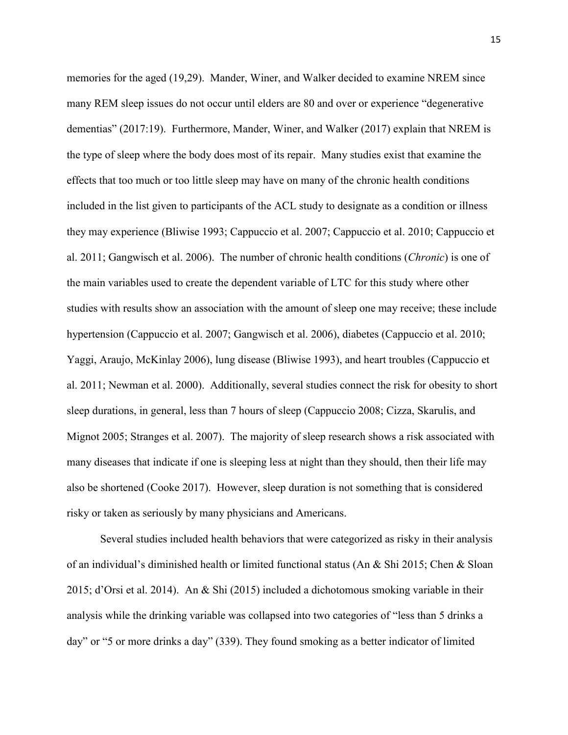memories for the aged (19,29). Mander, Winer, and Walker decided to examine NREM since many REM sleep issues do not occur until elders are 80 and over or experience "degenerative dementias" (2017:19). Furthermore, Mander, Winer, and Walker (2017) explain that NREM is the type of sleep where the body does most of its repair. Many studies exist that examine the effects that too much or too little sleep may have on many of the chronic health conditions included in the list given to participants of the ACL study to designate as a condition or illness they may experience (Bliwise 1993; Cappuccio et al. 2007; Cappuccio et al. 2010; Cappuccio et al. 2011; Gangwisch et al. 2006). The number of chronic health conditions (*Chronic*) is one of the main variables used to create the dependent variable of LTC for this study where other studies with results show an association with the amount of sleep one may receive; these include hypertension (Cappuccio et al. 2007; Gangwisch et al. 2006), diabetes (Cappuccio et al. 2010; Yaggi, Araujo, McKinlay 2006), lung disease (Bliwise 1993), and heart troubles (Cappuccio et al. 2011; Newman et al. 2000). Additionally, several studies connect the risk for obesity to short sleep durations, in general, less than 7 hours of sleep (Cappuccio 2008; Cizza, Skarulis, and Mignot 2005; Stranges et al. 2007). The majority of sleep research shows a risk associated with many diseases that indicate if one is sleeping less at night than they should, then their life may also be shortened (Cooke 2017). However, sleep duration is not something that is considered risky or taken as seriously by many physicians and Americans.

Several studies included health behaviors that were categorized as risky in their analysis of an individual's diminished health or limited functional status (An & Shi 2015; Chen & Sloan 2015; d'Orsi et al. 2014). An & Shi (2015) included a dichotomous smoking variable in their analysis while the drinking variable was collapsed into two categories of "less than 5 drinks a day" or "5 or more drinks a day" (339). They found smoking as a better indicator of limited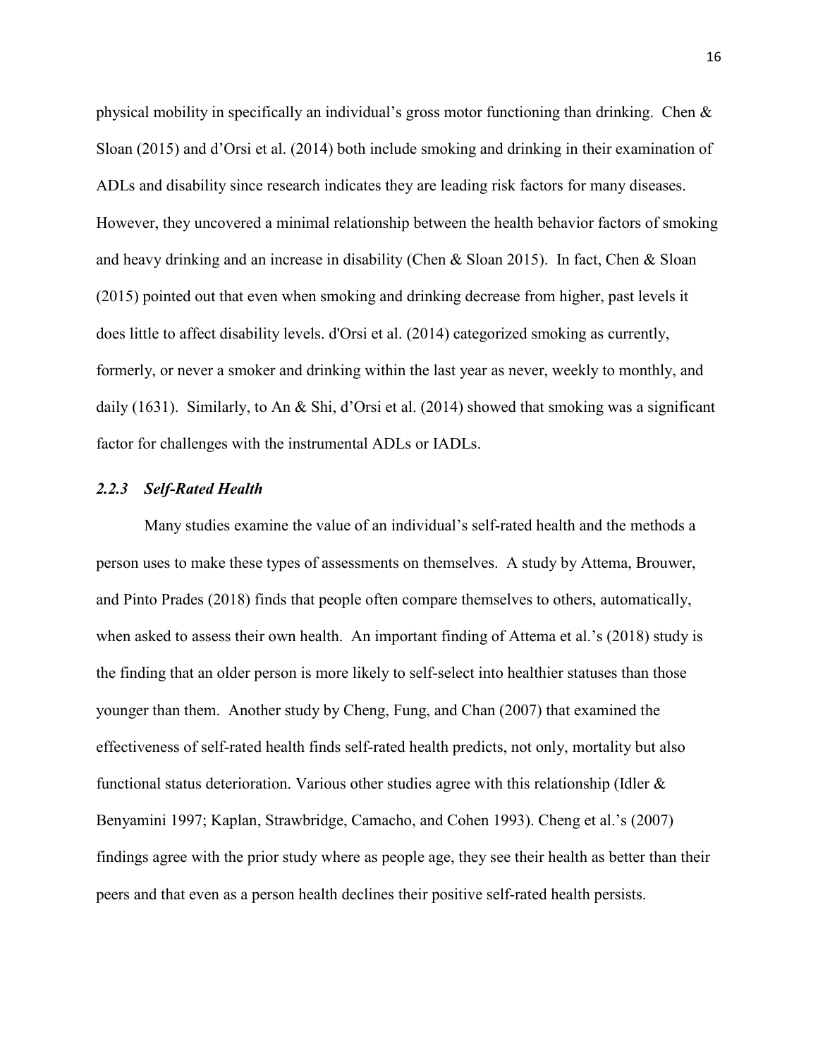physical mobility in specifically an individual's gross motor functioning than drinking. Chen & Sloan (2015) and d'Orsi et al. (2014) both include smoking and drinking in their examination of ADLs and disability since research indicates they are leading risk factors for many diseases. However, they uncovered a minimal relationship between the health behavior factors of smoking and heavy drinking and an increase in disability (Chen & Sloan 2015). In fact, Chen & Sloan (2015) pointed out that even when smoking and drinking decrease from higher, past levels it does little to affect disability levels. d'Orsi et al. (2014) categorized smoking as currently, formerly, or never a smoker and drinking within the last year as never, weekly to monthly, and daily (1631). Similarly, to An & Shi, d'Orsi et al. (2014) showed that smoking was a significant factor for challenges with the instrumental ADLs or IADLs.

### *2.2.3 Self-Rated Health*

Many studies examine the value of an individual's self-rated health and the methods a person uses to make these types of assessments on themselves. A study by Attema, Brouwer, and Pinto Prades (2018) finds that people often compare themselves to others, automatically, when asked to assess their own health. An important finding of Attema et al.'s (2018) study is the finding that an older person is more likely to self-select into healthier statuses than those younger than them. Another study by Cheng, Fung, and Chan (2007) that examined the effectiveness of self-rated health finds self-rated health predicts, not only, mortality but also functional status deterioration. Various other studies agree with this relationship (Idler & Benyamini 1997; Kaplan, Strawbridge, Camacho, and Cohen 1993). Cheng et al.'s (2007) findings agree with the prior study where as people age, they see their health as better than their peers and that even as a person health declines their positive self-rated health persists.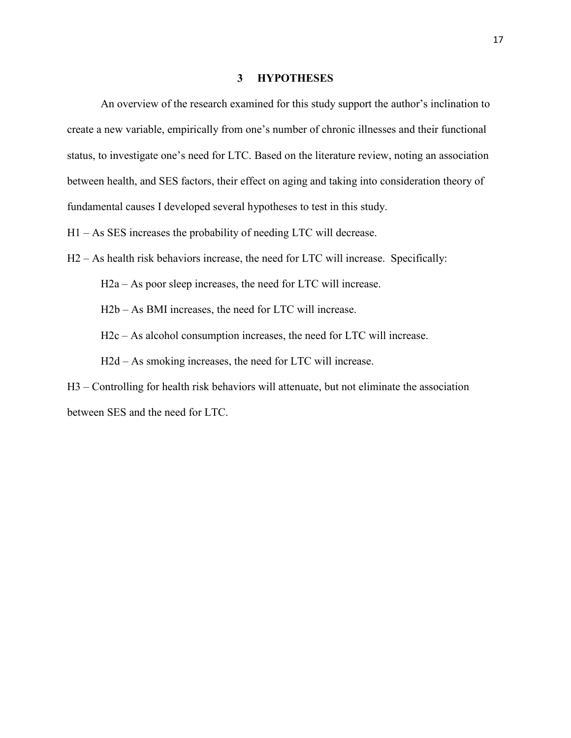# 3 HYPOTHESES

An overview of the research examined for this study support the author's inclination to create a new variable, empirically from one's number of chronic illnesses and their functional status, to investigate one's need for LTC. Based on the literature review, noting an association between health, and SES factors, their effect on aging and taking into consideration theory of fundamental causes I developed several hypotheses to test in this study.

H1 – As SES increases the probability of needing LTC will decrease.

H2 – As health risk behaviors increase, the need for LTC will increase. Specifically:

H2a – As poor sleep increases, the need for LTC will increase.

H2b – As BMI increases, the need for LTC will increase.

H2c – As alcohol consumption increases, the need for LTC will increase.

H2d – As smoking increases, the need for LTC will increase.

H3 – Controlling for health risk behaviors will attenuate, but not eliminate the association between SES and the need for LTC.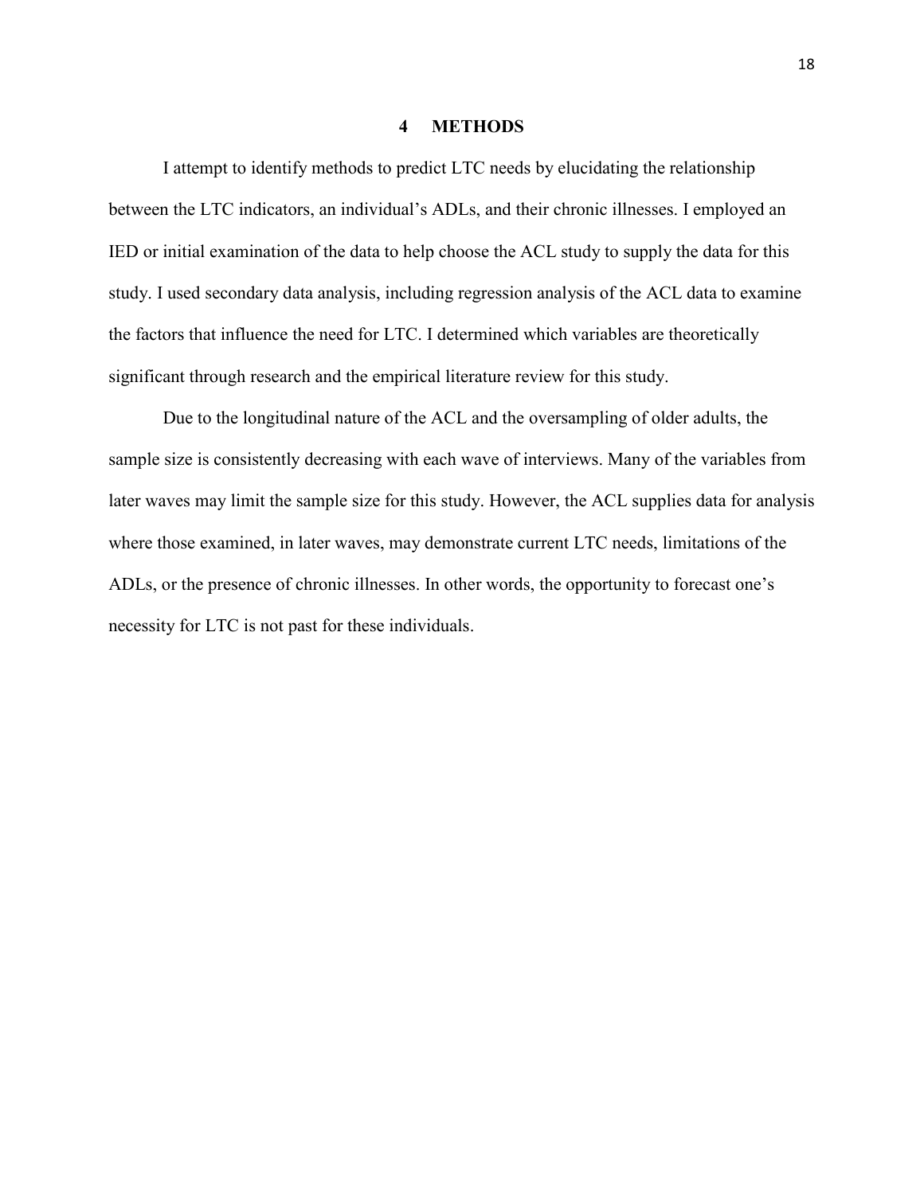# 4 METHODS

I attempt to identify methods to predict LTC needs by elucidating the relationship between the LTC indicators, an individual's ADLs, and their chronic illnesses. I employed an IED or initial examination of the data to help choose the ACL study to supply the data for this study. I used secondary data analysis, including regression analysis of the ACL data to examine the factors that influence the need for LTC. I determined which variables are theoretically significant through research and the empirical literature review for this study.

Due to the longitudinal nature of the ACL and the oversampling of older adults, the sample size is consistently decreasing with each wave of interviews. Many of the variables from later waves may limit the sample size for this study. However, the ACL supplies data for analysis where those examined, in later waves, may demonstrate current LTC needs, limitations of the ADLs, or the presence of chronic illnesses. In other words, the opportunity to forecast one's necessity for LTC is not past for these individuals.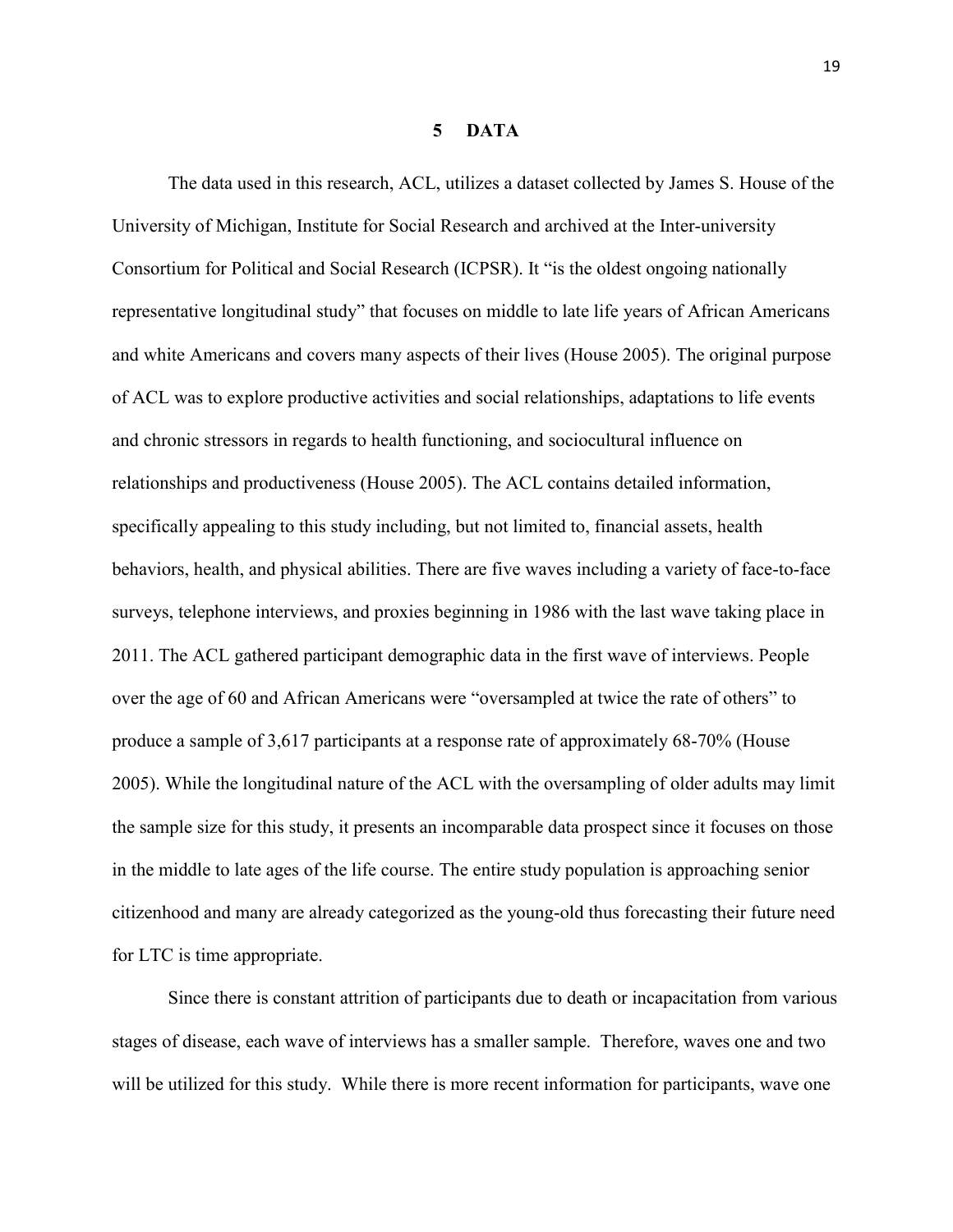# 5 DATA

The data used in this research, ACL, utilizes a dataset collected by James S. House of the University of Michigan, Institute for Social Research and archived at the Inter-university Consortium for Political and Social Research (ICPSR). It "is the oldest ongoing nationally representative longitudinal study" that focuses on middle to late life years of African Americans and white Americans and covers many aspects of their lives (House 2005). The original purpose of ACL was to explore productive activities and social relationships, adaptations to life events and chronic stressors in regards to health functioning, and sociocultural influence on relationships and productiveness (House 2005). The ACL contains detailed information, specifically appealing to this study including, but not limited to, financial assets, health behaviors, health, and physical abilities. There are five waves including a variety of face-to-face surveys, telephone interviews, and proxies beginning in 1986 with the last wave taking place in 2011. The ACL gathered participant demographic data in the first wave of interviews. People over the age of 60 and African Americans were "oversampled at twice the rate of others" to produce a sample of 3,617 participants at a response rate of approximately 68-70% (House 2005). While the longitudinal nature of the ACL with the oversampling of older adults may limit the sample size for this study, it presents an incomparable data prospect since it focuses on those in the middle to late ages of the life course. The entire study population is approaching senior citizenhood and many are already categorized as the young-old thus forecasting their future need for LTC is time appropriate.

Since there is constant attrition of participants due to death or incapacitation from various stages of disease, each wave of interviews has a smaller sample. Therefore, waves one and two will be utilized for this study. While there is more recent information for participants, wave one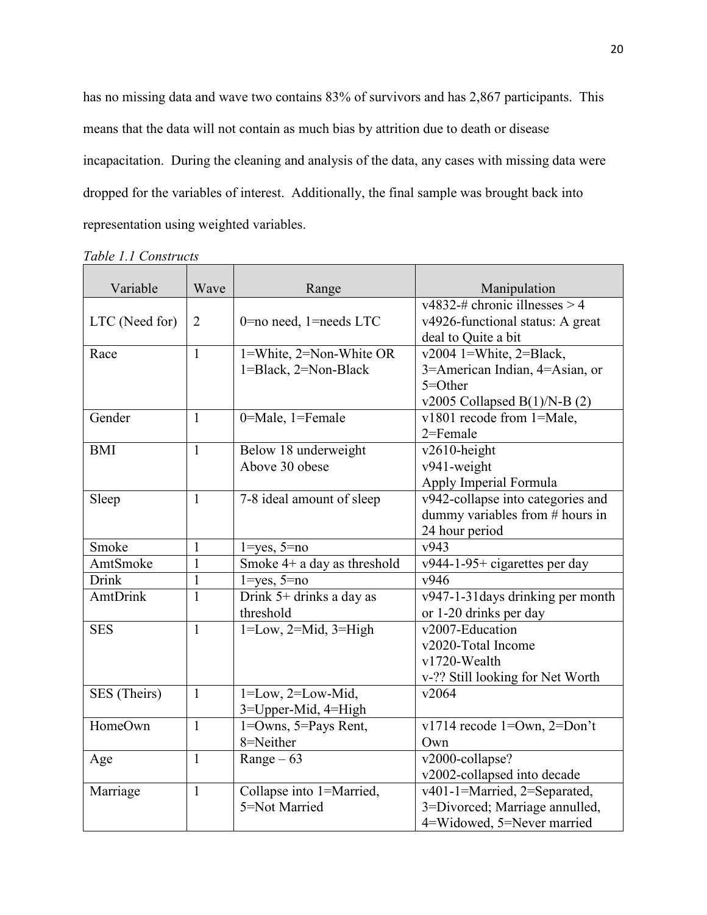has no missing data and wave two contains 83% of survivors and has 2,867 participants. This means that the data will not contain as much bias by attrition due to death or disease incapacitation. During the cleaning and analysis of the data, any cases with missing data were dropped for the variables of interest. Additionally, the final sample was brought back into representation using weighted variables.

*Table 1.1 Constructs*

| Variable | Wave | Range | Manipulation |
|---|---|---|---|
| LTC (Need for) | 2 | 0=no need, 1=needs LTC | v4832-# chronic illnesses > 4<br>v4926-functional status: A great deal to Quite a bit |
| Race | 1 | 1=White, 2=Non-White OR 1=Black, 2=Non-Black | v2004 1=White, 2=Black, 3=American Indian, 4=Asian, or 5=Other<br>v2005 Collapsed B(1)/N-B (2) |
| Gender | 1 | 0=Male, 1=Female | v1801 recode from 1=Male, 2=Female |
| BMI | 1 | Below 18 underweight<br>Above 30 obese | v2610-height<br>v941-weight<br>Apply Imperial Formula |
| Sleep | 1 | 7-8 ideal amount of sleep | v942-collapse into categories and dummy variables from # hours in 24 hour period |
| Smoke | 1 | 1=yes, 5=no | v943 |
| AmtSmoke | 1 | Smoke 4+ a day as threshold | v944-1-95+ cigarettes per day |
| Drink | 1 | 1=yes, 5=no | v946 |
| AmtDrink | 1 | Drink 5+ drinks a day as threshold | v947-1-31days drinking per month or 1-20 drinks per day |
| SES | 1 | 1=Low, 2=Mid, 3=High | v2007-Education<br>v2020-Total Income<br>v1720-Wealth<br>v-?? Still looking for Net Worth |
| SES (Theirs) | 1 | 1=Low, 2=Low-Mid, 3=Upper-Mid, 4=High | v2064 |
| HomeOwn | 1 | 1=Owns, 5=Pays Rent, 8=Neither | v1714 recode 1=Own, 2=Don't Own |
| Age | 1 | Range – 63 | v2000-collapse?<br>v2002-collapsed into decade |
| Marriage | 1 | Collapse into 1=Married, 5=Not Married | v401-1=Married, 2=Separated, 3=Divorced; Marriage annulled, 4=Widowed, 5=Never married |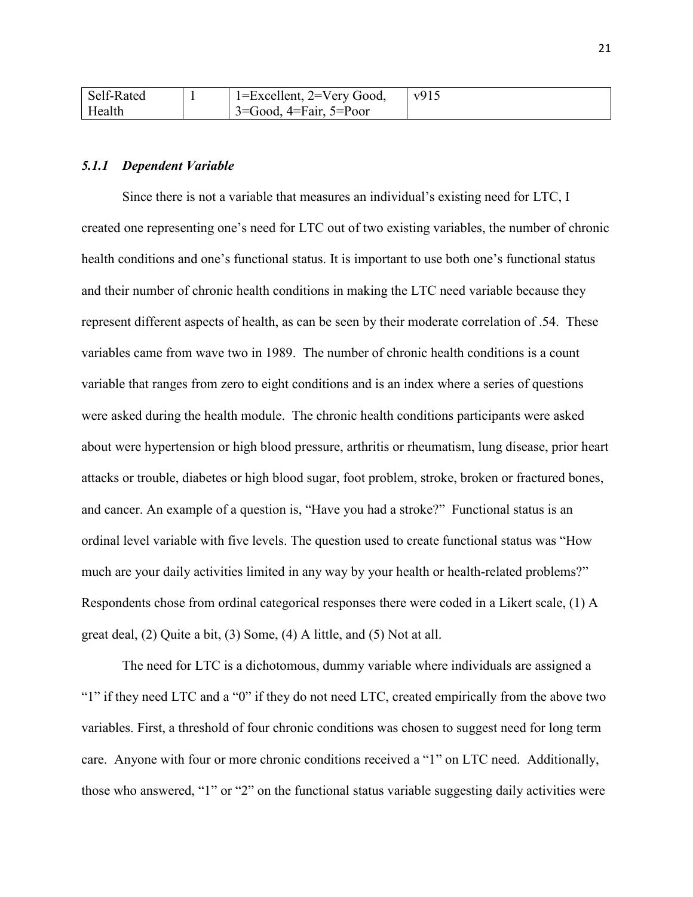| Self-Rated Health | 1 | 1=Excellent, 2=Very Good, 3=Good, 4=Fair, 5=Poor | v915 |
|---|---|---|---|

### *5.1.1 Dependent Variable*

Since there is not a variable that measures an individual's existing need for LTC, I created one representing one's need for LTC out of two existing variables, the number of chronic health conditions and one's functional status. It is important to use both one's functional status and their number of chronic health conditions in making the LTC need variable because they represent different aspects of health, as can be seen by their moderate correlation of .54. These variables came from wave two in 1989. The number of chronic health conditions is a count variable that ranges from zero to eight conditions and is an index where a series of questions were asked during the health module. The chronic health conditions participants were asked about were hypertension or high blood pressure, arthritis or rheumatism, lung disease, prior heart attacks or trouble, diabetes or high blood sugar, foot problem, stroke, broken or fractured bones, and cancer. An example of a question is, "Have you had a stroke?" Functional status is an ordinal level variable with five levels. The question used to create functional status was "How much are your daily activities limited in any way by your health or health-related problems?" Respondents chose from ordinal categorical responses there were coded in a Likert scale, (1) A great deal, (2) Quite a bit, (3) Some, (4) A little, and (5) Not at all.

The need for LTC is a dichotomous, dummy variable where individuals are assigned a "1" if they need LTC and a "0" if they do not need LTC, created empirically from the above two variables. First, a threshold of four chronic conditions was chosen to suggest need for long term care. Anyone with four or more chronic conditions received a "1" on LTC need. Additionally, those who answered, "1" or "2" on the functional status variable suggesting daily activities were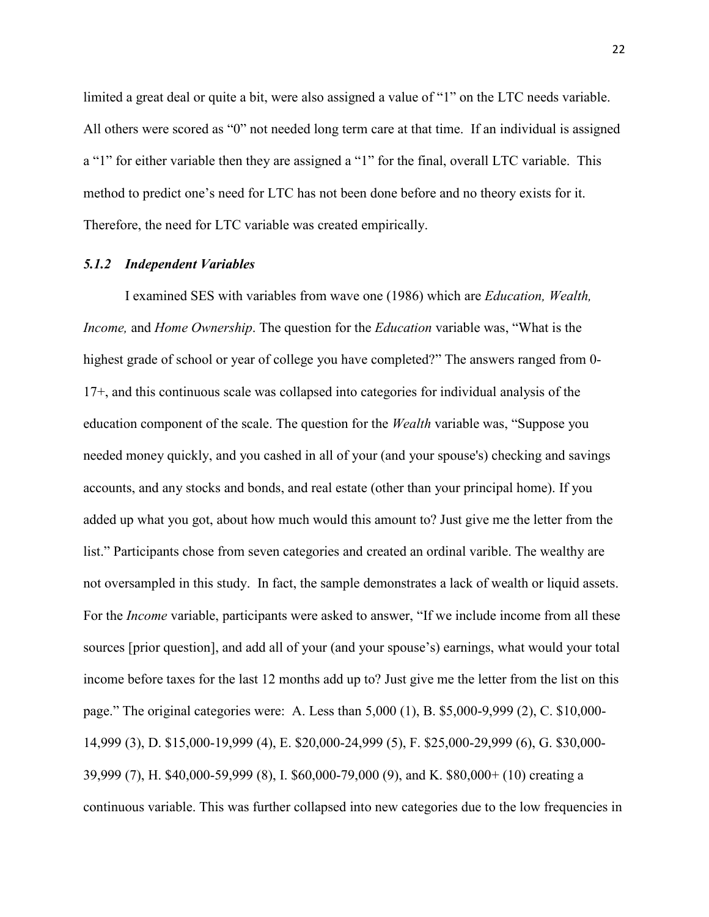limited a great deal or quite a bit, were also assigned a value of "1" on the LTC needs variable. All others were scored as "0" not needed long term care at that time. If an individual is assigned a "1" for either variable then they are assigned a "1" for the final, overall LTC variable. This method to predict one's need for LTC has not been done before and no theory exists for it. Therefore, the need for LTC variable was created empirically.

### *5.1.2 Independent Variables*

I examined SES with variables from wave one (1986) which are *Education, Wealth, Income,* and *Home Ownership*. The question for the *Education* variable was, "What is the highest grade of school or year of college you have completed?" The answers ranged from 0-17+, and this continuous scale was collapsed into categories for individual analysis of the education component of the scale. The question for the *Wealth* variable was, "Suppose you needed money quickly, and you cashed in all of your (and your spouse's) checking and savings accounts, and any stocks and bonds, and real estate (other than your principal home). If you added up what you got, about how much would this amount to? Just give me the letter from the list." Participants chose from seven categories and created an ordinal varible. The wealthy are not oversampled in this study. In fact, the sample demonstrates a lack of wealth or liquid assets. For the *Income* variable, participants were asked to answer, "If we include income from all these sources [prior question], and add all of your (and your spouse's) earnings, what would your total income before taxes for the last 12 months add up to? Just give me the letter from the list on this page." The original categories were: A. Less than 5,000 (1), B. $5,000-9,999 (2), C. $10,000-14,999 (3), D. $15,000-19,999 (4), E. $20,000-24,999 (5), F. $25,000-29,999 (6), G. $30,000-39,999 (7), H. $40,000-59,999 (8), I. $60,000-79,000 (9), and K. $80,000+ (10) creating a continuous variable. This was further collapsed into new categories due to the low frequencies in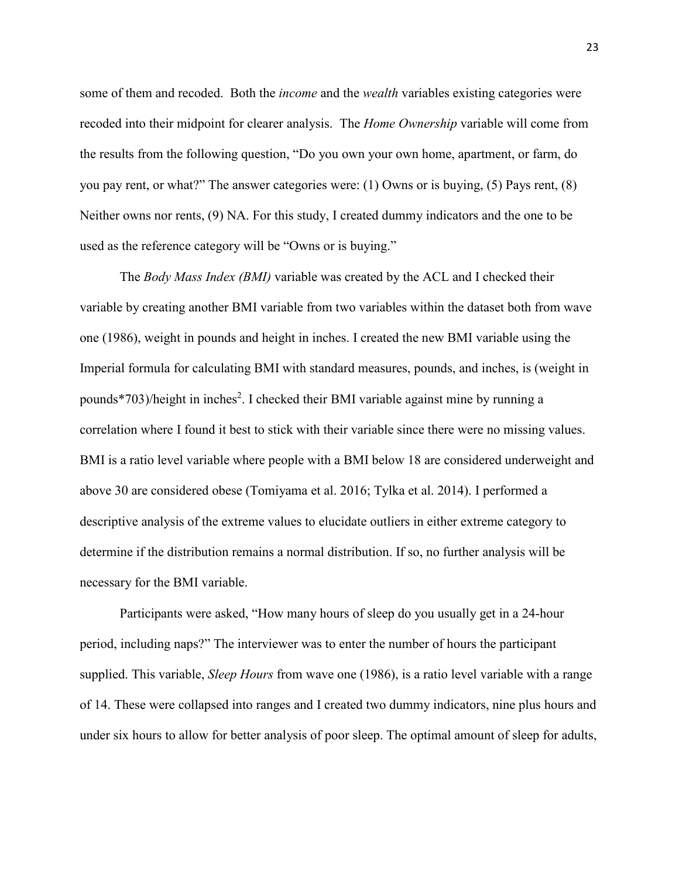some of them and recoded. Both the *income* and the *wealth* variables existing categories were recoded into their midpoint for clearer analysis. The *Home Ownership* variable will come from the results from the following question, "Do you own your own home, apartment, or farm, do you pay rent, or what?" The answer categories were: (1) Owns or is buying, (5) Pays rent, (8) Neither owns nor rents, (9) NA. For this study, I created dummy indicators and the one to be used as the reference category will be "Owns or is buying."

The *Body Mass Index (BMI)* variable was created by the ACL and I checked their variable by creating another BMI variable from two variables within the dataset both from wave one (1986), weight in pounds and height in inches. I created the new BMI variable using the Imperial formula for calculating BMI with standard measures, pounds, and inches, is (weight in pounds*703)/height in $\text{inches}^2$. I checked their BMI variable against mine by running a correlation where I found it best to stick with their variable since there were no missing values. BMI is a ratio level variable where people with a BMI below 18 are considered underweight and above 30 are considered obese (Tomiyama et al. 2016; Tylka et al. 2014). I performed a descriptive analysis of the extreme values to elucidate outliers in either extreme category to determine if the distribution remains a normal distribution. If so, no further analysis will be necessary for the BMI variable.

Participants were asked, "How many hours of sleep do you usually get in a 24-hour period, including naps?" The interviewer was to enter the number of hours the participant supplied. This variable, *Sleep Hours* from wave one (1986), is a ratio level variable with a range of 14. These were collapsed into ranges and I created two dummy indicators, nine plus hours and under six hours to allow for better analysis of poor sleep. The optimal amount of sleep for adults,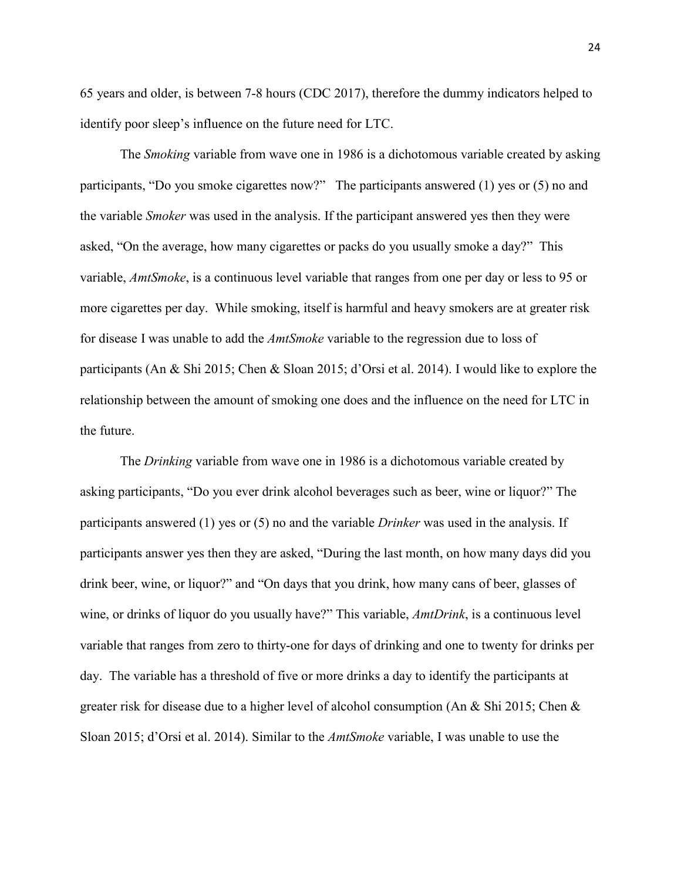65 years and older, is between 7-8 hours (CDC 2017), therefore the dummy indicators helped to identify poor sleep's influence on the future need for LTC.

The *Smoking* variable from wave one in 1986 is a dichotomous variable created by asking participants, "Do you smoke cigarettes now?" The participants answered (1) yes or (5) no and the variable *Smoker* was used in the analysis. If the participant answered yes then they were asked, "On the average, how many cigarettes or packs do you usually smoke a day?" This variable, *AmtSmoke*, is a continuous level variable that ranges from one per day or less to 95 or more cigarettes per day. While smoking, itself is harmful and heavy smokers are at greater risk for disease I was unable to add the *AmtSmoke* variable to the regression due to loss of participants (An & Shi 2015; Chen & Sloan 2015; d'Orsi et al. 2014). I would like to explore the relationship between the amount of smoking one does and the influence on the need for LTC in the future.

The *Drinking* variable from wave one in 1986 is a dichotomous variable created by asking participants, "Do you ever drink alcohol beverages such as beer, wine or liquor?" The participants answered (1) yes or (5) no and the variable *Drinker* was used in the analysis. If participants answer yes then they are asked, "During the last month, on how many days did you drink beer, wine, or liquor?" and "On days that you drink, how many cans of beer, glasses of wine, or drinks of liquor do you usually have?" This variable, *AmtDrink*, is a continuous level variable that ranges from zero to thirty-one for days of drinking and one to twenty for drinks per day. The variable has a threshold of five or more drinks a day to identify the participants at greater risk for disease due to a higher level of alcohol consumption (An & Shi 2015; Chen & Sloan 2015; d'Orsi et al. 2014). Similar to the *AmtSmoke* variable, I was unable to use the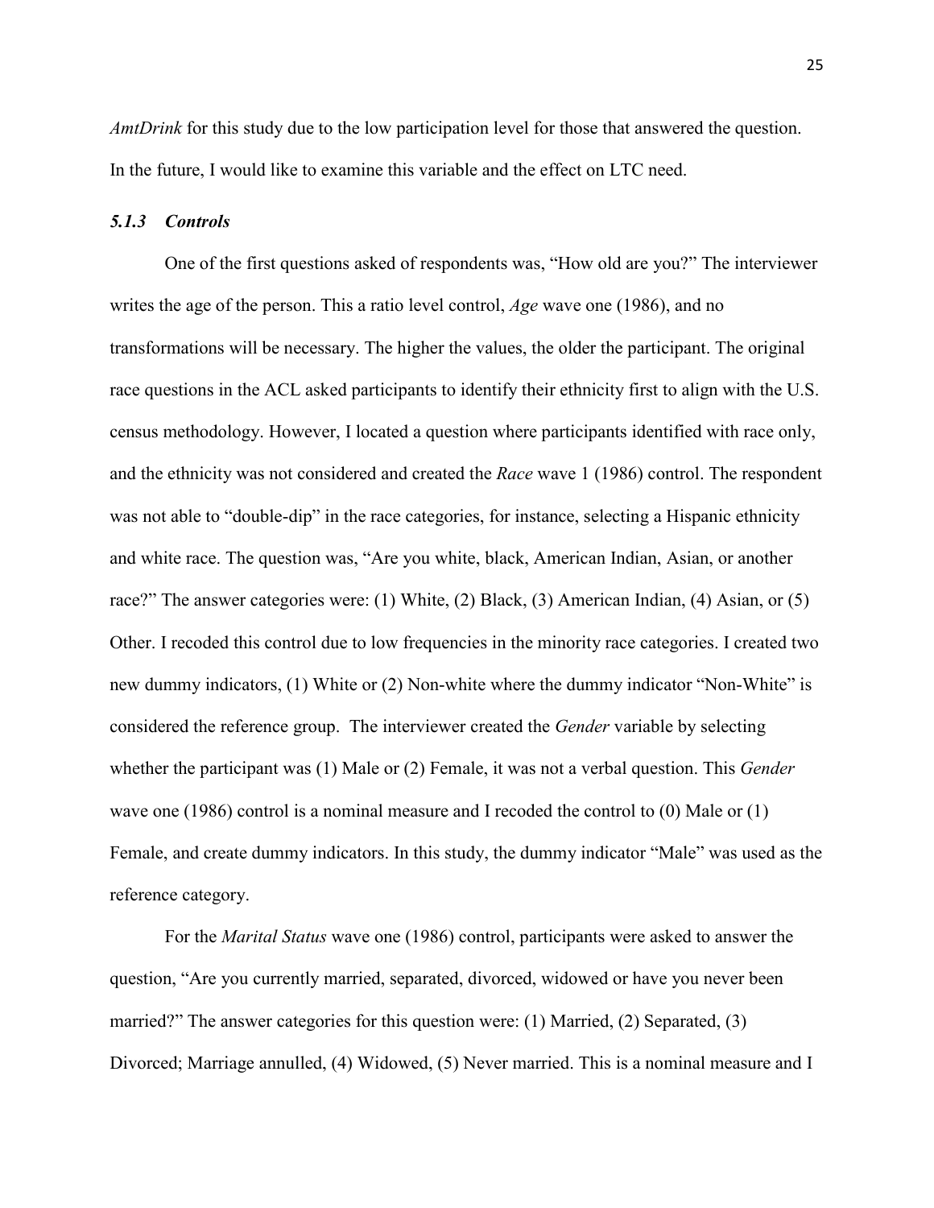*AmtDrink* for this study due to the low participation level for those that answered the question. In the future, I would like to examine this variable and the effect on LTC need.

### *5.1.3 Controls*

One of the first questions asked of respondents was, "How old are you?" The interviewer writes the age of the person. This a ratio level control, *Age* wave one (1986), and no transformations will be necessary. The higher the values, the older the participant. The original race questions in the ACL asked participants to identify their ethnicity first to align with the U.S. census methodology. However, I located a question where participants identified with race only, and the ethnicity was not considered and created the *Race* wave 1 (1986) control. The respondent was not able to "double-dip" in the race categories, for instance, selecting a Hispanic ethnicity and white race. The question was, "Are you white, black, American Indian, Asian, or another race?" The answer categories were: (1) White, (2) Black, (3) American Indian, (4) Asian, or (5) Other. I recoded this control due to low frequencies in the minority race categories. I created two new dummy indicators, (1) White or (2) Non-white where the dummy indicator "Non-White" is considered the reference group. The interviewer created the *Gender* variable by selecting whether the participant was (1) Male or (2) Female, it was not a verbal question. This *Gender* wave one (1986) control is a nominal measure and I recoded the control to (0) Male or (1) Female, and create dummy indicators. In this study, the dummy indicator "Male" was used as the reference category.

For the *Marital Status* wave one (1986) control, participants were asked to answer the question, "Are you currently married, separated, divorced, widowed or have you never been married?" The answer categories for this question were: (1) Married, (2) Separated, (3) Divorced; Marriage annulled, (4) Widowed, (5) Never married. This is a nominal measure and I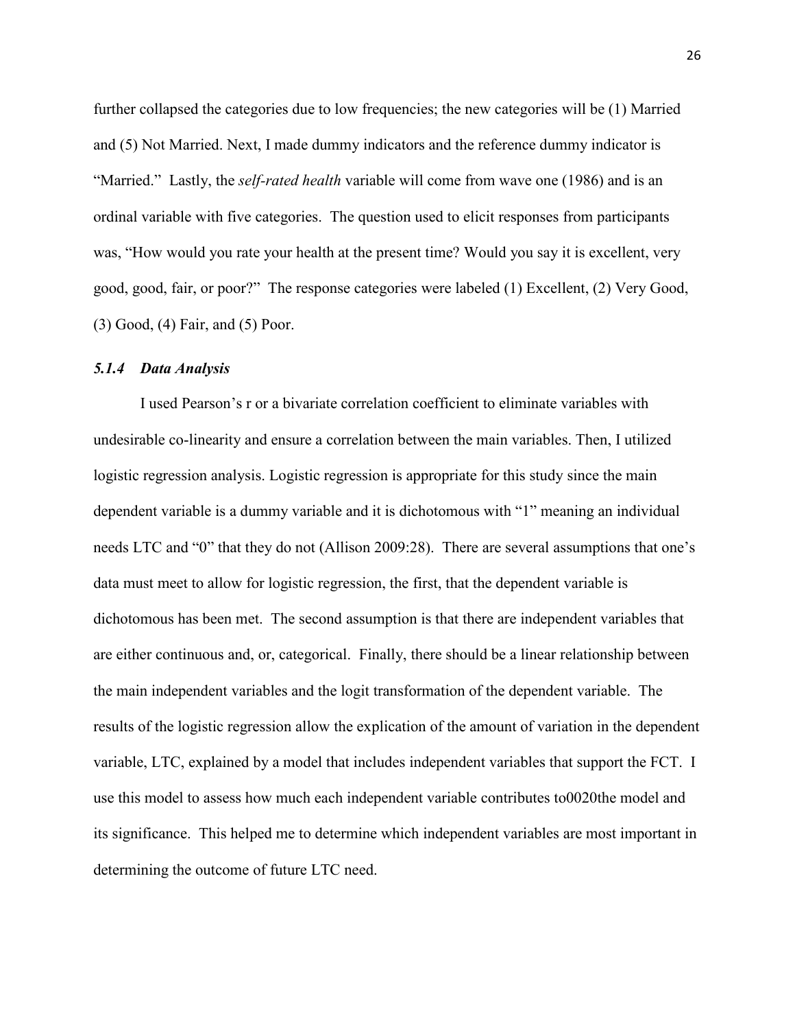further collapsed the categories due to low frequencies; the new categories will be (1) Married and (5) Not Married. Next, I made dummy indicators and the reference dummy indicator is "Married." Lastly, the *self-rated health* variable will come from wave one (1986) and is an ordinal variable with five categories. The question used to elicit responses from participants was, "How would you rate your health at the present time? Would you say it is excellent, very good, good, fair, or poor?" The response categories were labeled (1) Excellent, (2) Very Good, (3) Good, (4) Fair, and (5) Poor.

### *5.1.4 Data Analysis*

I used Pearson's r or a bivariate correlation coefficient to eliminate variables with undesirable co-linearity and ensure a correlation between the main variables. Then, I utilized logistic regression analysis. Logistic regression is appropriate for this study since the main dependent variable is a dummy variable and it is dichotomous with "1" meaning an individual needs LTC and "0" that they do not (Allison 2009:28). There are several assumptions that one's data must meet to allow for logistic regression, the first, that the dependent variable is dichotomous has been met. The second assumption is that there are independent variables that are either continuous and, or, categorical. Finally, there should be a linear relationship between the main independent variables and the logit transformation of the dependent variable. The results of the logistic regression allow the explication of the amount of variation in the dependent variable, LTC, explained by a model that includes independent variables that support the FCT. I use this model to assess how much each independent variable contributes to0020the model and its significance. This helped me to determine which independent variables are most important in determining the outcome of future LTC need.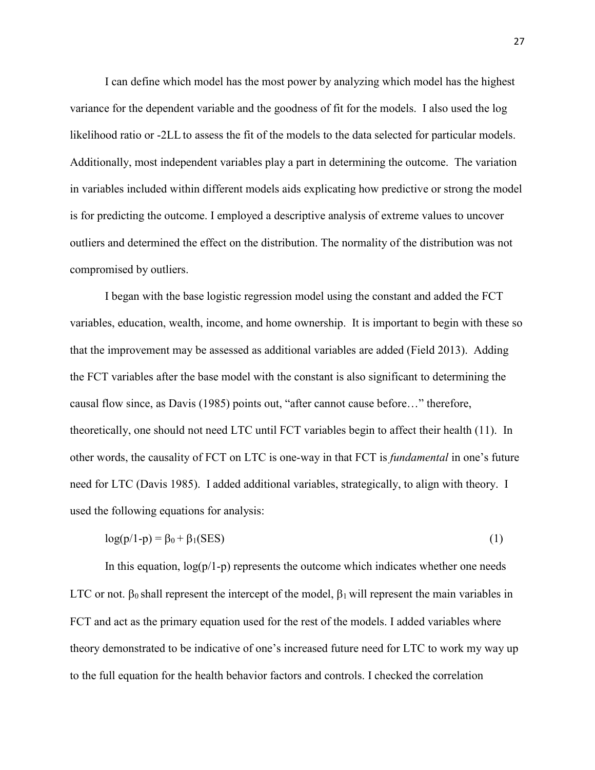I can define which model has the most power by analyzing which model has the highest variance for the dependent variable and the goodness of fit for the models. I also used the log likelihood ratio or -2LL to assess the fit of the models to the data selected for particular models. Additionally, most independent variables play a part in determining the outcome. The variation in variables included within different models aids explicating how predictive or strong the model is for predicting the outcome. I employed a descriptive analysis of extreme values to uncover outliers and determined the effect on the distribution. The normality of the distribution was not compromised by outliers.

I began with the base logistic regression model using the constant and added the FCT variables, education, wealth, income, and home ownership. It is important to begin with these so that the improvement may be assessed as additional variables are added (Field 2013). Adding the FCT variables after the base model with the constant is also significant to determining the causal flow since, as Davis (1985) points out, "after cannot cause before…" therefore, theoretically, one should not need LTC until FCT variables begin to affect their health (11). In other words, the causality of FCT on LTC is one-way in that FCT is *fundamental* in one's future need for LTC (Davis 1985). I added additional variables, strategically, to align with theory. I used the following equations for analysis:

$$\log(p/1\text{-}p) = \beta_0 + \beta_1(\text{SES}) \tag{1}$$

In this equation, $\log(p/1\text{-}p)$ represents the outcome which indicates whether one needs LTC or not. $\beta_0$ shall represent the intercept of the model, $\beta_1$ will represent the main variables in FCT and act as the primary equation used for the rest of the models. I added variables where theory demonstrated to be indicative of one's increased future need for LTC to work my way up to the full equation for the health behavior factors and controls. I checked the correlation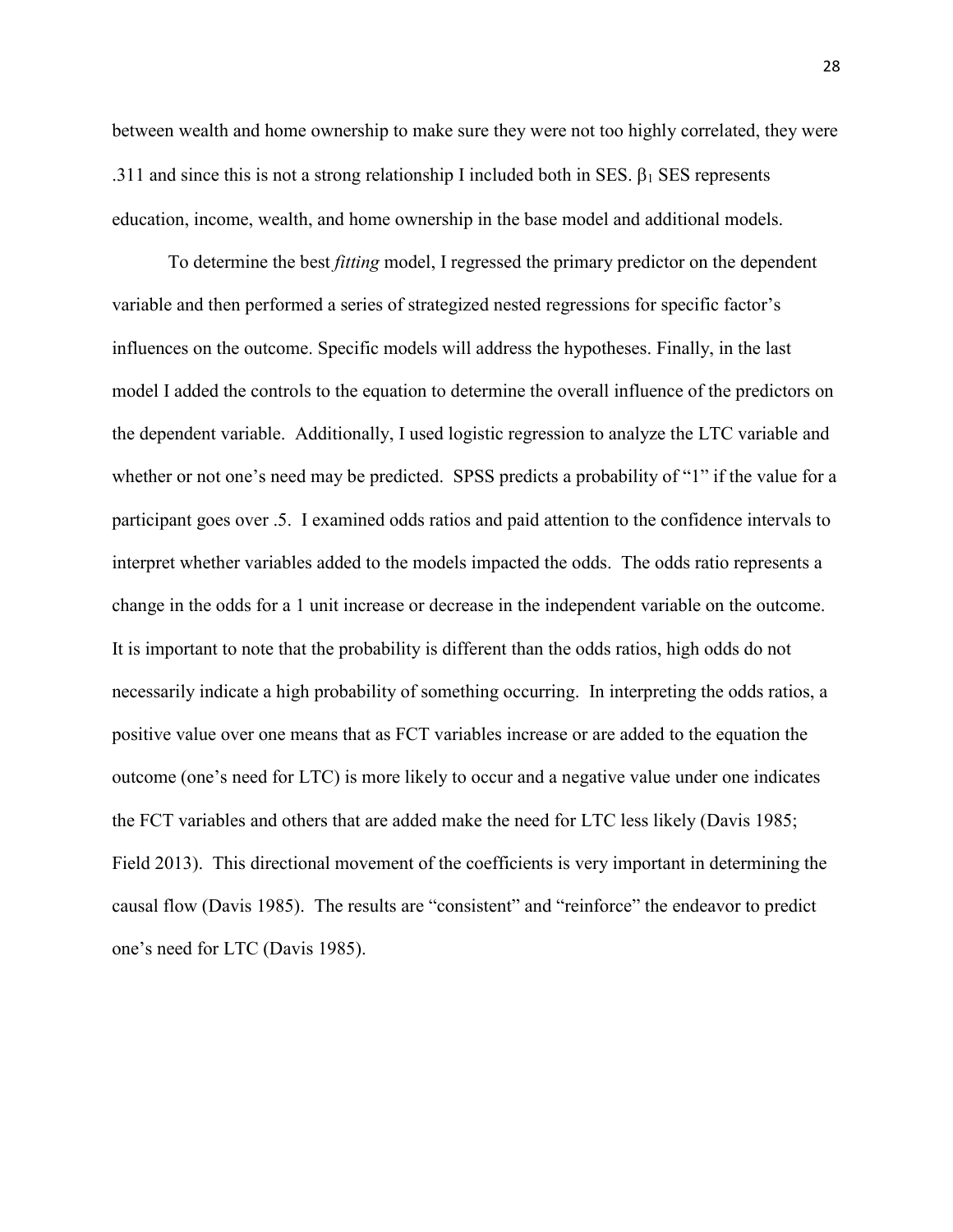between wealth and home ownership to make sure they were not too highly correlated, they were .311 and since this is not a strong relationship I included both in SES. $\beta_1$ SES represents education, income, wealth, and home ownership in the base model and additional models.

To determine the best *fitting* model, I regressed the primary predictor on the dependent variable and then performed a series of strategized nested regressions for specific factor's influences on the outcome. Specific models will address the hypotheses. Finally, in the last model I added the controls to the equation to determine the overall influence of the predictors on the dependent variable. Additionally, I used logistic regression to analyze the LTC variable and whether or not one's need may be predicted. SPSS predicts a probability of "1" if the value for a participant goes over .5. I examined odds ratios and paid attention to the confidence intervals to interpret whether variables added to the models impacted the odds. The odds ratio represents a change in the odds for a 1 unit increase or decrease in the independent variable on the outcome. It is important to note that the probability is different than the odds ratios, high odds do not necessarily indicate a high probability of something occurring. In interpreting the odds ratios, a positive value over one means that as FCT variables increase or are added to the equation the outcome (one's need for LTC) is more likely to occur and a negative value under one indicates the FCT variables and others that are added make the need for LTC less likely (Davis 1985; Field 2013). This directional movement of the coefficients is very important in determining the causal flow (Davis 1985). The results are "consistent" and "reinforce" the endeavor to predict one's need for LTC (Davis 1985).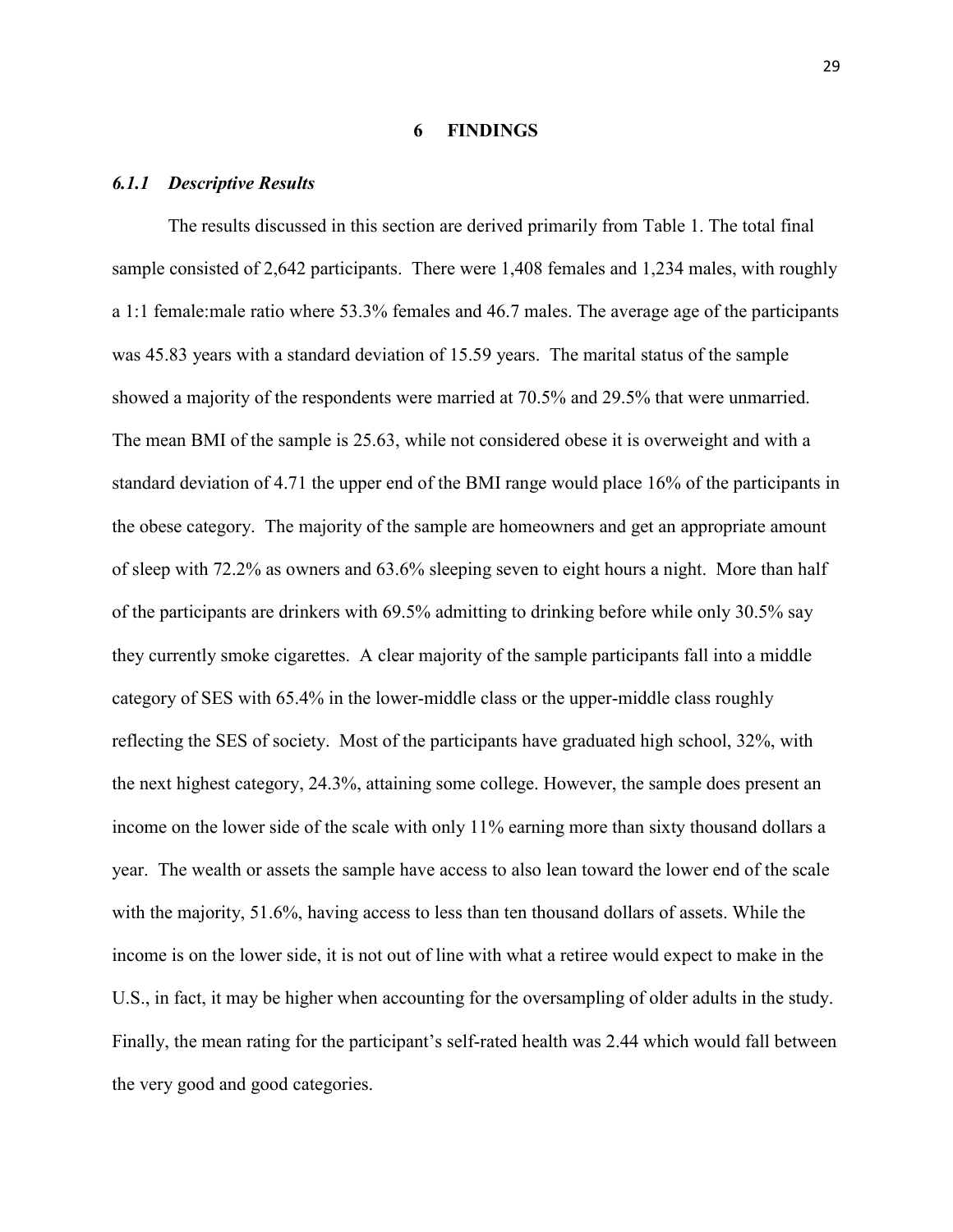# 6 FINDINGS

### *6.1.1 Descriptive Results*

The results discussed in this section are derived primarily from Table 1. The total final sample consisted of 2,642 participants. There were 1,408 females and 1,234 males, with roughly a 1:1 female:male ratio where 53.3% females and 46.7 males. The average age of the participants was 45.83 years with a standard deviation of 15.59 years. The marital status of the sample showed a majority of the respondents were married at 70.5% and 29.5% that were unmarried. The mean BMI of the sample is 25.63, while not considered obese it is overweight and with a standard deviation of 4.71 the upper end of the BMI range would place 16% of the participants in the obese category. The majority of the sample are homeowners and get an appropriate amount of sleep with 72.2% as owners and 63.6% sleeping seven to eight hours a night. More than half of the participants are drinkers with 69.5% admitting to drinking before while only 30.5% say they currently smoke cigarettes. A clear majority of the sample participants fall into a middle category of SES with 65.4% in the lower-middle class or the upper-middle class roughly reflecting the SES of society. Most of the participants have graduated high school, 32%, with the next highest category, 24.3%, attaining some college. However, the sample does present an income on the lower side of the scale with only 11% earning more than sixty thousand dollars a year. The wealth or assets the sample have access to also lean toward the lower end of the scale with the majority, 51.6%, having access to less than ten thousand dollars of assets. While the income is on the lower side, it is not out of line with what a retiree would expect to make in the U.S., in fact, it may be higher when accounting for the oversampling of older adults in the study. Finally, the mean rating for the participant's self-rated health was 2.44 which would fall between the very good and good categories.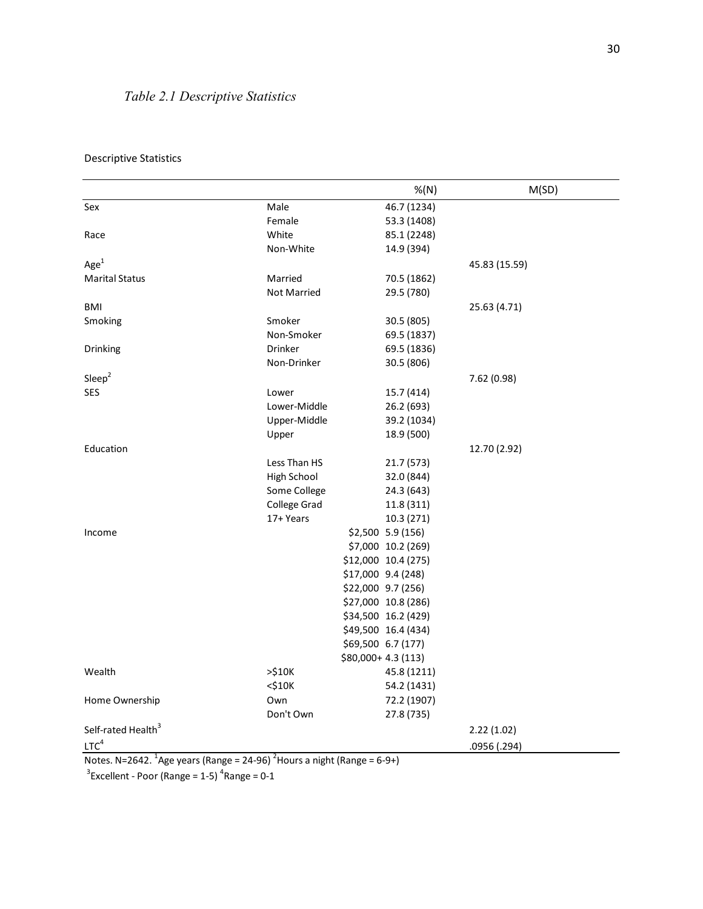*Table 2.1 Descriptive Statistics*

Descriptive Statistics

| | | %(N) | M(SD) |
|---|---|---|---|
| Sex | Male | 46.7 (1234) | |
| | Female | 53.3 (1408) | |
| Race | White | 85.1 (2248) | |
| | Non-White | 14.9 (394) | |
| Age[1] | | | 45.83 (15.59) |
| Marital Status | Married | 70.5 (1862) | |
| | Not Married | 29.5 (780) | |
| BMI | | | 25.63 (4.71) |
| Smoking | Smoker | 30.5 (805) | |
| | Non-Smoker | 69.5 (1837) | |
| Drinking | Drinker | 69.5 (1836) | |
| | Non-Drinker | 30.5 (806) | |
| Sleep[2] | | | 7.62 (0.98) |
| SES | Lower | 15.7 (414) | |
| | Lower-Middle | 26.2 (693) | |
| | Upper-Middle | 39.2 (1034) | |
| | Upper | 18.9 (500) | |
| Education | | | 12.70 (2.92) |
| | Less Than HS | 21.7 (573) | |
| | High School | 32.0 (844) | |
| | Some College | 24.3 (643) | |
| | College Grad | 11.8 (311) | |
| | 17+ Years | 10.3 (271) | |
| Income | $2,500 | 5.9 (156) | |
| | $7,000 | 10.2 (269) | |
| | $12,000 | 10.4 (275) | |
| | $17,000 | 9.4 (248) | |
| | $22,000 | 9.7 (256) | |
| | $27,000 | 10.8 (286) | |
| | $34,500 | 16.2 (429) | |
| | $49,500 | 16.4 (434) | |
| | $69,500 | 6.7 (177) | |
| | $80,000+ | 4.3 (113) | |
| Wealth | >$10K | 45.8 (1211) | |
| | <$10K | 54.2 (1431) | |
| Home Ownership | Own | 72.2 (1907) | |
| | Don't Own | 27.8 (735) | |
| Self-rated Health[3] | | | 2.22 (1.02) |
| LTC[4] | | | .0956 (.294) |

Notes. N=2642. [1]Age years (Range = 24-96) [2]Hours a night (Range = 6-9+)
[3]Excellent - Poor (Range = 1-5) [4]Range = 0-1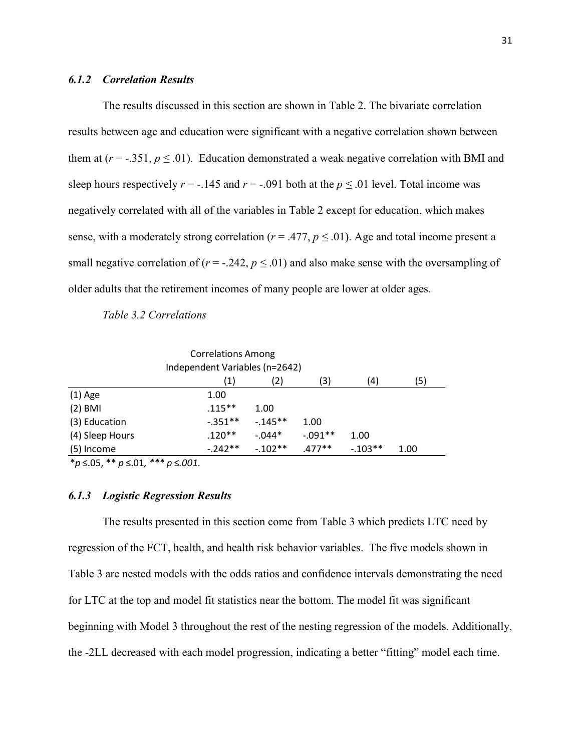### *6.1.2 Correlation Results*

The results discussed in this section are shown in Table 2. The bivariate correlation results between age and education were significant with a negative correlation shown between them at ($r$ = -.351, $p \leq .01$). Education demonstrated a weak negative correlation with BMI and sleep hours respectively $r$ = -.145 and $r$ = -.091 both at the $p \leq .01$ level. Total income was negatively correlated with all of the variables in Table 2 except for education, which makes sense, with a moderately strong correlation ($r$ = .477, $p \leq .01$). Age and total income present a small negative correlation of ($r$ = -.242, $p \leq .01$) and also make sense with the oversampling of older adults that the retirement incomes of many people are lower at older ages.

*Table 3.2 Correlations*

| Correlations Among Independent Variables (n=2642) | | | | | |
|---|---|---|---|---|---|
| | (1) | (2) | (3) | (4) | (5) |
| (1) Age | 1.00 | | | | |
| (2) BMI | .115** | 1.00 | | | |
| (3) Education | -.351** | -.145** | 1.00 | | |
| (4) Sleep Hours | .120** | -.044* | -.091** | 1.00 | |
| (5) Income | -.242** | -.102** | .477** | -.103** | 1.00 |

\*$p \leq .05$, \*\* $p \leq .01$, \*\*\* $p \leq .001$.

### *6.1.3 Logistic Regression Results*

The results presented in this section come from Table 3 which predicts LTC need by regression of the FCT, health, and health risk behavior variables. The five models shown in Table 3 are nested models with the odds ratios and confidence intervals demonstrating the need for LTC at the top and model fit statistics near the bottom. The model fit was significant beginning with Model 3 throughout the rest of the nesting regression of the models. Additionally, the -2LL decreased with each model progression, indicating a better "fitting" model each time.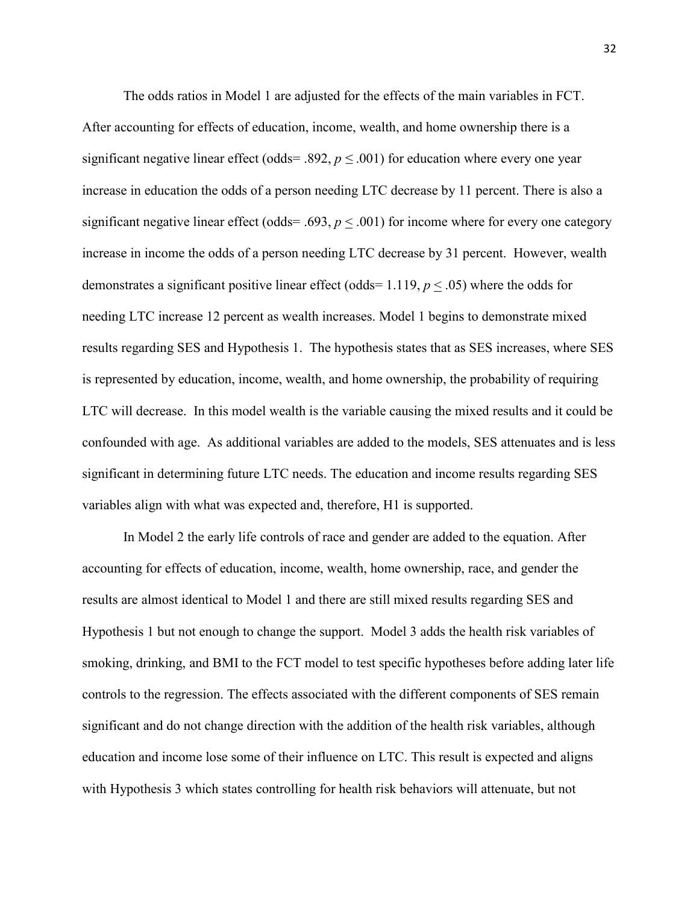The odds ratios in Model 1 are adjusted for the effects of the main variables in FCT. After accounting for effects of education, income, wealth, and home ownership there is a significant negative linear effect (odds= .892, $p \leq .001$) for education where every one year increase in education the odds of a person needing LTC decrease by 11 percent. There is also a significant negative linear effect (odds= .693, $p \leq .001$) for income where for every one category increase in income the odds of a person needing LTC decrease by 31 percent. However, wealth demonstrates a significant positive linear effect (odds= 1.119, $p \leq .05$) where the odds for needing LTC increase 12 percent as wealth increases. Model 1 begins to demonstrate mixed results regarding SES and Hypothesis 1. The hypothesis states that as SES increases, where SES is represented by education, income, wealth, and home ownership, the probability of requiring LTC will decrease. In this model wealth is the variable causing the mixed results and it could be confounded with age. As additional variables are added to the models, SES attenuates and is less significant in determining future LTC needs. The education and income results regarding SES variables align with what was expected and, therefore, H1 is supported.

In Model 2 the early life controls of race and gender are added to the equation. After accounting for effects of education, income, wealth, home ownership, race, and gender the results are almost identical to Model 1 and there are still mixed results regarding SES and Hypothesis 1 but not enough to change the support. Model 3 adds the health risk variables of smoking, drinking, and BMI to the FCT model to test specific hypotheses before adding later life controls to the regression. The effects associated with the different components of SES remain significant and do not change direction with the addition of the health risk variables, although education and income lose some of their influence on LTC. This result is expected and aligns with Hypothesis 3 which states controlling for health risk behaviors will attenuate, but not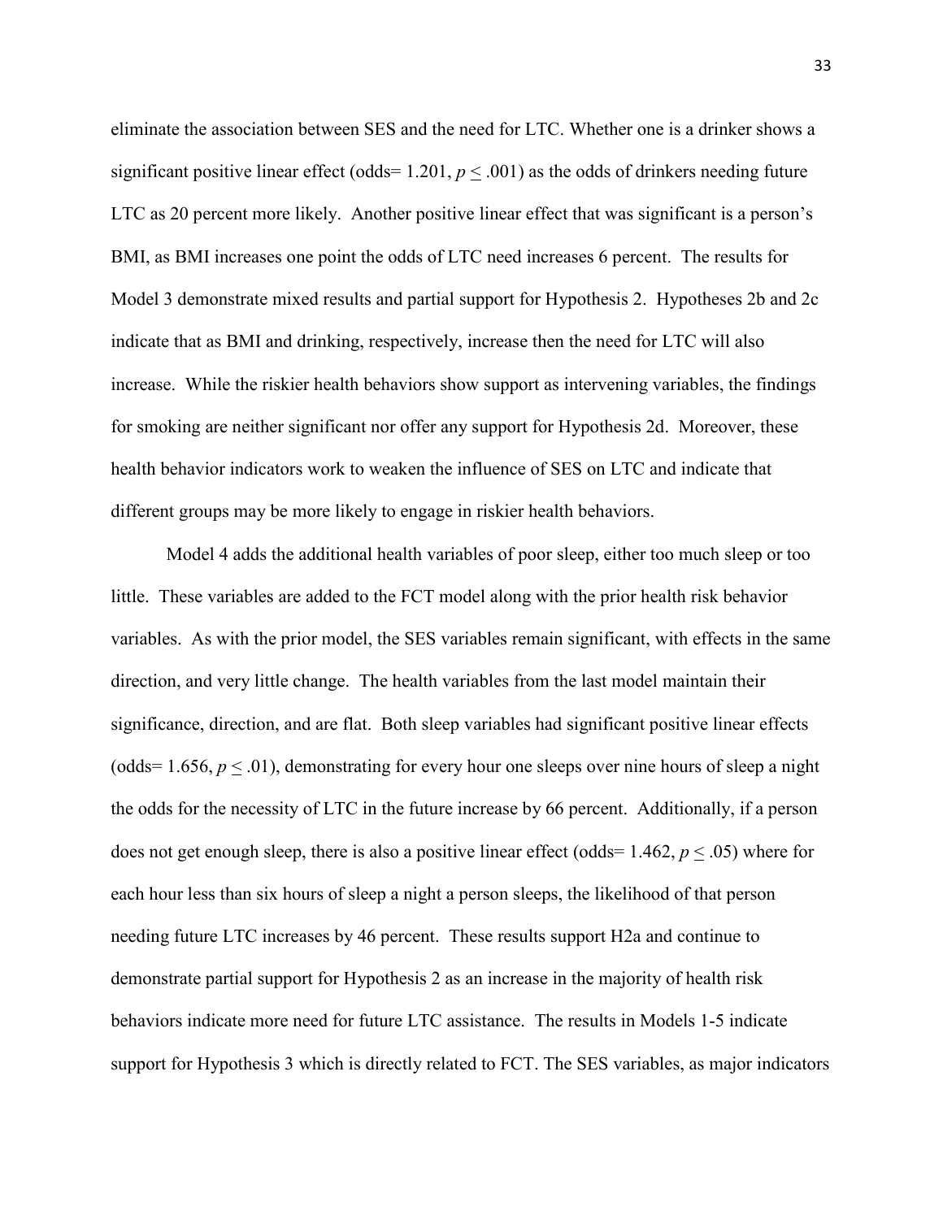eliminate the association between SES and the need for LTC. Whether one is a drinker shows a significant positive linear effect (odds= 1.201, $p \leq .001$) as the odds of drinkers needing future LTC as 20 percent more likely. Another positive linear effect that was significant is a person's BMI, as BMI increases one point the odds of LTC need increases 6 percent. The results for Model 3 demonstrate mixed results and partial support for Hypothesis 2. Hypotheses 2b and 2c indicate that as BMI and drinking, respectively, increase then the need for LTC will also increase. While the riskier health behaviors show support as intervening variables, the findings for smoking are neither significant nor offer any support for Hypothesis 2d. Moreover, these health behavior indicators work to weaken the influence of SES on LTC and indicate that different groups may be more likely to engage in riskier health behaviors.

Model 4 adds the additional health variables of poor sleep, either too much sleep or too little. These variables are added to the FCT model along with the prior health risk behavior variables. As with the prior model, the SES variables remain significant, with effects in the same direction, and very little change. The health variables from the last model maintain their significance, direction, and are flat. Both sleep variables had significant positive linear effects (odds= 1.656, $p \leq .01$), demonstrating for every hour one sleeps over nine hours of sleep a night the odds for the necessity of LTC in the future increase by 66 percent. Additionally, if a person does not get enough sleep, there is also a positive linear effect (odds= 1.462, $p \leq .05$) where for each hour less than six hours of sleep a night a person sleeps, the likelihood of that person needing future LTC increases by 46 percent. These results support H2a and continue to demonstrate partial support for Hypothesis 2 as an increase in the majority of health risk behaviors indicate more need for future LTC assistance. The results in Models 1-5 indicate support for Hypothesis 3 which is directly related to FCT. The SES variables, as major indicators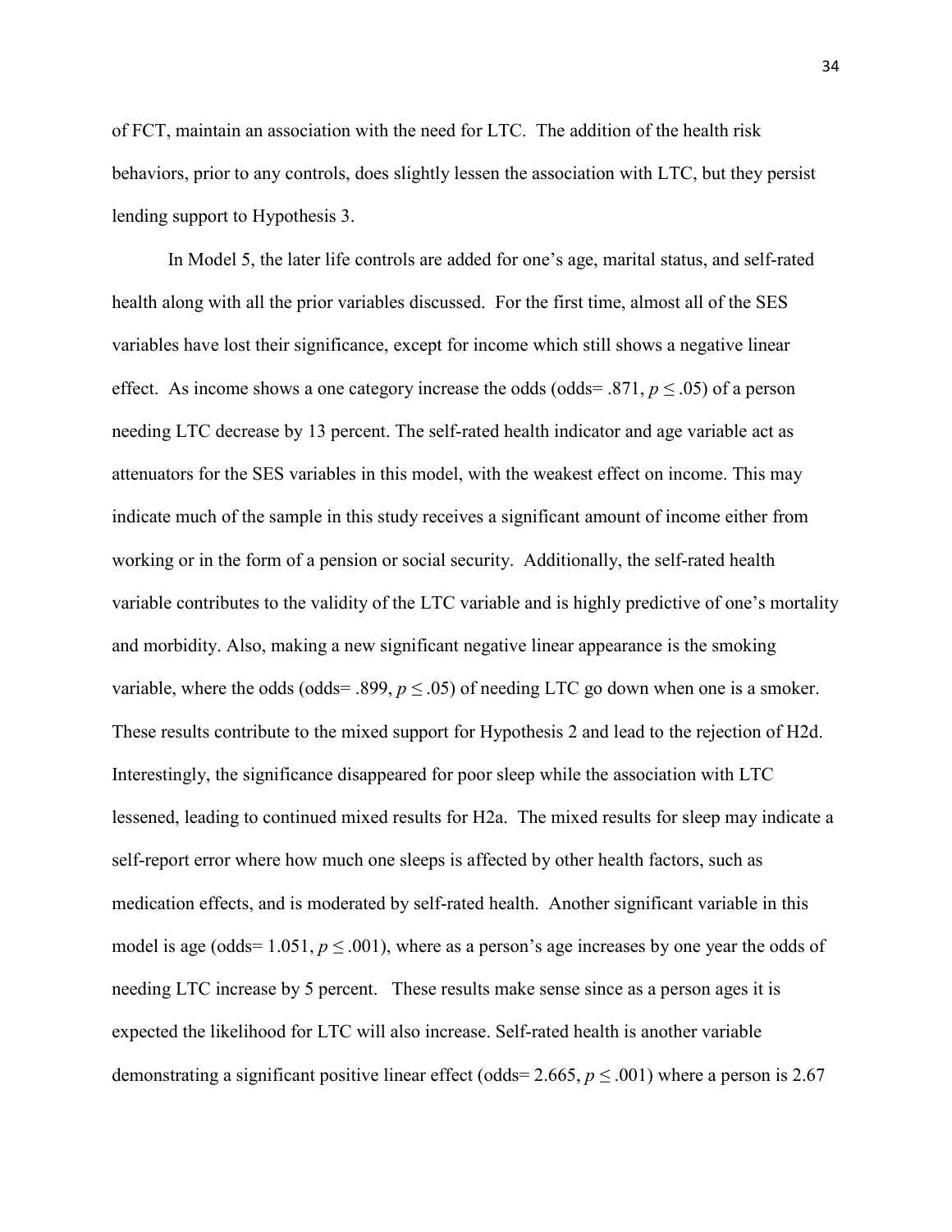of FCT, maintain an association with the need for LTC. The addition of the health risk behaviors, prior to any controls, does slightly lessen the association with LTC, but they persist lending support to Hypothesis 3.

In Model 5, the later life controls are added for one's age, marital status, and self-rated health along with all the prior variables discussed. For the first time, almost all of the SES variables have lost their significance, except for income which still shows a negative linear effect. As income shows a one category increase the odds (odds= .871, $p \leq .05$) of a person needing LTC decrease by 13 percent. The self-rated health indicator and age variable act as attenuators for the SES variables in this model, with the weakest effect on income. This may indicate much of the sample in this study receives a significant amount of income either from working or in the form of a pension or social security. Additionally, the self-rated health variable contributes to the validity of the LTC variable and is highly predictive of one's mortality and morbidity. Also, making a new significant negative linear appearance is the smoking variable, where the odds (odds= .899, $p \leq .05$) of needing LTC go down when one is a smoker. These results contribute to the mixed support for Hypothesis 2 and lead to the rejection of H2d. Interestingly, the significance disappeared for poor sleep while the association with LTC lessened, leading to continued mixed results for H2a. The mixed results for sleep may indicate a self-report error where how much one sleeps is affected by other health factors, such as medication effects, and is moderated by self-rated health. Another significant variable in this model is age (odds= 1.051, $p \leq .001$), where as a person's age increases by one year the odds of needing LTC increase by 5 percent. These results make sense since as a person ages it is expected the likelihood for LTC will also increase. Self-rated health is another variable demonstrating a significant positive linear effect (odds= 2.665, $p \leq .001$) where a person is 2.67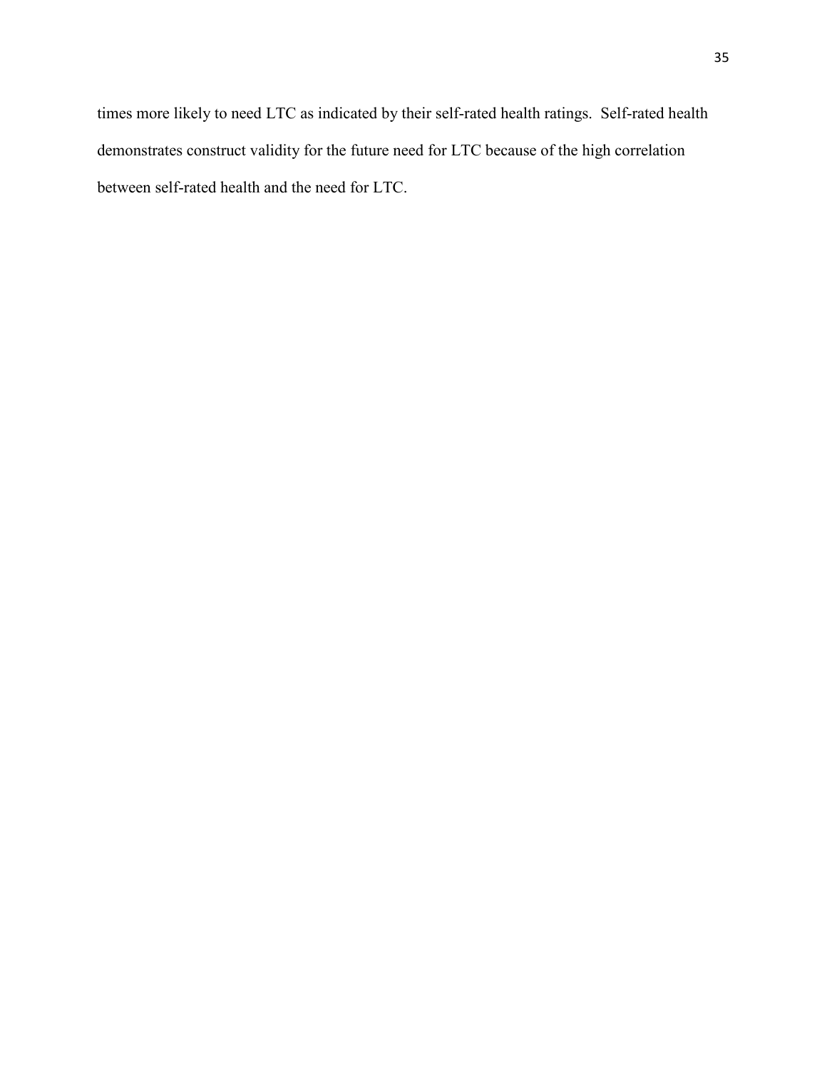times more likely to need LTC as indicated by their self-rated health ratings.  Self-rated health demonstrates construct validity for the future need for LTC because of the high correlation between self-rated health and the need for LTC.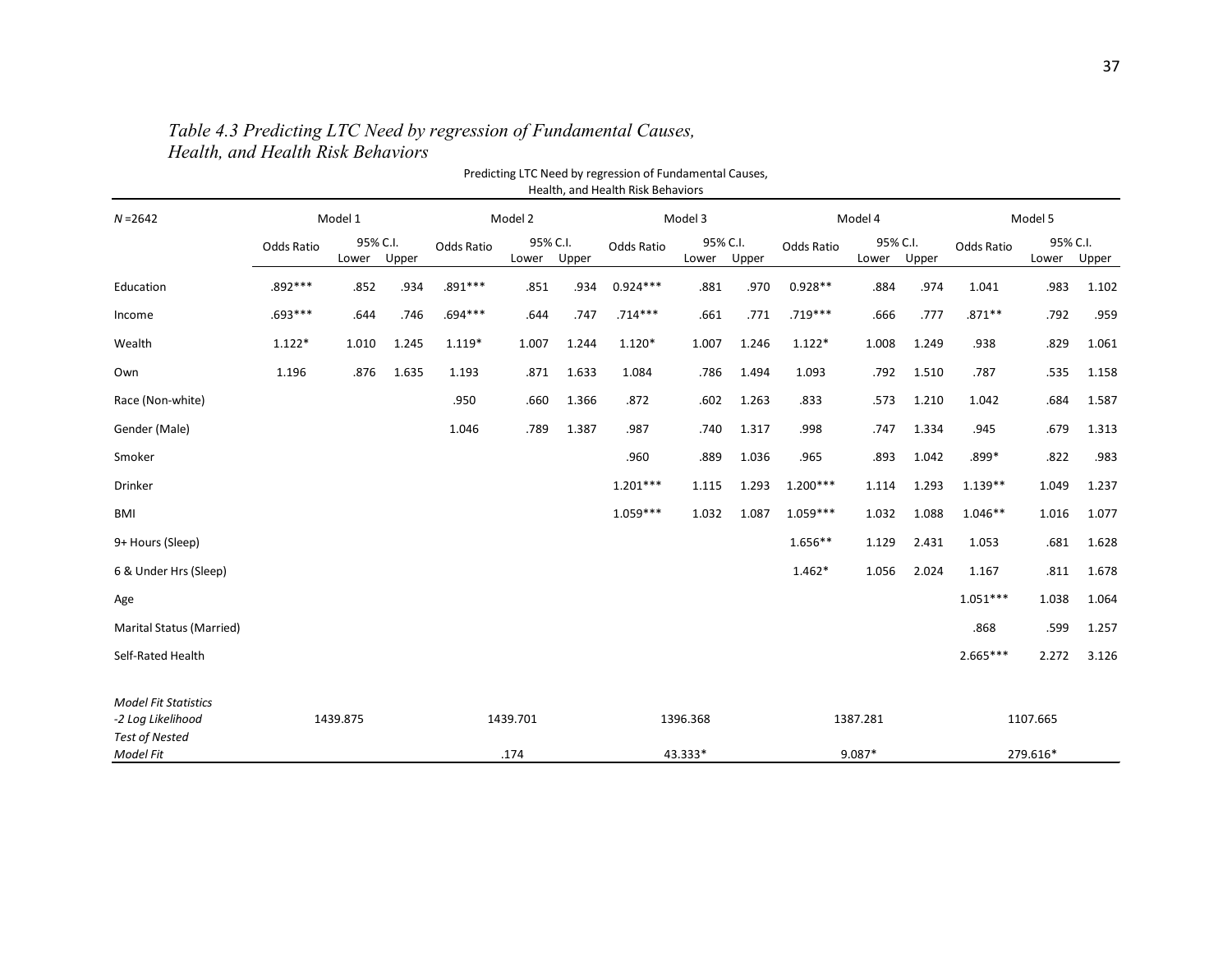*Table 4.3 Predicting LTC Need by regression of Fundamental Causes, Health, and Health Risk Behaviors*

Predicting LTC Need by regression of Fundamental Causes, Health, and Health Risk Behaviors

| *N* =2642 | Model 1 | | | Model 2 | | | Model 3 | | | Model 4 | | | Model 5 | | |
|---|---|---|---|---|---|---|---|---|---|---|---|---|---|---|---|
| | Odds Ratio | 95% C.I. Lower | Upper | Odds Ratio | 95% C.I. Lower | Upper | Odds Ratio | 95% C.I. Lower | Upper | Odds Ratio | 95% C.I. Lower | Upper | Odds Ratio | 95% C.I. Lower | Upper |
| Education | .892*** | .852 | .934 | .891*** | .851 | .934 | 0.924*** | .881 | .970 | 0.928** | .884 | .974 | 1.041 | .983 | 1.102 |
| Income | .693*** | .644 | .746 | .694*** | .644 | .747 | .714*** | .661 | .771 | .719*** | .666 | .777 | .871** | .792 | .959 |
| Wealth | 1.122* | 1.010 | 1.245 | 1.119* | 1.007 | 1.244 | 1.120* | 1.007 | 1.246 | 1.122* | 1.008 | 1.249 | .938 | .829 | 1.061 |
| Own | 1.196 | .876 | 1.635 | 1.193 | .871 | 1.633 | 1.084 | .786 | 1.494 | 1.093 | .792 | 1.510 | .787 | .535 | 1.158 |
| Race (Non-white) | | | | .950 | .660 | 1.366 | .872 | .602 | 1.263 | .833 | .573 | 1.210 | 1.042 | .684 | 1.587 |
| Gender (Male) | | | | 1.046 | .789 | 1.387 | .987 | .740 | 1.317 | .998 | .747 | 1.334 | .945 | .679 | 1.313 |
| Smoker | | | | | | | .960 | .889 | 1.036 | .965 | .893 | 1.042 | .899* | .822 | .983 |
| Drinker | | | | | | | 1.201*** | 1.115 | 1.293 | 1.200*** | 1.114 | 1.293 | 1.139** | 1.049 | 1.237 |
| BMI | | | | | | | 1.059*** | 1.032 | 1.087 | 1.059*** | 1.032 | 1.088 | 1.046** | 1.016 | 1.077 |
| 9+ Hours (Sleep) | | | | | | | | | | 1.656** | 1.129 | 2.431 | 1.053 | .681 | 1.628 |
| 6 & Under Hrs (Sleep) | | | | | | | | | | 1.462* | 1.056 | 2.024 | 1.167 | .811 | 1.678 |
| Age | | | | | | | | | | | | | 1.051*** | 1.038 | 1.064 |
| Marital Status (Married) | | | | | | | | | | | | | .868 | .599 | 1.257 |
| Self-Rated Health | | | | | | | | | | | | | 2.665*** | 2.272 | 3.126 |
| *Model Fit Statistics* | | | | | | | | | | | | | | | |
| *-2 Log Likelihood* | 1439.875 | | | 1439.701 | | | 1396.368 | | | 1387.281 | | | 1107.665 | | |
| *Test of Nested Model Fit* | | | | .174 | | | 43.333* | | | 9.087* | | | 279.616* | | |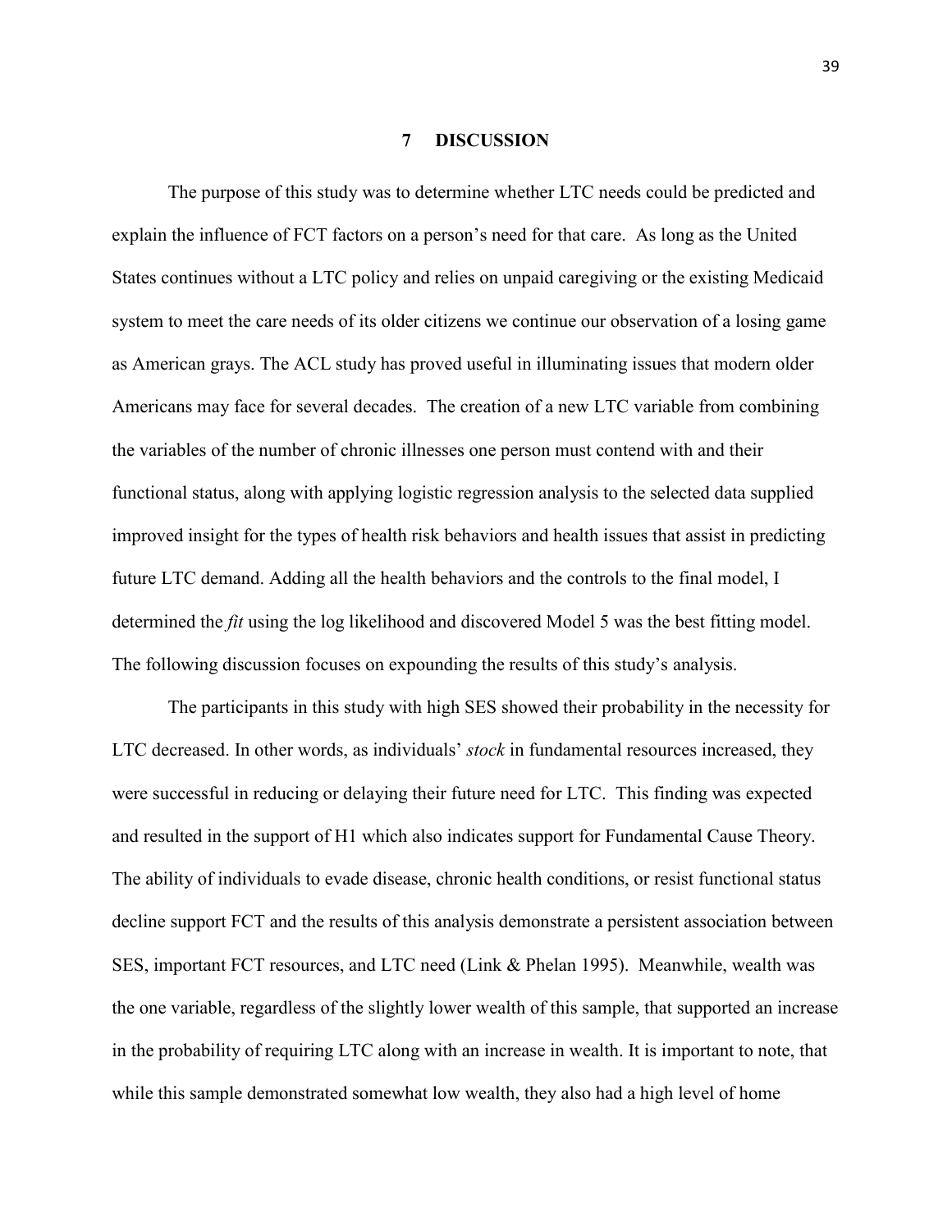# 7 DISCUSSION

The purpose of this study was to determine whether LTC needs could be predicted and explain the influence of FCT factors on a person's need for that care. As long as the United States continues without a LTC policy and relies on unpaid caregiving or the existing Medicaid system to meet the care needs of its older citizens we continue our observation of a losing game as American grays. The ACL study has proved useful in illuminating issues that modern older Americans may face for several decades. The creation of a new LTC variable from combining the variables of the number of chronic illnesses one person must contend with and their functional status, along with applying logistic regression analysis to the selected data supplied improved insight for the types of health risk behaviors and health issues that assist in predicting future LTC demand. Adding all the health behaviors and the controls to the final model, I determined the *fit* using the log likelihood and discovered Model 5 was the best fitting model. The following discussion focuses on expounding the results of this study's analysis.

The participants in this study with high SES showed their probability in the necessity for LTC decreased. In other words, as individuals' *stock* in fundamental resources increased, they were successful in reducing or delaying their future need for LTC. This finding was expected and resulted in the support of H1 which also indicates support for Fundamental Cause Theory. The ability of individuals to evade disease, chronic health conditions, or resist functional status decline support FCT and the results of this analysis demonstrate a persistent association between SES, important FCT resources, and LTC need (Link & Phelan 1995). Meanwhile, wealth was the one variable, regardless of the slightly lower wealth of this sample, that supported an increase in the probability of requiring LTC along with an increase in wealth. It is important to note, that while this sample demonstrated somewhat low wealth, they also had a high level of home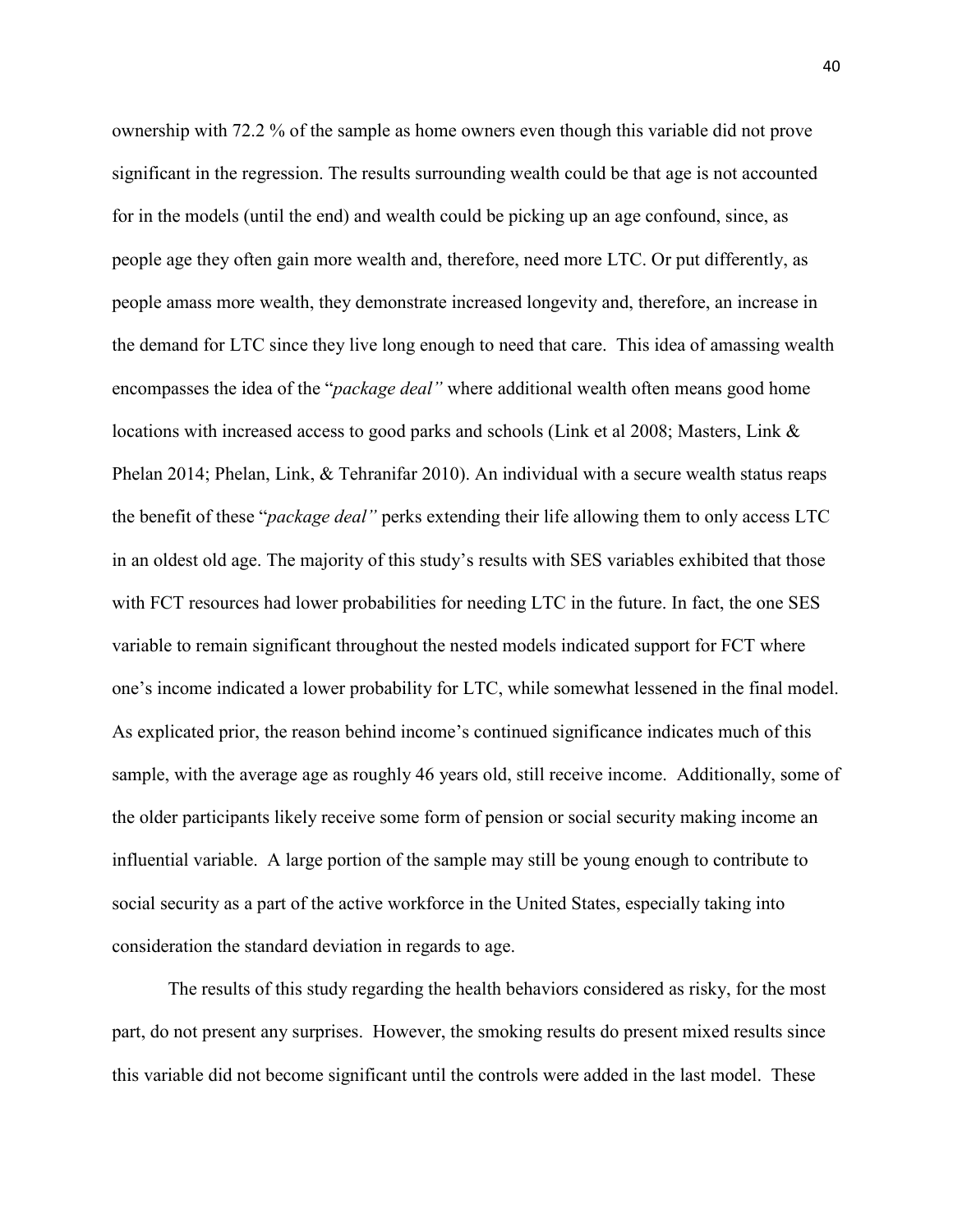ownership with 72.2 % of the sample as home owners even though this variable did not prove significant in the regression. The results surrounding wealth could be that age is not accounted for in the models (until the end) and wealth could be picking up an age confound, since, as people age they often gain more wealth and, therefore, need more LTC. Or put differently, as people amass more wealth, they demonstrate increased longevity and, therefore, an increase in the demand for LTC since they live long enough to need that care. This idea of amassing wealth encompasses the idea of the "*package deal"* where additional wealth often means good home locations with increased access to good parks and schools (Link et al 2008; Masters, Link & Phelan 2014; Phelan, Link, & Tehranifar 2010). An individual with a secure wealth status reaps the benefit of these "*package deal"* perks extending their life allowing them to only access LTC in an oldest old age. The majority of this study's results with SES variables exhibited that those with FCT resources had lower probabilities for needing LTC in the future. In fact, the one SES variable to remain significant throughout the nested models indicated support for FCT where one's income indicated a lower probability for LTC, while somewhat lessened in the final model. As explicated prior, the reason behind income's continued significance indicates much of this sample, with the average age as roughly 46 years old, still receive income. Additionally, some of the older participants likely receive some form of pension or social security making income an influential variable. A large portion of the sample may still be young enough to contribute to social security as a part of the active workforce in the United States, especially taking into consideration the standard deviation in regards to age.

The results of this study regarding the health behaviors considered as risky, for the most part, do not present any surprises. However, the smoking results do present mixed results since this variable did not become significant until the controls were added in the last model. These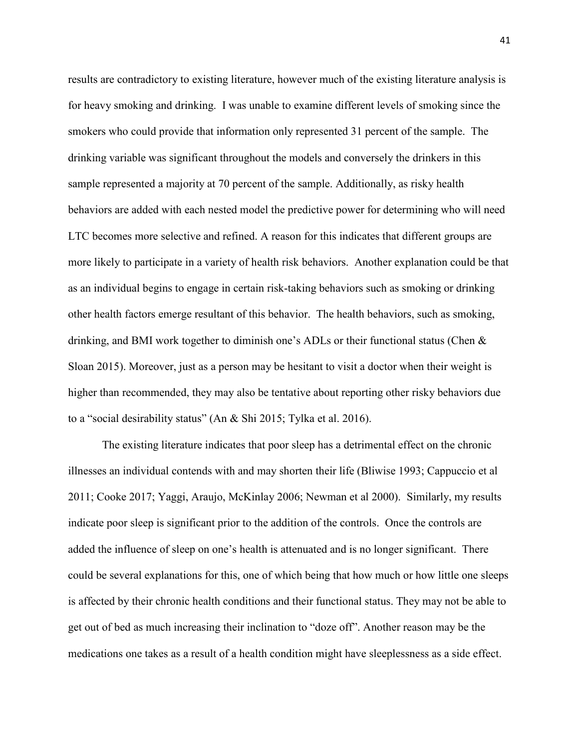results are contradictory to existing literature, however much of the existing literature analysis is for heavy smoking and drinking. I was unable to examine different levels of smoking since the smokers who could provide that information only represented 31 percent of the sample. The drinking variable was significant throughout the models and conversely the drinkers in this sample represented a majority at 70 percent of the sample. Additionally, as risky health behaviors are added with each nested model the predictive power for determining who will need LTC becomes more selective and refined. A reason for this indicates that different groups are more likely to participate in a variety of health risk behaviors. Another explanation could be that as an individual begins to engage in certain risk-taking behaviors such as smoking or drinking other health factors emerge resultant of this behavior. The health behaviors, such as smoking, drinking, and BMI work together to diminish one's ADLs or their functional status (Chen & Sloan 2015). Moreover, just as a person may be hesitant to visit a doctor when their weight is higher than recommended, they may also be tentative about reporting other risky behaviors due to a "social desirability status" (An & Shi 2015; Tylka et al. 2016).

The existing literature indicates that poor sleep has a detrimental effect on the chronic illnesses an individual contends with and may shorten their life (Bliwise 1993; Cappuccio et al 2011; Cooke 2017; Yaggi, Araujo, McKinlay 2006; Newman et al 2000). Similarly, my results indicate poor sleep is significant prior to the addition of the controls. Once the controls are added the influence of sleep on one's health is attenuated and is no longer significant. There could be several explanations for this, one of which being that how much or how little one sleeps is affected by their chronic health conditions and their functional status. They may not be able to get out of bed as much increasing their inclination to "doze off". Another reason may be the medications one takes as a result of a health condition might have sleeplessness as a side effect.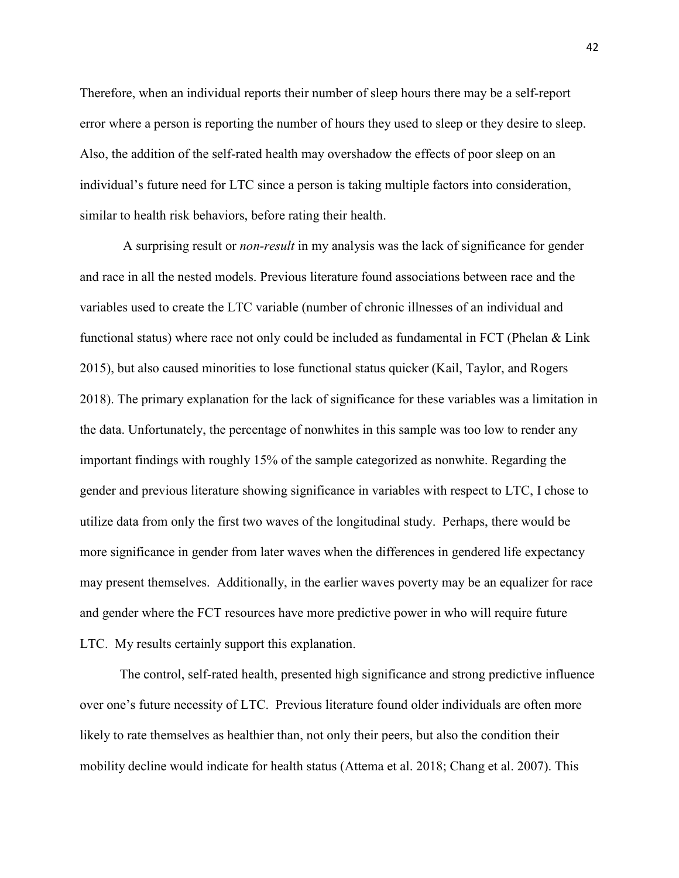Therefore, when an individual reports their number of sleep hours there may be a self-report error where a person is reporting the number of hours they used to sleep or they desire to sleep. Also, the addition of the self-rated health may overshadow the effects of poor sleep on an individual's future need for LTC since a person is taking multiple factors into consideration, similar to health risk behaviors, before rating their health.

A surprising result or *non-result* in my analysis was the lack of significance for gender and race in all the nested models. Previous literature found associations between race and the variables used to create the LTC variable (number of chronic illnesses of an individual and functional status) where race not only could be included as fundamental in FCT (Phelan & Link 2015), but also caused minorities to lose functional status quicker (Kail, Taylor, and Rogers 2018). The primary explanation for the lack of significance for these variables was a limitation in the data. Unfortunately, the percentage of nonwhites in this sample was too low to render any important findings with roughly 15% of the sample categorized as nonwhite. Regarding the gender and previous literature showing significance in variables with respect to LTC, I chose to utilize data from only the first two waves of the longitudinal study. Perhaps, there would be more significance in gender from later waves when the differences in gendered life expectancy may present themselves. Additionally, in the earlier waves poverty may be an equalizer for race and gender where the FCT resources have more predictive power in who will require future LTC. My results certainly support this explanation.

The control, self-rated health, presented high significance and strong predictive influence over one's future necessity of LTC. Previous literature found older individuals are often more likely to rate themselves as healthier than, not only their peers, but also the condition their mobility decline would indicate for health status (Attema et al. 2018; Chang et al. 2007). This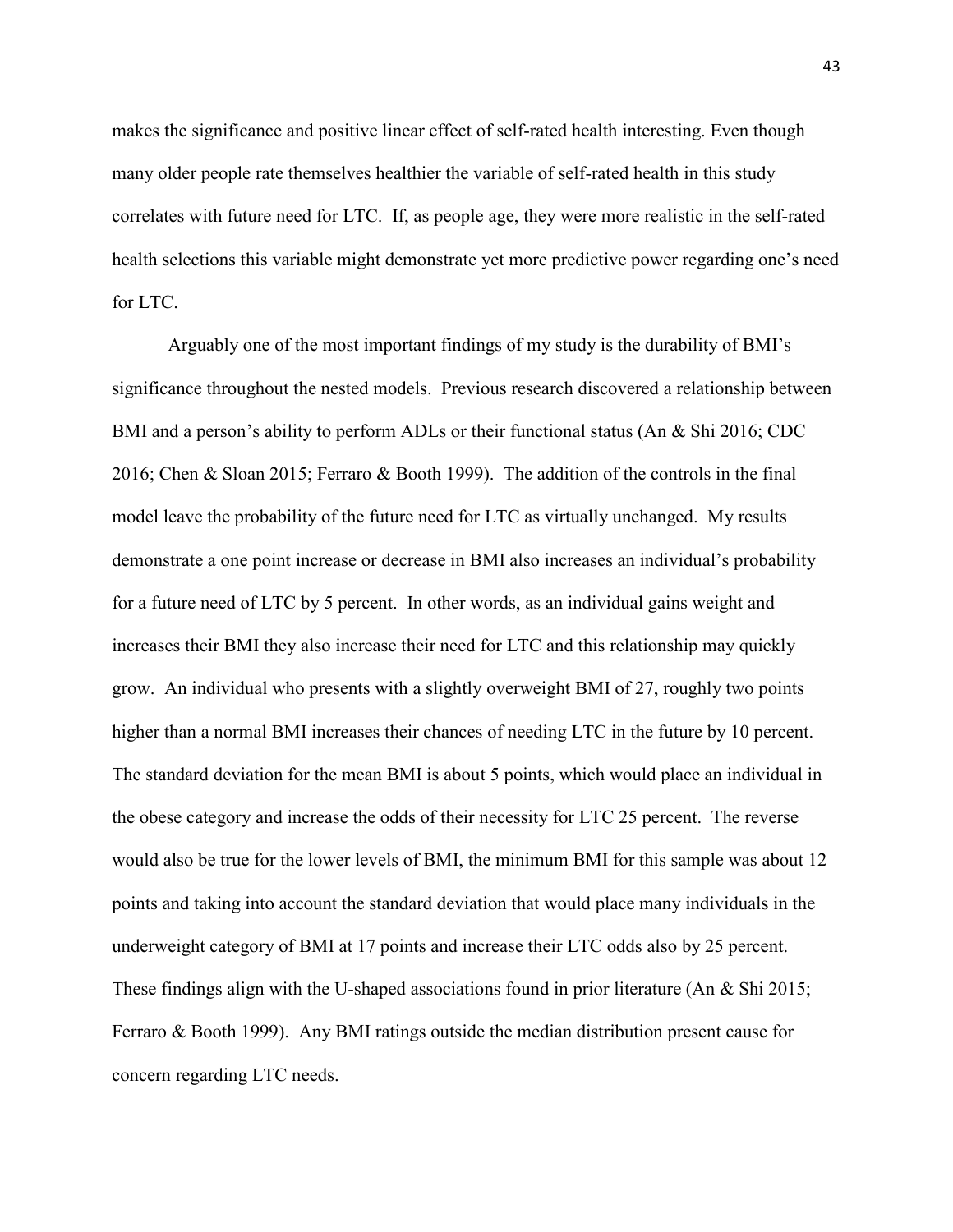makes the significance and positive linear effect of self-rated health interesting. Even though many older people rate themselves healthier the variable of self-rated health in this study correlates with future need for LTC.  If, as people age, they were more realistic in the self-rated health selections this variable might demonstrate yet more predictive power regarding one's need for LTC.

Arguably one of the most important findings of my study is the durability of BMI's significance throughout the nested models.  Previous research discovered a relationship between BMI and a person's ability to perform ADLs or their functional status (An & Shi 2016; CDC 2016; Chen & Sloan 2015; Ferraro & Booth 1999).  The addition of the controls in the final model leave the probability of the future need for LTC as virtually unchanged.  My results demonstrate a one point increase or decrease in BMI also increases an individual's probability for a future need of LTC by 5 percent.  In other words, as an individual gains weight and increases their BMI they also increase their need for LTC and this relationship may quickly grow.  An individual who presents with a slightly overweight BMI of 27, roughly two points higher than a normal BMI increases their chances of needing LTC in the future by 10 percent.  The standard deviation for the mean BMI is about 5 points, which would place an individual in the obese category and increase the odds of their necessity for LTC 25 percent.  The reverse would also be true for the lower levels of BMI, the minimum BMI for this sample was about 12 points and taking into account the standard deviation that would place many individuals in the underweight category of BMI at 17 points and increase their LTC odds also by 25 percent.  These findings align with the U-shaped associations found in prior literature (An & Shi 2015; Ferraro & Booth 1999).  Any BMI ratings outside the median distribution present cause for concern regarding LTC needs.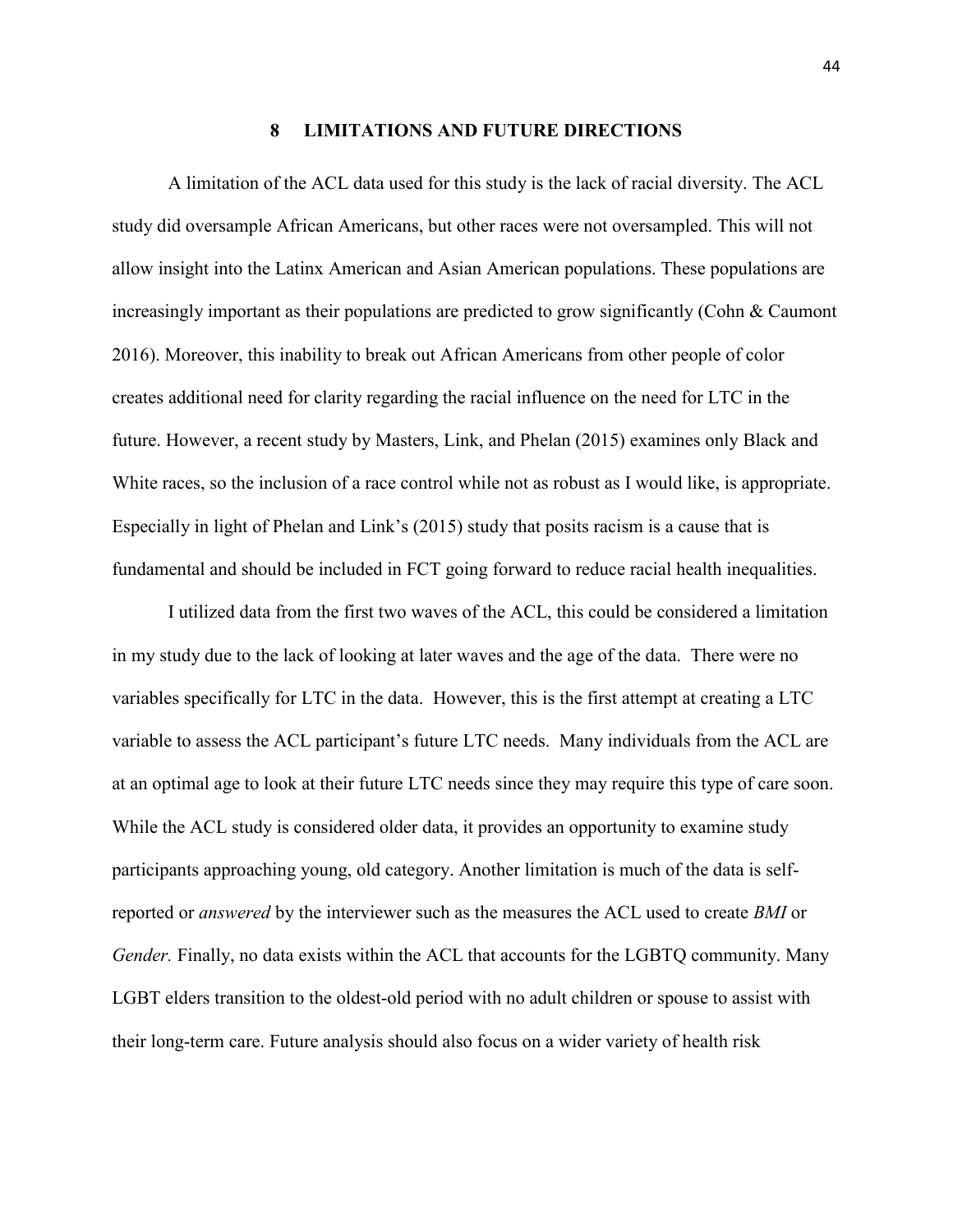# 8 LIMITATIONS AND FUTURE DIRECTIONS

A limitation of the ACL data used for this study is the lack of racial diversity. The ACL study did oversample African Americans, but other races were not oversampled. This will not allow insight into the Latinx American and Asian American populations. These populations are increasingly important as their populations are predicted to grow significantly (Cohn & Caumont 2016). Moreover, this inability to break out African Americans from other people of color creates additional need for clarity regarding the racial influence on the need for LTC in the future. However, a recent study by Masters, Link, and Phelan (2015) examines only Black and White races, so the inclusion of a race control while not as robust as I would like, is appropriate. Especially in light of Phelan and Link's (2015) study that posits racism is a cause that is fundamental and should be included in FCT going forward to reduce racial health inequalities.

I utilized data from the first two waves of the ACL, this could be considered a limitation in my study due to the lack of looking at later waves and the age of the data. There were no variables specifically for LTC in the data. However, this is the first attempt at creating a LTC variable to assess the ACL participant's future LTC needs. Many individuals from the ACL are at an optimal age to look at their future LTC needs since they may require this type of care soon. While the ACL study is considered older data, it provides an opportunity to examine study participants approaching young, old category. Another limitation is much of the data is self-reported or *answered* by the interviewer such as the measures the ACL used to create *BMI* or *Gender.* Finally, no data exists within the ACL that accounts for the LGBTQ community. Many LGBT elders transition to the oldest-old period with no adult children or spouse to assist with their long-term care. Future analysis should also focus on a wider variety of health risk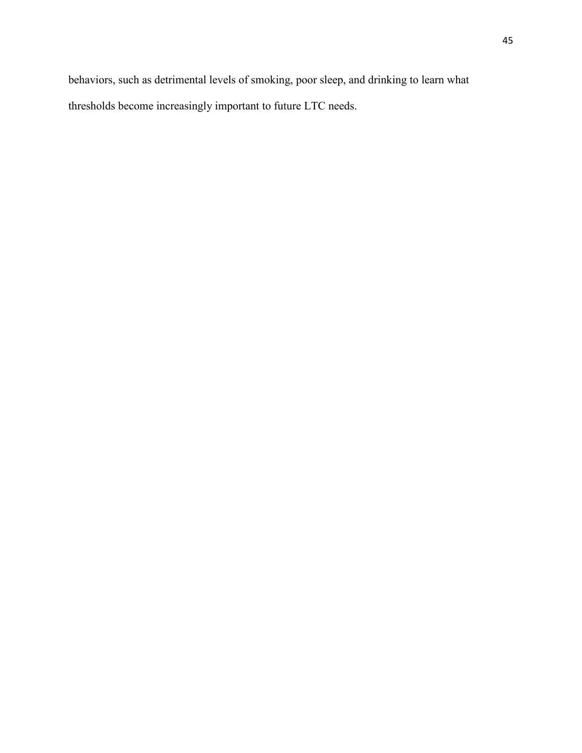behaviors, such as detrimental levels of smoking, poor sleep, and drinking to learn what thresholds become increasingly important to future LTC needs.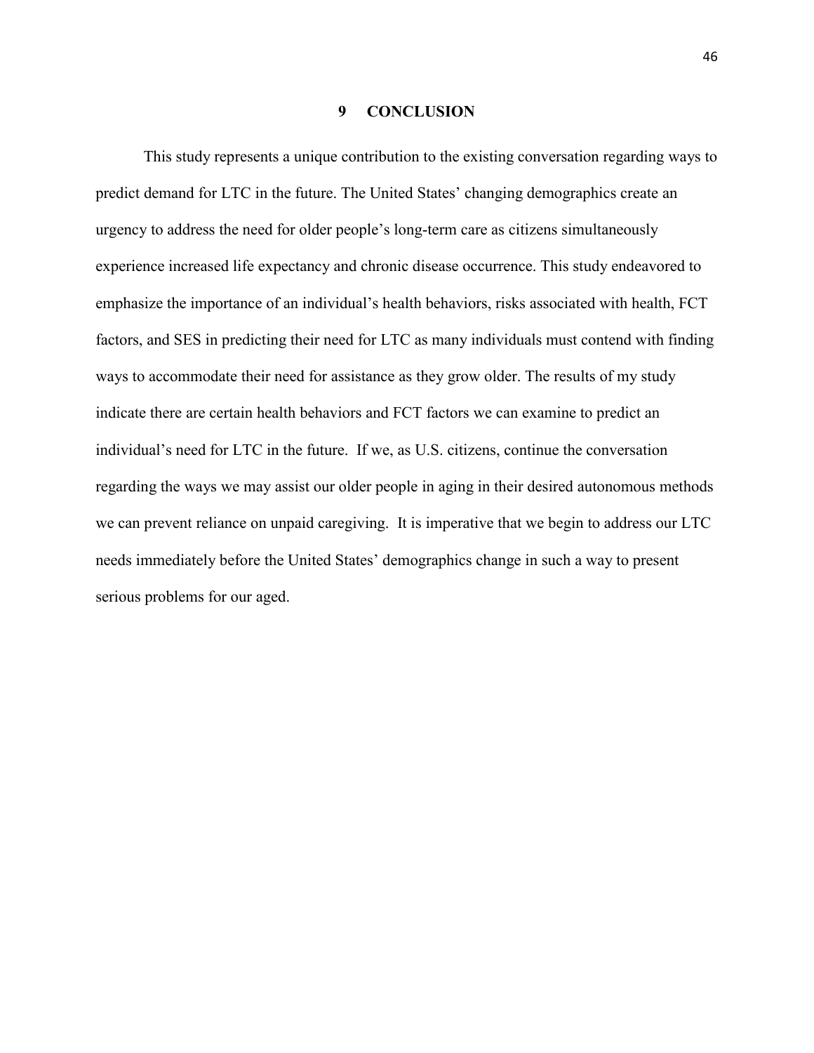# 9 CONCLUSION

This study represents a unique contribution to the existing conversation regarding ways to predict demand for LTC in the future. The United States' changing demographics create an urgency to address the need for older people's long-term care as citizens simultaneously experience increased life expectancy and chronic disease occurrence. This study endeavored to emphasize the importance of an individual's health behaviors, risks associated with health, FCT factors, and SES in predicting their need for LTC as many individuals must contend with finding ways to accommodate their need for assistance as they grow older. The results of my study indicate there are certain health behaviors and FCT factors we can examine to predict an individual's need for LTC in the future. If we, as U.S. citizens, continue the conversation regarding the ways we may assist our older people in aging in their desired autonomous methods we can prevent reliance on unpaid caregiving. It is imperative that we begin to address our LTC needs immediately before the United States' demographics change in such a way to present serious problems for our aged.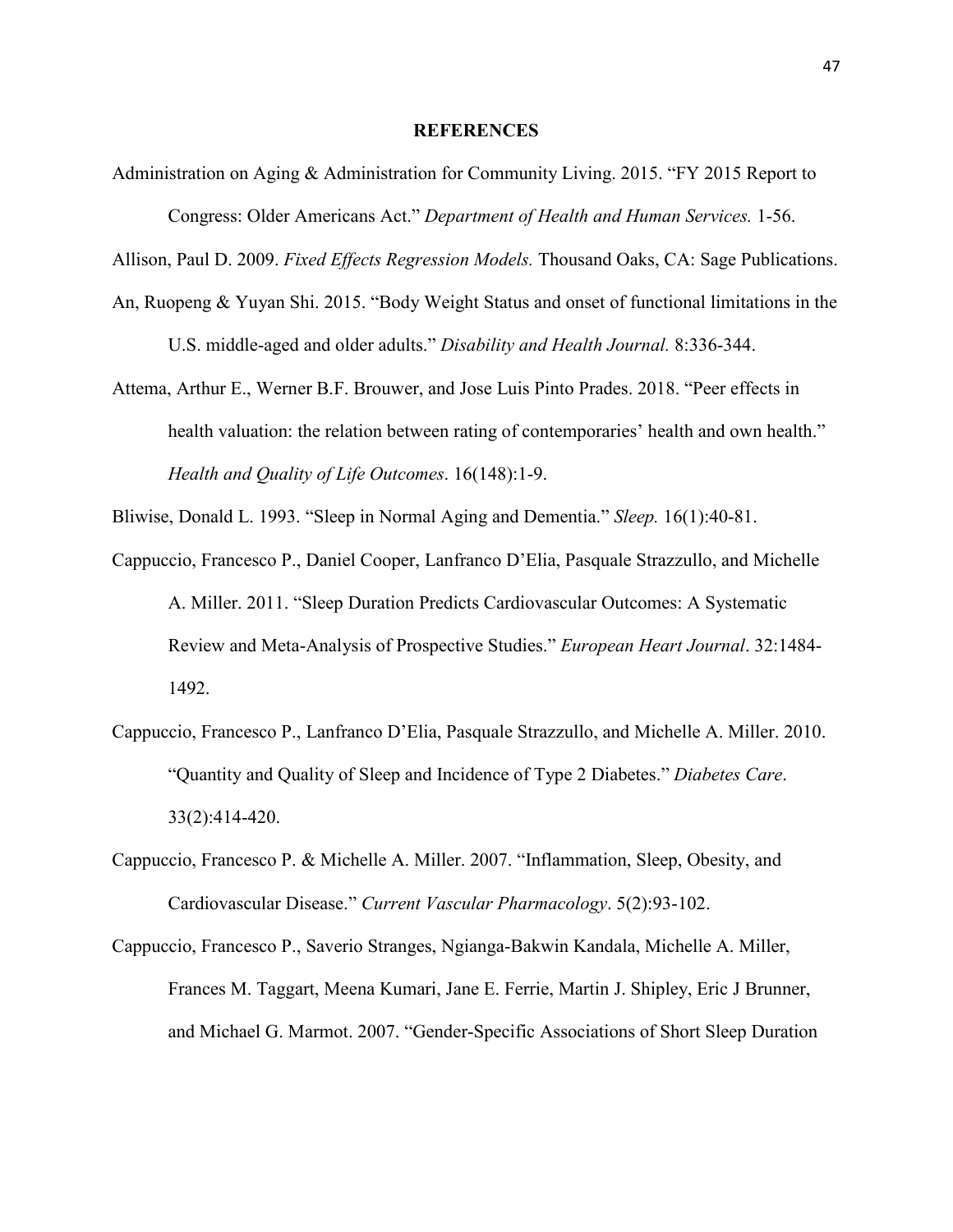## REFERENCES

Administration on Aging & Administration for Community Living. 2015. "FY 2015 Report to Congress: Older Americans Act." *Department of Health and Human Services.* 1-56.

Allison, Paul D. 2009. *Fixed Effects Regression Models.* Thousand Oaks, CA: Sage Publications.

An, Ruopeng & Yuyan Shi. 2015. "Body Weight Status and onset of functional limitations in the U.S. middle-aged and older adults." *Disability and Health Journal.* 8:336-344.

Attema, Arthur E., Werner B.F. Brouwer, and Jose Luis Pinto Prades. 2018. "Peer effects in health valuation: the relation between rating of contemporaries' health and own health." *Health and Quality of Life Outcomes*. 16(148):1-9.

Bliwise, Donald L. 1993. "Sleep in Normal Aging and Dementia." *Sleep.* 16(1):40-81.

Cappuccio, Francesco P., Daniel Cooper, Lanfranco D'Elia, Pasquale Strazzullo, and Michelle A. Miller. 2011. "Sleep Duration Predicts Cardiovascular Outcomes: A Systematic Review and Meta-Analysis of Prospective Studies." *European Heart Journal*. 32:1484-1492.

Cappuccio, Francesco P., Lanfranco D'Elia, Pasquale Strazzullo, and Michelle A. Miller. 2010. "Quantity and Quality of Sleep and Incidence of Type 2 Diabetes." *Diabetes Care*. 33(2):414-420.

Cappuccio, Francesco P. & Michelle A. Miller. 2007. "Inflammation, Sleep, Obesity, and Cardiovascular Disease." *Current Vascular Pharmacology*. 5(2):93-102.

Cappuccio, Francesco P., Saverio Stranges, Ngianga-Bakwin Kandala, Michelle A. Miller, Frances M. Taggart, Meena Kumari, Jane E. Ferrie, Martin J. Shipley, Eric J Brunner, and Michael G. Marmot. 2007. "Gender-Specific Associations of Short Sleep Duration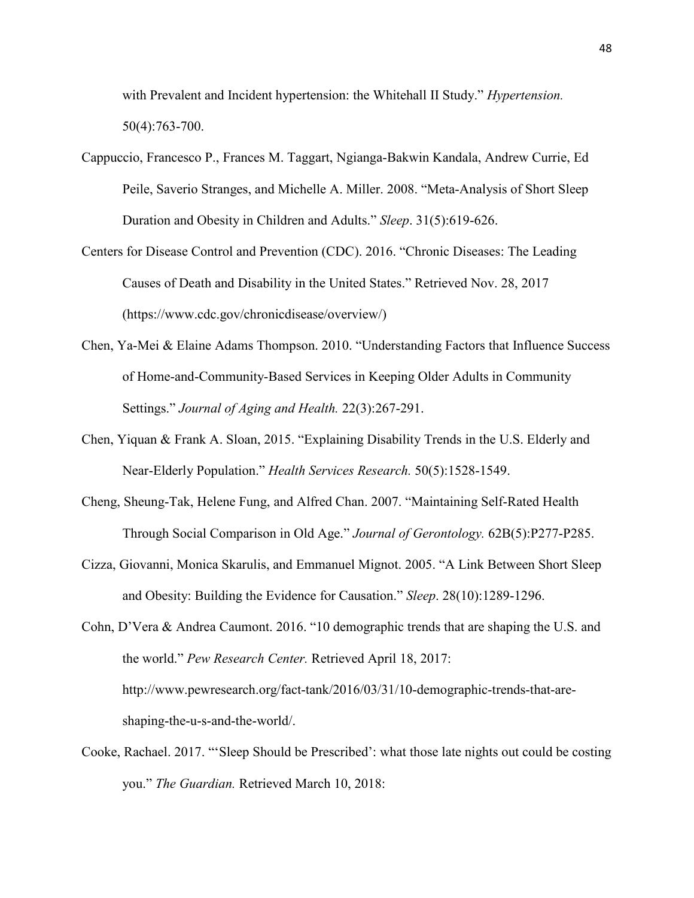with Prevalent and Incident hypertension: the Whitehall II Study." *Hypertension.* 50(4):763-700.

Cappuccio, Francesco P., Frances M. Taggart, Ngianga-Bakwin Kandala, Andrew Currie, Ed Peile, Saverio Stranges, and Michelle A. Miller. 2008. "Meta-Analysis of Short Sleep Duration and Obesity in Children and Adults." *Sleep*. 31(5):619-626.

Centers for Disease Control and Prevention (CDC). 2016. "Chronic Diseases: The Leading Causes of Death and Disability in the United States." Retrieved Nov. 28, 2017 (https://www.cdc.gov/chronicdisease/overview/)

Chen, Ya-Mei & Elaine Adams Thompson. 2010. "Understanding Factors that Influence Success of Home-and-Community-Based Services in Keeping Older Adults in Community Settings." *Journal of Aging and Health.* 22(3):267-291.

Chen, Yiquan & Frank A. Sloan, 2015. "Explaining Disability Trends in the U.S. Elderly and Near-Elderly Population." *Health Services Research.* 50(5):1528-1549.

Cheng, Sheung-Tak, Helene Fung, and Alfred Chan. 2007. "Maintaining Self-Rated Health Through Social Comparison in Old Age." *Journal of Gerontology.* 62B(5):P277-P285.

Cizza, Giovanni, Monica Skarulis, and Emmanuel Mignot. 2005. "A Link Between Short Sleep and Obesity: Building the Evidence for Causation." *Sleep*. 28(10):1289-1296.

Cohn, D'Vera & Andrea Caumont. 2016. "10 demographic trends that are shaping the U.S. and the world." *Pew Research Center.* Retrieved April 18, 2017: http://www.pewresearch.org/fact-tank/2016/03/31/10-demographic-trends-that-are-shaping-the-u-s-and-the-world/.

Cooke, Rachael. 2017. "'Sleep Should be Prescribed': what those late nights out could be costing you." *The Guardian.* Retrieved March 10, 2018: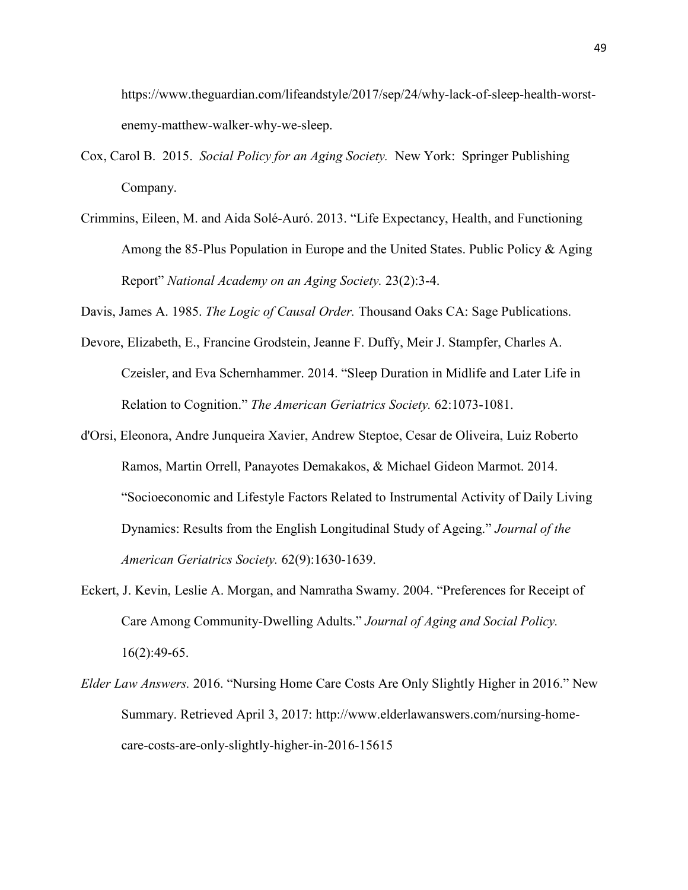https://www.theguardian.com/lifeandstyle/2017/sep/24/why-lack-of-sleep-health-worst-enemy-matthew-walker-why-we-sleep.

Cox, Carol B. 2015. *Social Policy for an Aging Society.* New York: Springer Publishing Company.

Crimmins, Eileen, M. and Aida Solé-Auró. 2013. "Life Expectancy, Health, and Functioning Among the 85-Plus Population in Europe and the United States. Public Policy & Aging Report" *National Academy on an Aging Society.* 23(2):3-4.

Davis, James A. 1985. *The Logic of Causal Order.* Thousand Oaks CA: Sage Publications.

Devore, Elizabeth, E., Francine Grodstein, Jeanne F. Duffy, Meir J. Stampfer, Charles A. Czeisler, and Eva Schernhammer. 2014. "Sleep Duration in Midlife and Later Life in Relation to Cognition." *The American Geriatrics Society.* 62:1073-1081.

d'Orsi, Eleonora, Andre Junqueira Xavier, Andrew Steptoe, Cesar de Oliveira, Luiz Roberto Ramos, Martin Orrell, Panayotes Demakakos, & Michael Gideon Marmot. 2014. "Socioeconomic and Lifestyle Factors Related to Instrumental Activity of Daily Living Dynamics: Results from the English Longitudinal Study of Ageing." *Journal of the American Geriatrics Society.* 62(9):1630-1639.

Eckert, J. Kevin, Leslie A. Morgan, and Namratha Swamy. 2004. "Preferences for Receipt of Care Among Community-Dwelling Adults." *Journal of Aging and Social Policy.* 16(2):49-65.

*Elder Law Answers.* 2016. "Nursing Home Care Costs Are Only Slightly Higher in 2016." New Summary. Retrieved April 3, 2017: http://www.elderlawanswers.com/nursing-home-care-costs-are-only-slightly-higher-in-2016-15615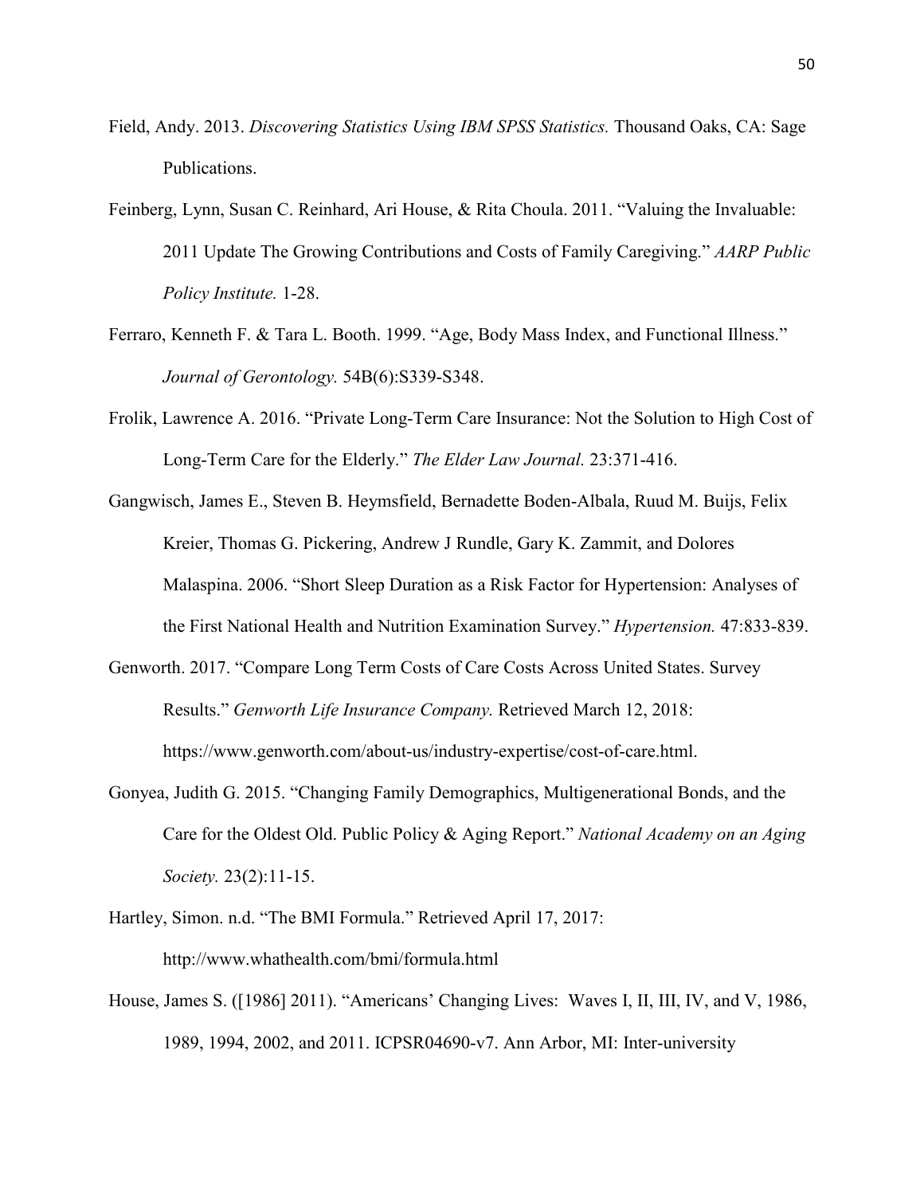Field, Andy. 2013. *Discovering Statistics Using IBM SPSS Statistics.* Thousand Oaks, CA: Sage Publications.

Feinberg, Lynn, Susan C. Reinhard, Ari House, & Rita Choula. 2011. "Valuing the Invaluable: 2011 Update The Growing Contributions and Costs of Family Caregiving." *AARP Public Policy Institute.* 1-28.

Ferraro, Kenneth F. & Tara L. Booth. 1999. "Age, Body Mass Index, and Functional Illness." *Journal of Gerontology.* 54B(6):S339-S348.

Frolik, Lawrence A. 2016. "Private Long-Term Care Insurance: Not the Solution to High Cost of Long-Term Care for the Elderly." *The Elder Law Journal.* 23:371-416.

Gangwisch, James E., Steven B. Heymsfield, Bernadette Boden-Albala, Ruud M. Buijs, Felix Kreier, Thomas G. Pickering, Andrew J Rundle, Gary K. Zammit, and Dolores Malaspina. 2006. "Short Sleep Duration as a Risk Factor for Hypertension: Analyses of the First National Health and Nutrition Examination Survey." *Hypertension.* 47:833-839.

Genworth. 2017. "Compare Long Term Costs of Care Costs Across United States. Survey Results." *Genworth Life Insurance Company.* Retrieved March 12, 2018: https://www.genworth.com/about-us/industry-expertise/cost-of-care.html.

Gonyea, Judith G. 2015. "Changing Family Demographics, Multigenerational Bonds, and the Care for the Oldest Old. Public Policy & Aging Report." *National Academy on an Aging Society.* 23(2):11-15.

Hartley, Simon. n.d. "The BMI Formula." Retrieved April 17, 2017: http://www.whathealth.com/bmi/formula.html

House, James S. ([1986] 2011). "Americans' Changing Lives: Waves I, II, III, IV, and V, 1986, 1989, 1994, 2002, and 2011. ICPSR04690-v7. Ann Arbor, MI: Inter-university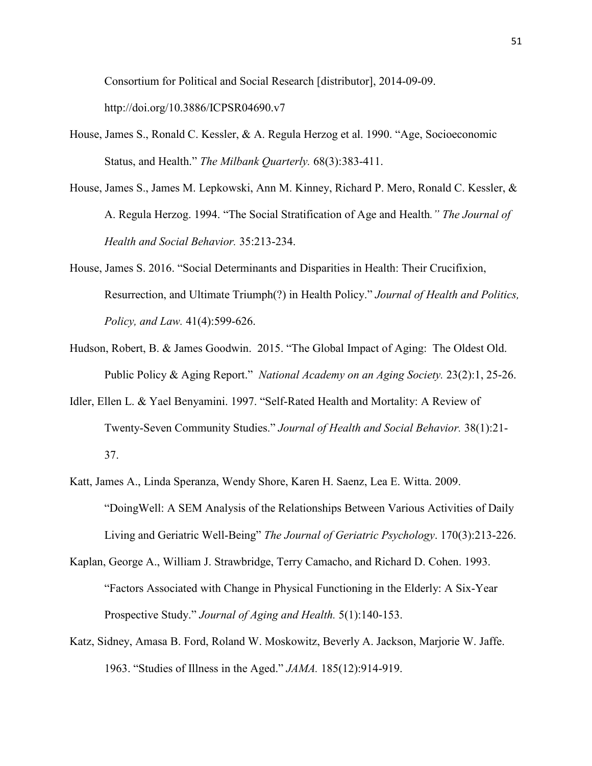Consortium for Political and Social Research [distributor], 2014-09-09. http://doi.org/10.3886/ICPSR04690.v7

House, James S., Ronald C. Kessler, & A. Regula Herzog et al. 1990. "Age, Socioeconomic Status, and Health." *The Milbank Quarterly.* 68(3):383-411.

House, James S., James M. Lepkowski, Ann M. Kinney, Richard P. Mero, Ronald C. Kessler, & A. Regula Herzog. 1994. "The Social Stratification of Age and Health*." The Journal of Health and Social Behavior.* 35:213-234.

House, James S. 2016. "Social Determinants and Disparities in Health: Their Crucifixion, Resurrection, and Ultimate Triumph(?) in Health Policy." *Journal of Health and Politics, Policy, and Law.* 41(4):599-626.

Hudson, Robert, B. & James Goodwin. 2015. "The Global Impact of Aging: The Oldest Old. Public Policy & Aging Report." *National Academy on an Aging Society.* 23(2):1, 25-26.

Idler, Ellen L. & Yael Benyamini. 1997. "Self-Rated Health and Mortality: A Review of Twenty-Seven Community Studies." *Journal of Health and Social Behavior.* 38(1):21-37.

Katt, James A., Linda Speranza, Wendy Shore, Karen H. Saenz, Lea E. Witta. 2009. "DoingWell: A SEM Analysis of the Relationships Between Various Activities of Daily Living and Geriatric Well-Being" *The Journal of Geriatric Psychology*. 170(3):213-226.

Kaplan, George A., William J. Strawbridge, Terry Camacho, and Richard D. Cohen. 1993. "Factors Associated with Change in Physical Functioning in the Elderly: A Six-Year Prospective Study." *Journal of Aging and Health.* 5(1):140-153.

Katz, Sidney, Amasa B. Ford, Roland W. Moskowitz, Beverly A. Jackson, Marjorie W. Jaffe. 1963. "Studies of Illness in the Aged." *JAMA.* 185(12):914-919.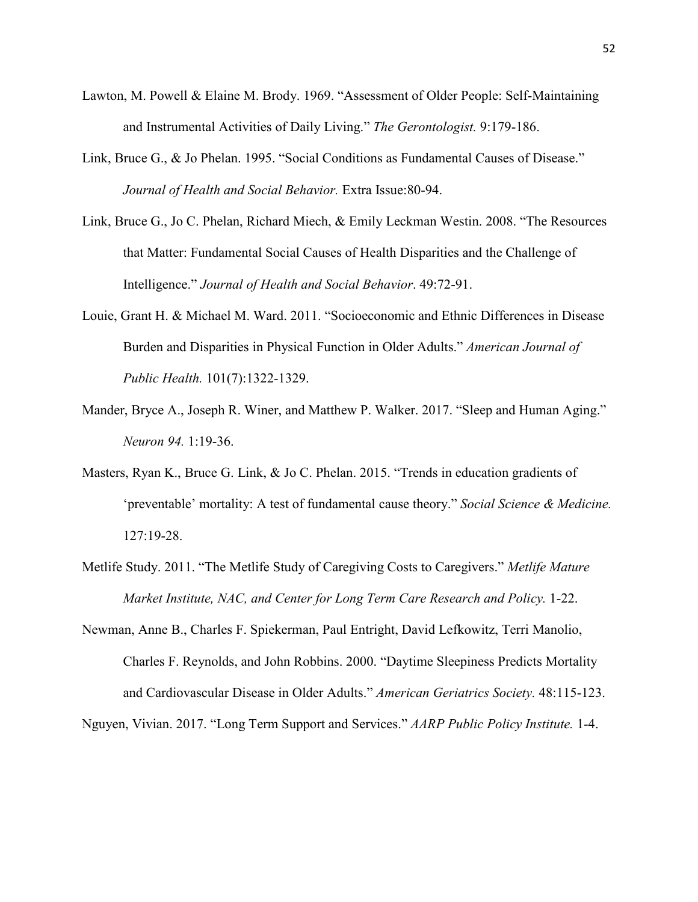Lawton, M. Powell & Elaine M. Brody. 1969. "Assessment of Older People: Self-Maintaining and Instrumental Activities of Daily Living." *The Gerontologist.* 9:179-186.

Link, Bruce G., & Jo Phelan. 1995. "Social Conditions as Fundamental Causes of Disease." *Journal of Health and Social Behavior.* Extra Issue:80-94.

Link, Bruce G., Jo C. Phelan, Richard Miech, & Emily Leckman Westin. 2008. "The Resources that Matter: Fundamental Social Causes of Health Disparities and the Challenge of Intelligence." *Journal of Health and Social Behavior*. 49:72-91.

Louie, Grant H. & Michael M. Ward. 2011. "Socioeconomic and Ethnic Differences in Disease Burden and Disparities in Physical Function in Older Adults." *American Journal of Public Health.* 101(7):1322-1329.

Mander, Bryce A., Joseph R. Winer, and Matthew P. Walker. 2017. "Sleep and Human Aging." *Neuron 94.* 1:19-36.

Masters, Ryan K., Bruce G. Link, & Jo C. Phelan. 2015. "Trends in education gradients of 'preventable' mortality: A test of fundamental cause theory." *Social Science & Medicine.* 127:19-28.

Metlife Study. 2011. "The Metlife Study of Caregiving Costs to Caregivers." *Metlife Mature Market Institute, NAC, and Center for Long Term Care Research and Policy.* 1-22.

Newman, Anne B., Charles F. Spiekerman, Paul Entright, David Lefkowitz, Terri Manolio, Charles F. Reynolds, and John Robbins. 2000. "Daytime Sleepiness Predicts Mortality and Cardiovascular Disease in Older Adults." *American Geriatrics Society.* 48:115-123.

Nguyen, Vivian. 2017. "Long Term Support and Services." *AARP Public Policy Institute.* 1-4.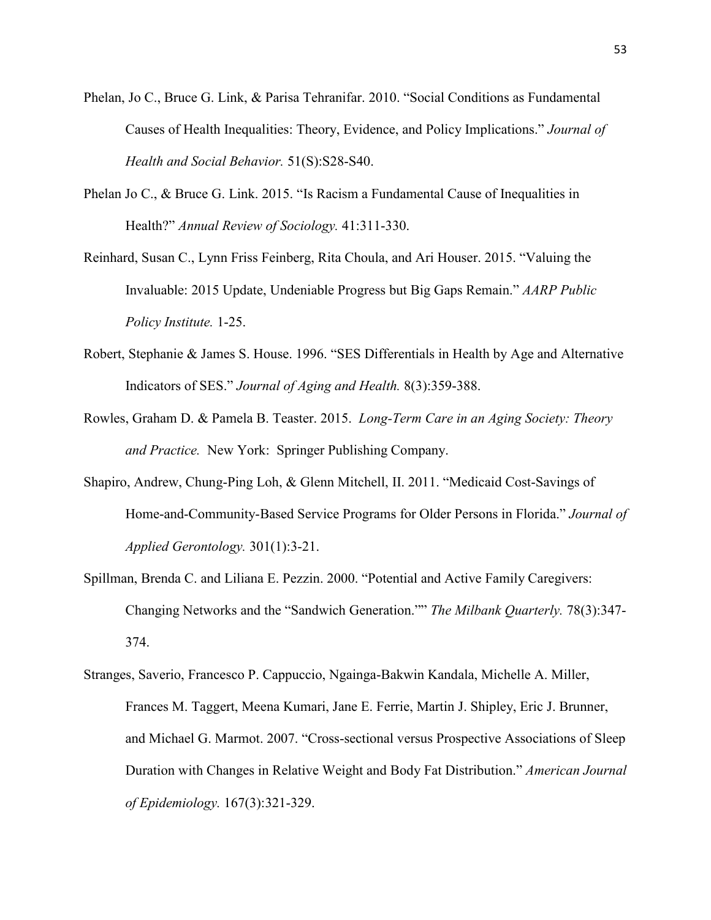Phelan, Jo C., Bruce G. Link, & Parisa Tehranifar. 2010. "Social Conditions as Fundamental Causes of Health Inequalities: Theory, Evidence, and Policy Implications." *Journal of Health and Social Behavior.* 51(S):S28-S40.

Phelan Jo C., & Bruce G. Link. 2015. "Is Racism a Fundamental Cause of Inequalities in Health?" *Annual Review of Sociology.* 41:311-330.

Reinhard, Susan C., Lynn Friss Feinberg, Rita Choula, and Ari Houser. 2015. "Valuing the Invaluable: 2015 Update, Undeniable Progress but Big Gaps Remain." *AARP Public Policy Institute.* 1-25.

Robert, Stephanie & James S. House. 1996. "SES Differentials in Health by Age and Alternative Indicators of SES." *Journal of Aging and Health.* 8(3):359-388.

Rowles, Graham D. & Pamela B. Teaster. 2015. *Long-Term Care in an Aging Society: Theory and Practice.* New York: Springer Publishing Company.

Shapiro, Andrew, Chung-Ping Loh, & Glenn Mitchell, II. 2011. "Medicaid Cost-Savings of Home-and-Community-Based Service Programs for Older Persons in Florida." *Journal of Applied Gerontology.* 301(1):3-21.

Spillman, Brenda C. and Liliana E. Pezzin. 2000. "Potential and Active Family Caregivers: Changing Networks and the "Sandwich Generation."" *The Milbank Quarterly.* 78(3):347-374.

Stranges, Saverio, Francesco P. Cappuccio, Ngainga-Bakwin Kandala, Michelle A. Miller, Frances M. Taggert, Meena Kumari, Jane E. Ferrie, Martin J. Shipley, Eric J. Brunner, and Michael G. Marmot. 2007. "Cross-sectional versus Prospective Associations of Sleep Duration with Changes in Relative Weight and Body Fat Distribution." *American Journal of Epidemiology.* 167(3):321-329.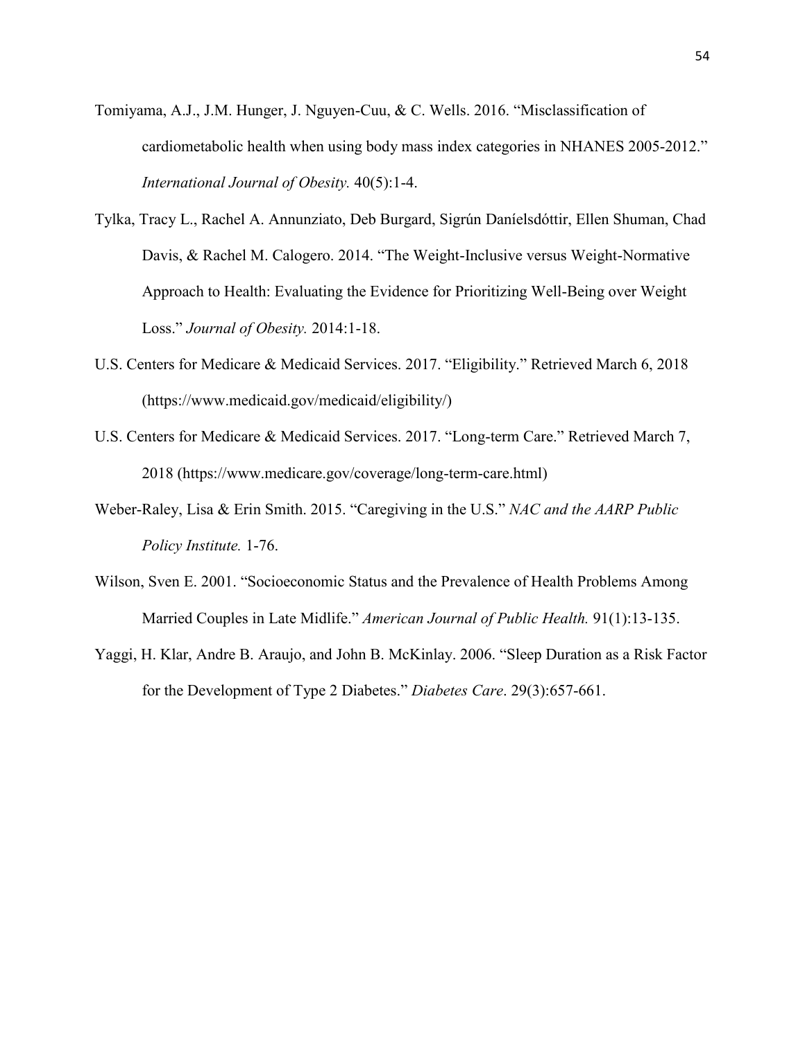Tomiyama, A.J., J.M. Hunger, J. Nguyen-Cuu, & C. Wells. 2016. "Misclassification of cardiometabolic health when using body mass index categories in NHANES 2005-2012." *International Journal of Obesity.* 40(5):1-4.

Tylka, Tracy L., Rachel A. Annunziato, Deb Burgard, Sigrún Daníelsdóttir, Ellen Shuman, Chad Davis, & Rachel M. Calogero. 2014. "The Weight-Inclusive versus Weight-Normative Approach to Health: Evaluating the Evidence for Prioritizing Well-Being over Weight Loss." *Journal of Obesity.* 2014:1-18.

U.S. Centers for Medicare & Medicaid Services. 2017. "Eligibility." Retrieved March 6, 2018 (https://www.medicaid.gov/medicaid/eligibility/)

U.S. Centers for Medicare & Medicaid Services. 2017. "Long-term Care." Retrieved March 7, 2018 (https://www.medicare.gov/coverage/long-term-care.html)

Weber-Raley, Lisa & Erin Smith. 2015. "Caregiving in the U.S." *NAC and the AARP Public Policy Institute.* 1-76.

Wilson, Sven E. 2001. "Socioeconomic Status and the Prevalence of Health Problems Among Married Couples in Late Midlife." *American Journal of Public Health.* 91(1):13-135.

Yaggi, H. Klar, Andre B. Araujo, and John B. McKinlay. 2006. "Sleep Duration as a Risk Factor for the Development of Type 2 Diabetes." *Diabetes Care*. 29(3):657-661.